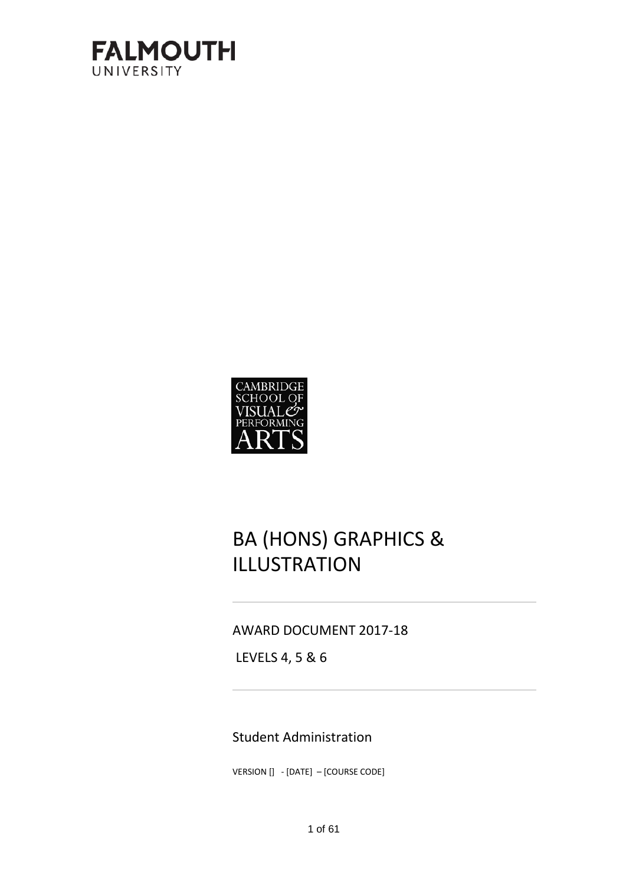FALMOUTH
UNIVERSITY

CAMBRIDGE SCHOOL OF VISUAL & PERFORMING ARTS

# BA (HONS) GRAPHICS & ILLUSTRATION

AWARD DOCUMENT 2017-18

LEVELS 4, 5 & 6

Student Administration

VERSION [] - [DATE] – [COURSE CODE]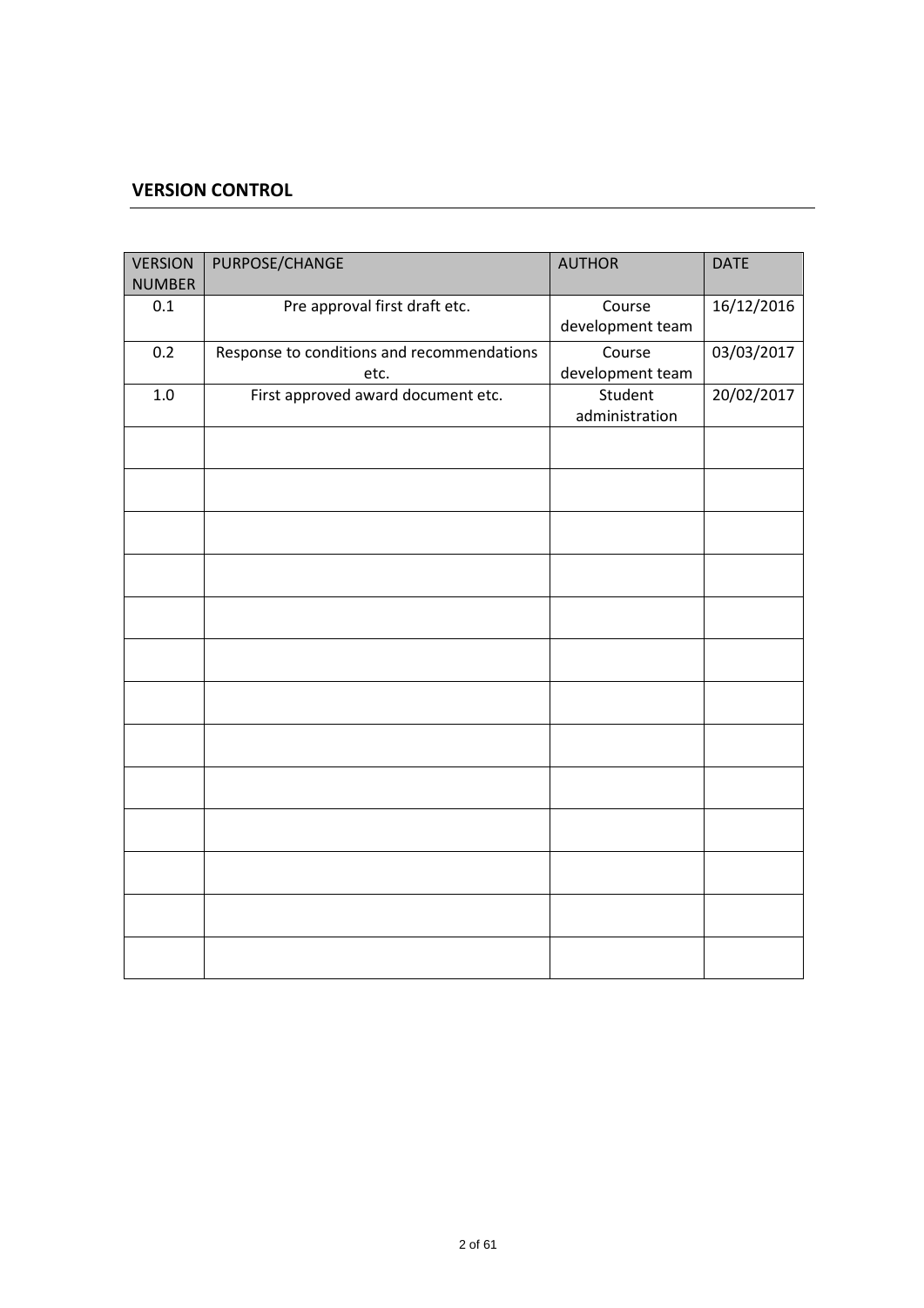## VERSION CONTROL

| VERSION NUMBER | PURPOSE/CHANGE | AUTHOR | DATE |
|---|---|---|---|
| 0.1 | Pre approval first draft etc. | Course development team | 16/12/2016 |
| 0.2 | Response to conditions and recommendations etc. | Course development team | 03/03/2017 |
| 1.0 | First approved award document etc. | Student administration | 20/02/2017 |
| | | | |
| | | | |
| | | | |
| | | | |
| | | | |
| | | | |
| | | | |
| | | | |
| | | | |
| | | | |
| | | | |
| | | | |
| | | | |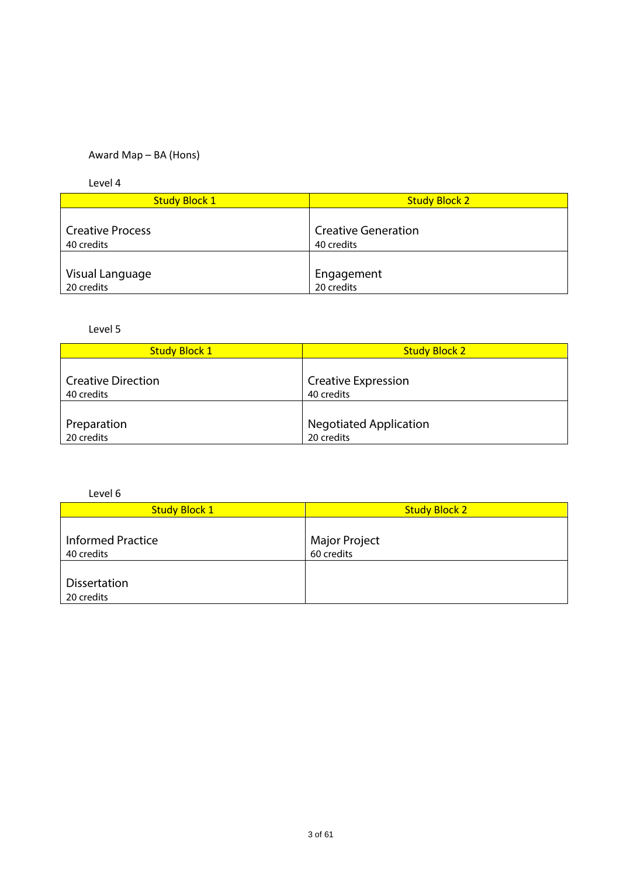Award Map – BA (Hons)

Level 4

| Study Block 1 | Study Block 2 |
|---|---|
| Creative Process<br>40 credits | Creative Generation<br>40 credits |
| Visual Language<br>20 credits | Engagement<br>20 credits |

Level 5

| Study Block 1 | Study Block 2 |
|---|---|
| Creative Direction<br>40 credits | Creative Expression<br>40 credits |
| Preparation<br>20 credits | Negotiated Application<br>20 credits |

Level 6

| Study Block 1 | Study Block 2 |
|---|---|
| Informed Practice<br>40 credits | Major Project<br>60 credits |
| Dissertation<br>20 credits | |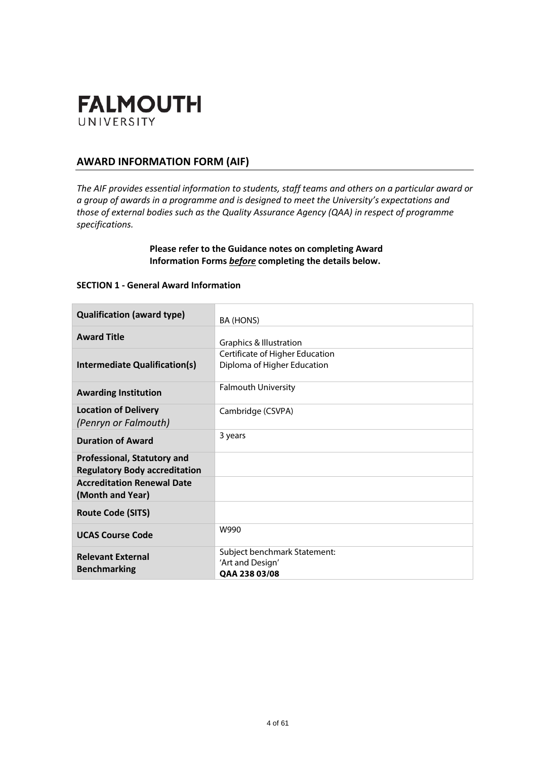**FALMOUTH**
UNIVERSITY

## AWARD INFORMATION FORM (AIF)

*The AIF provides essential information to students, staff teams and others on a particular award or a group of awards in a programme and is designed to meet the University's expectations and those of external bodies such as the Quality Assurance Agency (QAA) in respect of programme specifications.*

**Please refer to the Guidance notes on completing Award Information Forms *before* completing the details below.**

### SECTION 1 - General Award Information

| | |
|---|---|
| **Qualification (award type)** | BA (HONS) |
| **Award Title** | Graphics & Illustration |
| **Intermediate Qualification(s)** | Certificate of Higher Education<br>Diploma of Higher Education |
| **Awarding Institution** | Falmouth University |
| **Location of Delivery** *(Penryn or Falmouth)* | Cambridge (CSVPA) |
| **Duration of Award** | 3 years |
| **Professional, Statutory and Regulatory Body accreditation** | |
| **Accreditation Renewal Date (Month and Year)** | |
| **Route Code (SITS)** | |
| **UCAS Course Code** | W990 |
| **Relevant External Benchmarking** | Subject benchmark Statement:<br>'Art and Design'<br>**QAA 238 03/08** |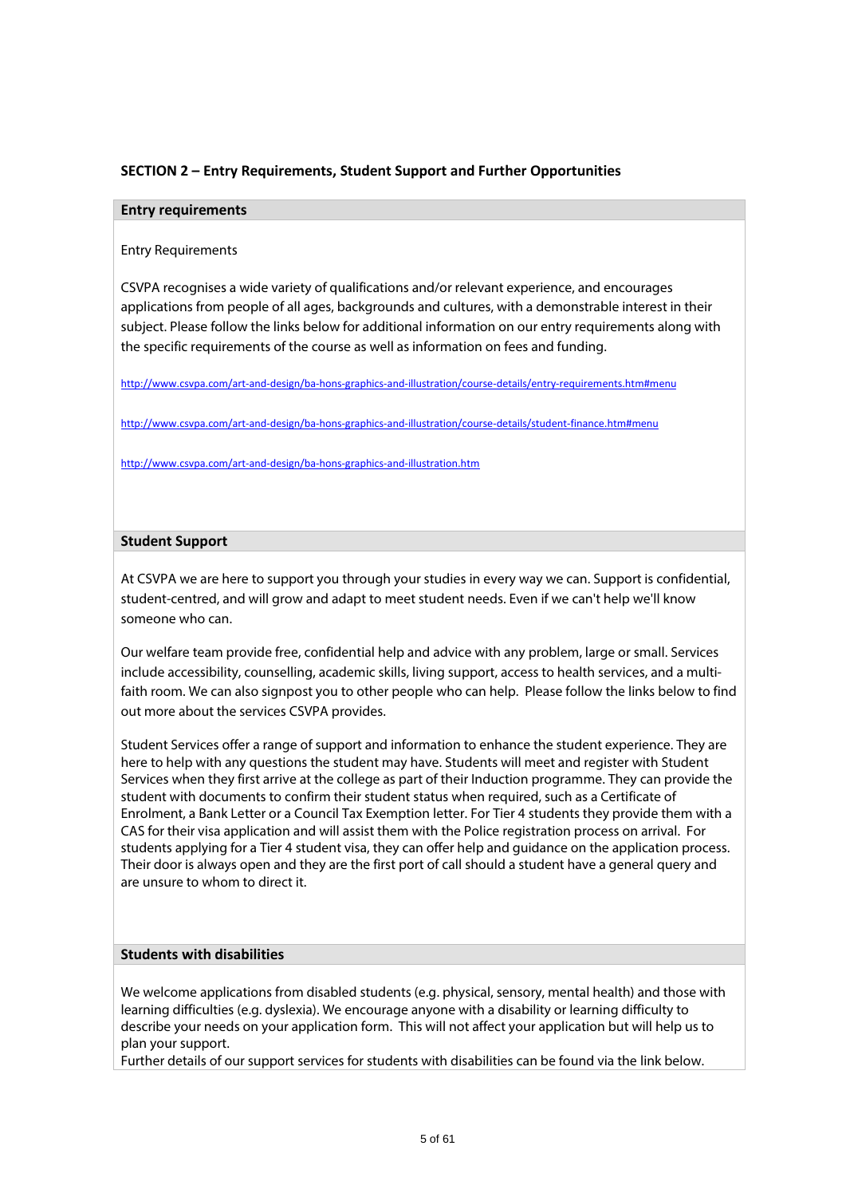## SECTION 2 – Entry Requirements, Student Support and Further Opportunities

### Entry requirements

Entry Requirements

CSVPA recognises a wide variety of qualifications and/or relevant experience, and encourages applications from people of all ages, backgrounds and cultures, with a demonstrable interest in their subject. Please follow the links below for additional information on our entry requirements along with the specific requirements of the course as well as information on fees and funding.

http://www.csvpa.com/art-and-design/ba-hons-graphics-and-illustration/course-details/entry-requirements.htm#menu

http://www.csvpa.com/art-and-design/ba-hons-graphics-and-illustration/course-details/student-finance.htm#menu

http://www.csvpa.com/art-and-design/ba-hons-graphics-and-illustration.htm

### Student Support

At CSVPA we are here to support you through your studies in every way we can. Support is confidential, student-centred, and will grow and adapt to meet student needs. Even if we can't help we'll know someone who can.

Our welfare team provide free, confidential help and advice with any problem, large or small. Services include accessibility, counselling, academic skills, living support, access to health services, and a multi-faith room. We can also signpost you to other people who can help. Please follow the links below to find out more about the services CSVPA provides.

Student Services offer a range of support and information to enhance the student experience. They are here to help with any questions the student may have. Students will meet and register with Student Services when they first arrive at the college as part of their Induction programme. They can provide the student with documents to confirm their student status when required, such as a Certificate of Enrolment, a Bank Letter or a Council Tax Exemption letter. For Tier 4 students they provide them with a CAS for their visa application and will assist them with the Police registration process on arrival. For students applying for a Tier 4 student visa, they can offer help and guidance on the application process. Their door is always open and they are the first port of call should a student have a general query and are unsure to whom to direct it.

### Students with disabilities

We welcome applications from disabled students (e.g. physical, sensory, mental health) and those with learning difficulties (e.g. dyslexia). We encourage anyone with a disability or learning difficulty to describe your needs on your application form. This will not affect your application but will help us to plan your support.
Further details of our support services for students with disabilities can be found via the link below.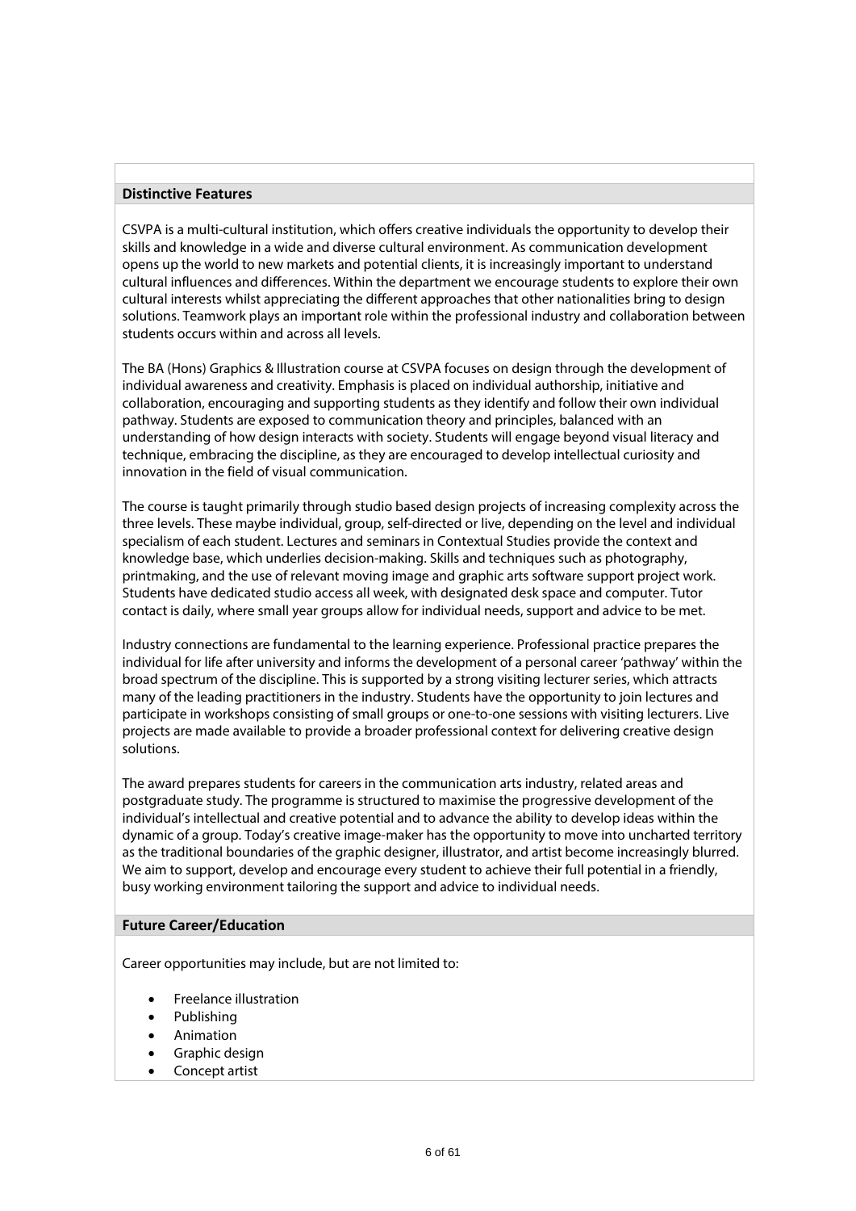## Distinctive Features

CSVPA is a multi-cultural institution, which offers creative individuals the opportunity to develop their skills and knowledge in a wide and diverse cultural environment. As communication development opens up the world to new markets and potential clients, it is increasingly important to understand cultural influences and differences. Within the department we encourage students to explore their own cultural interests whilst appreciating the different approaches that other nationalities bring to design solutions. Teamwork plays an important role within the professional industry and collaboration between students occurs within and across all levels.

The BA (Hons) Graphics & Illustration course at CSVPA focuses on design through the development of individual awareness and creativity. Emphasis is placed on individual authorship, initiative and collaboration, encouraging and supporting students as they identify and follow their own individual pathway. Students are exposed to communication theory and principles, balanced with an understanding of how design interacts with society. Students will engage beyond visual literacy and technique, embracing the discipline, as they are encouraged to develop intellectual curiosity and innovation in the field of visual communication.

The course is taught primarily through studio based design projects of increasing complexity across the three levels. These maybe individual, group, self-directed or live, depending on the level and individual specialism of each student. Lectures and seminars in Contextual Studies provide the context and knowledge base, which underlies decision-making. Skills and techniques such as photography, printmaking, and the use of relevant moving image and graphic arts software support project work. Students have dedicated studio access all week, with designated desk space and computer. Tutor contact is daily, where small year groups allow for individual needs, support and advice to be met.

Industry connections are fundamental to the learning experience. Professional practice prepares the individual for life after university and informs the development of a personal career 'pathway' within the broad spectrum of the discipline. This is supported by a strong visiting lecturer series, which attracts many of the leading practitioners in the industry. Students have the opportunity to join lectures and participate in workshops consisting of small groups or one-to-one sessions with visiting lecturers. Live projects are made available to provide a broader professional context for delivering creative design solutions.

The award prepares students for careers in the communication arts industry, related areas and postgraduate study. The programme is structured to maximise the progressive development of the individual's intellectual and creative potential and to advance the ability to develop ideas within the dynamic of a group. Today's creative image-maker has the opportunity to move into uncharted territory as the traditional boundaries of the graphic designer, illustrator, and artist become increasingly blurred. We aim to support, develop and encourage every student to achieve their full potential in a friendly, busy working environment tailoring the support and advice to individual needs.

## Future Career/Education

Career opportunities may include, but are not limited to:

- Freelance illustration
- Publishing
- Animation
- Graphic design
- Concept artist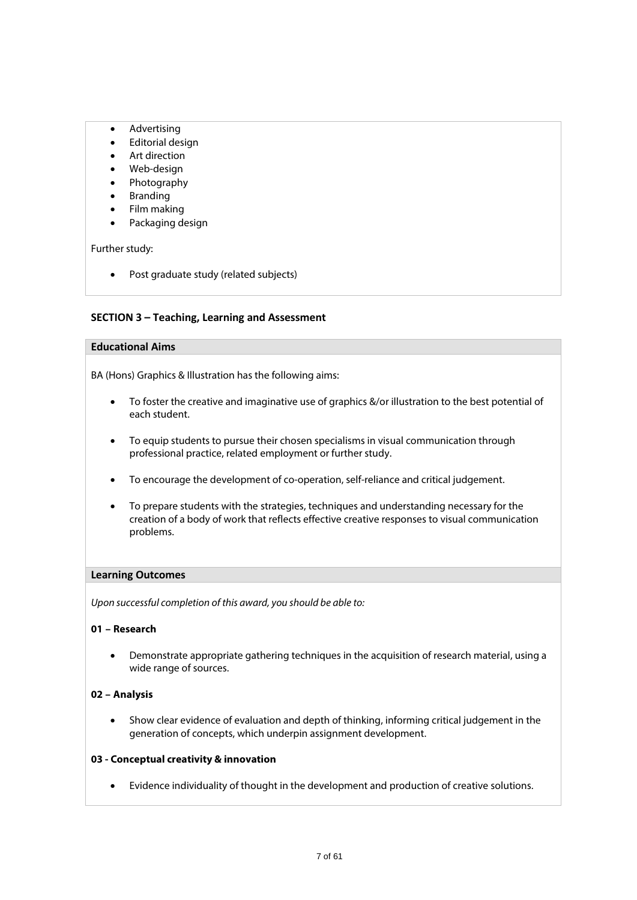- Advertising
- Editorial design
- Art direction
- Web-design
- Photography
- Branding
- Film making
- Packaging design

Further study:

- Post graduate study (related subjects)

## SECTION 3 – Teaching, Learning and Assessment

### Educational Aims

BA (Hons) Graphics & Illustration has the following aims:

- To foster the creative and imaginative use of graphics &/or illustration to the best potential of each student.
- To equip students to pursue their chosen specialisms in visual communication through professional practice, related employment or further study.
- To encourage the development of co-operation, self-reliance and critical judgement.
- To prepare students with the strategies, techniques and understanding necessary for the creation of a body of work that reflects effective creative responses to visual communication problems.

### Learning Outcomes

*Upon successful completion of this award, you should be able to:*

**01 – Research**

- Demonstrate appropriate gathering techniques in the acquisition of research material, using a wide range of sources.

**02 – Analysis**

- Show clear evidence of evaluation and depth of thinking, informing critical judgement in the generation of concepts, which underpin assignment development.

**03 - Conceptual creativity & innovation**

- Evidence individuality of thought in the development and production of creative solutions.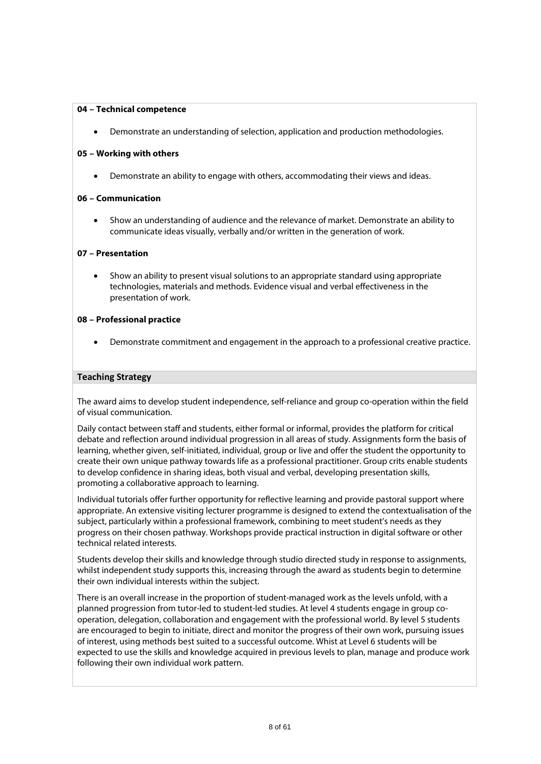**04 – Technical competence**

- Demonstrate an understanding of selection, application and production methodologies.

**05 – Working with others**

- Demonstrate an ability to engage with others, accommodating their views and ideas.

**06 – Communication**

- Show an understanding of audience and the relevance of market. Demonstrate an ability to communicate ideas visually, verbally and/or written in the generation of work.

**07 – Presentation**

- Show an ability to present visual solutions to an appropriate standard using appropriate technologies, materials and methods. Evidence visual and verbal effectiveness in the presentation of work.

**08 – Professional practice**

- Demonstrate commitment and engagement in the approach to a professional creative practice.

## Teaching Strategy

The award aims to develop student independence, self-reliance and group co-operation within the field of visual communication.

Daily contact between staff and students, either formal or informal, provides the platform for critical debate and reflection around individual progression in all areas of study. Assignments form the basis of learning, whether given, self-initiated, individual, group or live and offer the student the opportunity to create their own unique pathway towards life as a professional practitioner. Group crits enable students to develop confidence in sharing ideas, both visual and verbal, developing presentation skills, promoting a collaborative approach to learning.

Individual tutorials offer further opportunity for reflective learning and provide pastoral support where appropriate. An extensive visiting lecturer programme is designed to extend the contextualisation of the subject, particularly within a professional framework, combining to meet student's needs as they progress on their chosen pathway. Workshops provide practical instruction in digital software or other technical related interests.

Students develop their skills and knowledge through studio directed study in response to assignments, whilst independent study supports this, increasing through the award as students begin to determine their own individual interests within the subject.

There is an overall increase in the proportion of student-managed work as the levels unfold, with a planned progression from tutor-led to student-led studies. At level 4 students engage in group co-operation, delegation, collaboration and engagement with the professional world. By level 5 students are encouraged to begin to initiate, direct and monitor the progress of their own work, pursuing issues of interest, using methods best suited to a successful outcome. Whist at Level 6 students will be expected to use the skills and knowledge acquired in previous levels to plan, manage and produce work following their own individual work pattern.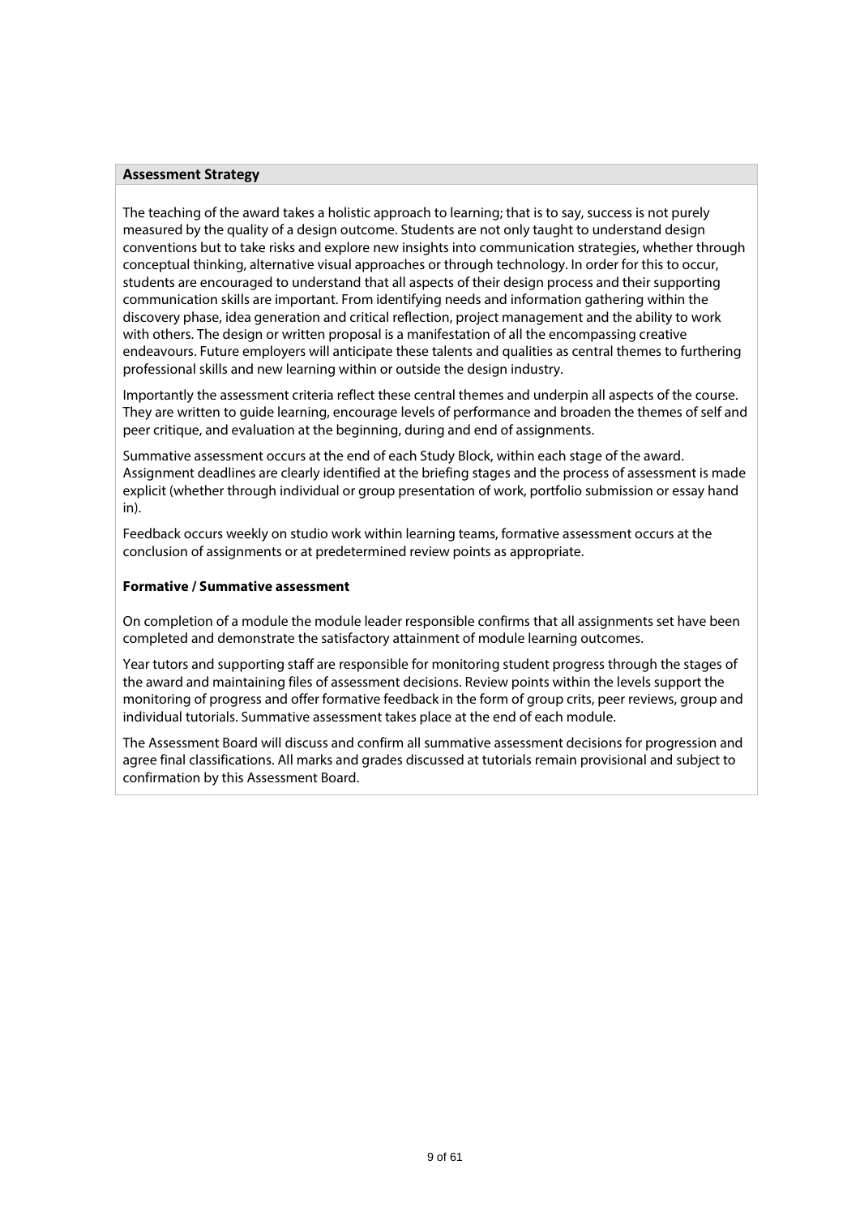## Assessment Strategy

The teaching of the award takes a holistic approach to learning; that is to say, success is not purely measured by the quality of a design outcome. Students are not only taught to understand design conventions but to take risks and explore new insights into communication strategies, whether through conceptual thinking, alternative visual approaches or through technology. In order for this to occur, students are encouraged to understand that all aspects of their design process and their supporting communication skills are important. From identifying needs and information gathering within the discovery phase, idea generation and critical reflection, project management and the ability to work with others. The design or written proposal is a manifestation of all the encompassing creative endeavours. Future employers will anticipate these talents and qualities as central themes to furthering professional skills and new learning within or outside the design industry.

Importantly the assessment criteria reflect these central themes and underpin all aspects of the course. They are written to guide learning, encourage levels of performance and broaden the themes of self and peer critique, and evaluation at the beginning, during and end of assignments.

Summative assessment occurs at the end of each Study Block, within each stage of the award. Assignment deadlines are clearly identified at the briefing stages and the process of assessment is made explicit (whether through individual or group presentation of work, portfolio submission or essay hand in).

Feedback occurs weekly on studio work within learning teams, formative assessment occurs at the conclusion of assignments or at predetermined review points as appropriate.

**Formative / Summative assessment**

On completion of a module the module leader responsible confirms that all assignments set have been completed and demonstrate the satisfactory attainment of module learning outcomes.

Year tutors and supporting staff are responsible for monitoring student progress through the stages of the award and maintaining files of assessment decisions. Review points within the levels support the monitoring of progress and offer formative feedback in the form of group crits, peer reviews, group and individual tutorials. Summative assessment takes place at the end of each module.

The Assessment Board will discuss and confirm all summative assessment decisions for progression and agree final classifications. All marks and grades discussed at tutorials remain provisional and subject to confirmation by this Assessment Board.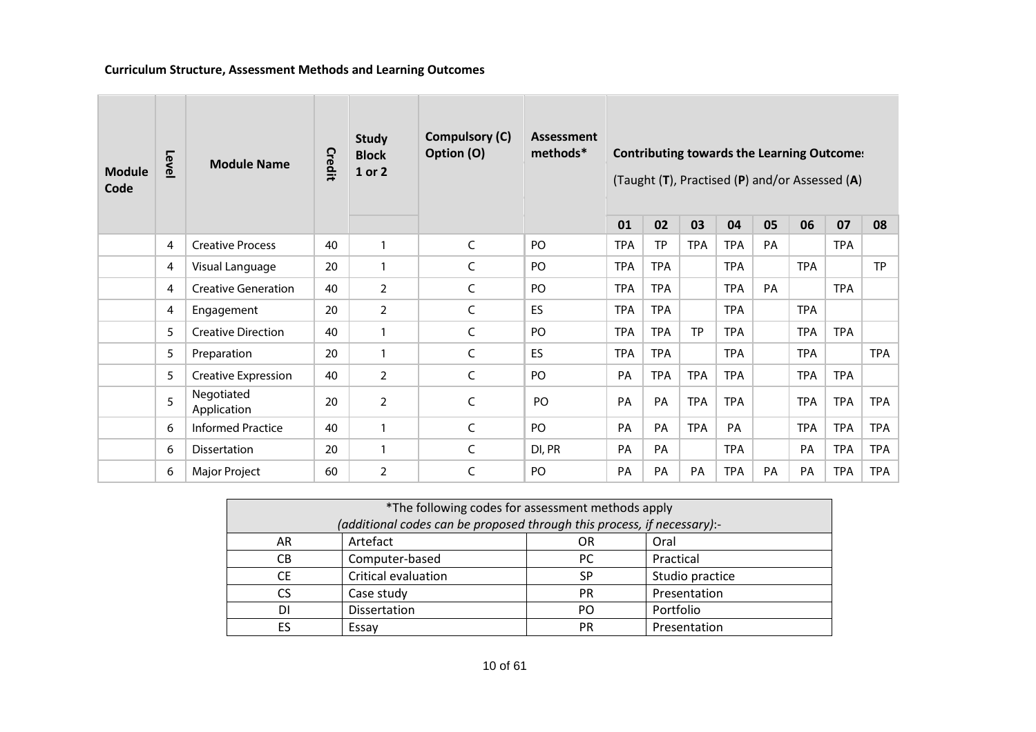**Curriculum Structure, Assessment Methods and Learning Outcomes**

| Module Code | Level | Module Name | Credit | Study Block 1 or 2 | Compulsory (C) Option (O) | Assessment methods* | Contributing towards the Learning Outcomes (Taught (**T**), Practised (**P**) and/or Assessed (**A**) | | | | | | | |
|---|---|---|---|---|---|---|---|---|---|---|---|---|---|---|
| | | | | | | | 01 | 02 | 03 | 04 | 05 | 06 | 07 | 08 |
| | 4 | Creative Process | 40 | 1 | C | PO | TPA | TP | TPA | TPA | PA | | TPA | |
| | 4 | Visual Language | 20 | 1 | C | PO | TPA | TPA | | TPA | | TPA | | TP |
| | 4 | Creative Generation | 40 | 2 | C | PO | TPA | TPA | | TPA | PA | | TPA | |
| | 4 | Engagement | 20 | 2 | C | ES | TPA | TPA | | TPA | | TPA | | |
| | 5 | Creative Direction | 40 | 1 | C | PO | TPA | TPA | TP | TPA | | TPA | TPA | |
| | 5 | Preparation | 20 | 1 | C | ES | TPA | TPA | | TPA | | TPA | | TPA |
| | 5 | Creative Expression | 40 | 2 | C | PO | PA | TPA | TPA | TPA | | TPA | TPA | |
| | 5 | Negotiated Application | 20 | 2 | C | PO | PA | PA | TPA | TPA | | TPA | TPA | TPA |
| | 6 | Informed Practice | 40 | 1 | C | PO | PA | PA | TPA | PA | | TPA | TPA | TPA |
| | 6 | Dissertation | 20 | 1 | C | DI, PR | PA | PA | | TPA | | PA | TPA | TPA |
| | 6 | Major Project | 60 | 2 | C | PO | PA | PA | PA | TPA | PA | PA | TPA | TPA |

| *The following codes for assessment methods apply *(additional codes can be proposed through this process, if necessary)*:- | | | |
|---|---|---|---|
| AR | Artefact | OR | Oral |
| CB | Computer-based | PC | Practical |
| CE | Critical evaluation | SP | Studio practice |
| CS | Case study | PR | Presentation |
| DI | Dissertation | PO | Portfolio |
| ES | Essay | PR | Presentation |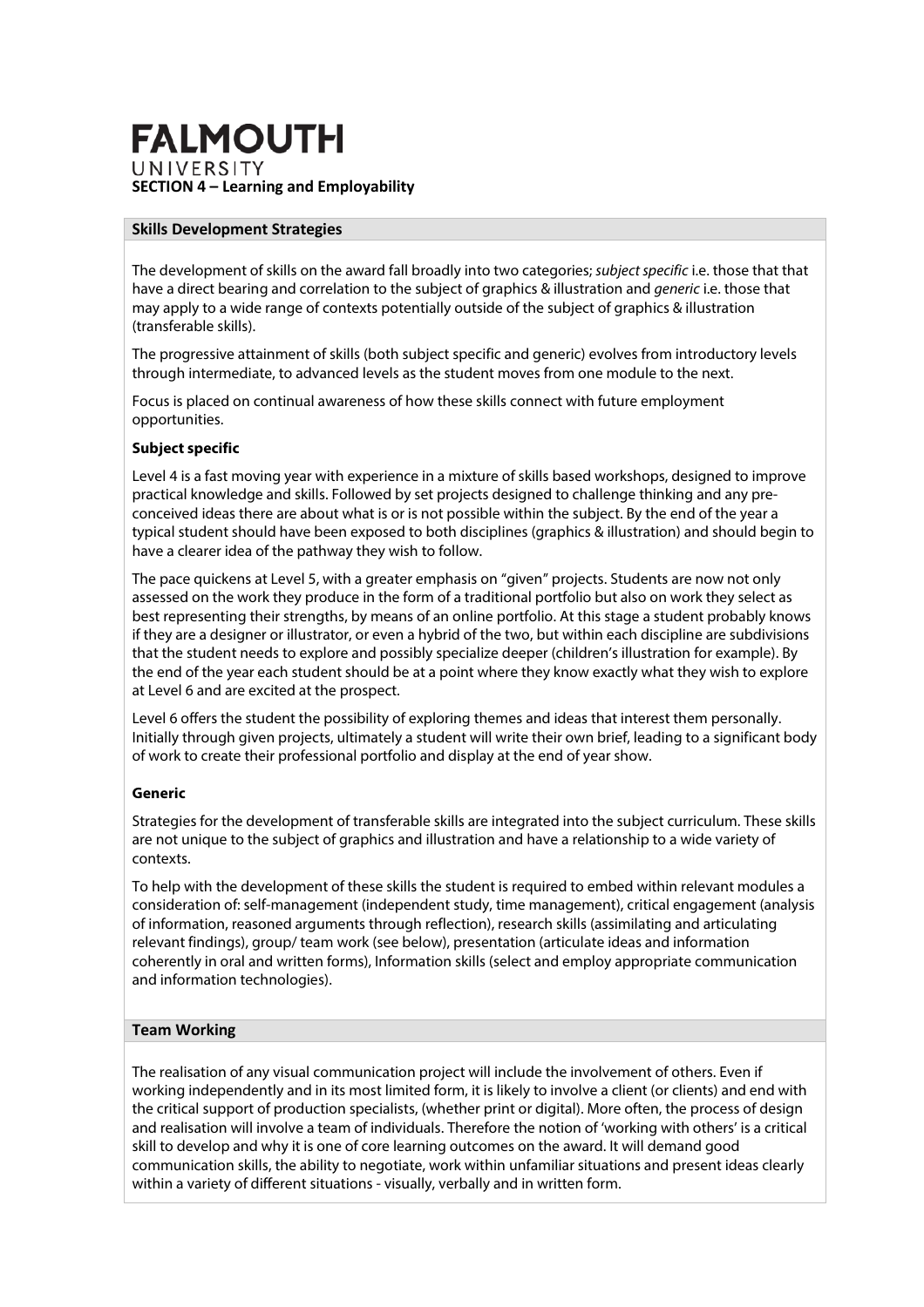# FALMOUTH UNIVERSITY

## SECTION 4 – Learning and Employability

### Skills Development Strategies

The development of skills on the award fall broadly into two categories; *subject specific* i.e. those that that have a direct bearing and correlation to the subject of graphics & illustration and *generic* i.e. those that may apply to a wide range of contexts potentially outside of the subject of graphics & illustration (transferable skills).

The progressive attainment of skills (both subject specific and generic) evolves from introductory levels through intermediate, to advanced levels as the student moves from one module to the next.

Focus is placed on continual awareness of how these skills connect with future employment opportunities.

**Subject specific**

Level 4 is a fast moving year with experience in a mixture of skills based workshops, designed to improve practical knowledge and skills. Followed by set projects designed to challenge thinking and any pre-conceived ideas there are about what is or is not possible within the subject. By the end of the year a typical student should have been exposed to both disciplines (graphics & illustration) and should begin to have a clearer idea of the pathway they wish to follow.

The pace quickens at Level 5, with a greater emphasis on "given" projects. Students are now not only assessed on the work they produce in the form of a traditional portfolio but also on work they select as best representing their strengths, by means of an online portfolio. At this stage a student probably knows if they are a designer or illustrator, or even a hybrid of the two, but within each discipline are subdivisions that the student needs to explore and possibly specialize deeper (children's illustration for example). By the end of the year each student should be at a point where they know exactly what they wish to explore at Level 6 and are excited at the prospect.

Level 6 offers the student the possibility of exploring themes and ideas that interest them personally. Initially through given projects, ultimately a student will write their own brief, leading to a significant body of work to create their professional portfolio and display at the end of year show.

**Generic**

Strategies for the development of transferable skills are integrated into the subject curriculum. These skills are not unique to the subject of graphics and illustration and have a relationship to a wide variety of contexts.

To help with the development of these skills the student is required to embed within relevant modules a consideration of: self-management (independent study, time management), critical engagement (analysis of information, reasoned arguments through reflection), research skills (assimilating and articulating relevant findings), group/ team work (see below), presentation (articulate ideas and information coherently in oral and written forms), Information skills (select and employ appropriate communication and information technologies).

### Team Working

The realisation of any visual communication project will include the involvement of others. Even if working independently and in its most limited form, it is likely to involve a client (or clients) and end with the critical support of production specialists, (whether print or digital). More often, the process of design and realisation will involve a team of individuals. Therefore the notion of 'working with others' is a critical skill to develop and why it is one of core learning outcomes on the award. It will demand good communication skills, the ability to negotiate, work within unfamiliar situations and present ideas clearly within a variety of different situations - visually, verbally and in written form.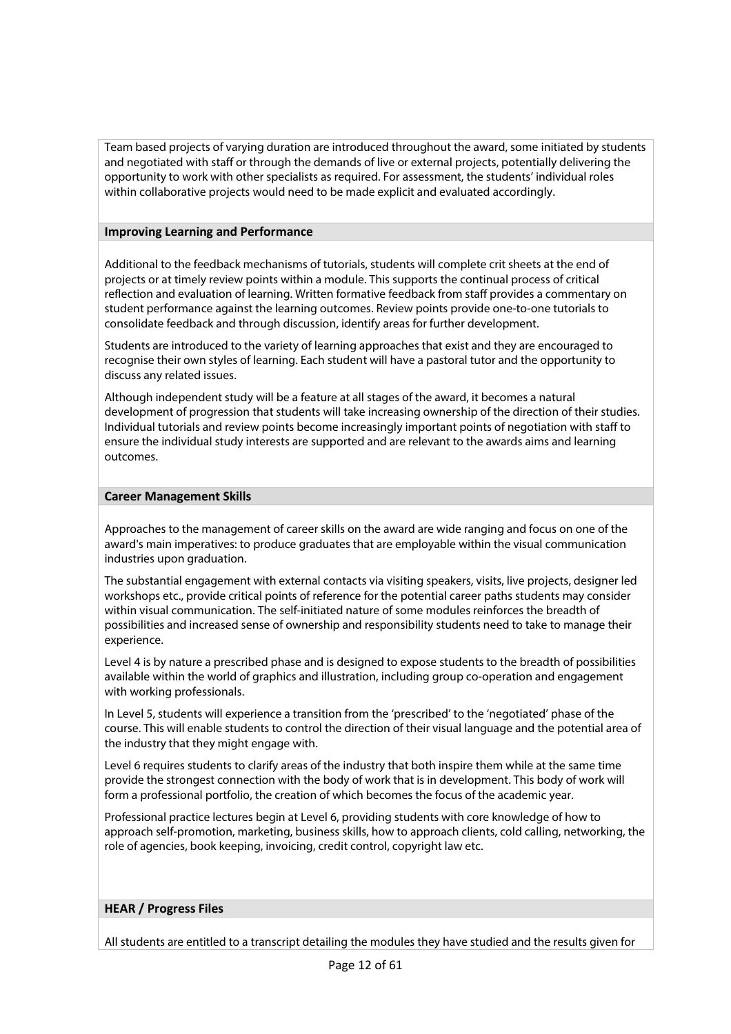Team based projects of varying duration are introduced throughout the award, some initiated by students and negotiated with staff or through the demands of live or external projects, potentially delivering the opportunity to work with other specialists as required. For assessment, the students' individual roles within collaborative projects would need to be made explicit and evaluated accordingly.

**Improving Learning and Performance**

Additional to the feedback mechanisms of tutorials, students will complete crit sheets at the end of projects or at timely review points within a module. This supports the continual process of critical reflection and evaluation of learning. Written formative feedback from staff provides a commentary on student performance against the learning outcomes. Review points provide one-to-one tutorials to consolidate feedback and through discussion, identify areas for further development.

Students are introduced to the variety of learning approaches that exist and they are encouraged to recognise their own styles of learning. Each student will have a pastoral tutor and the opportunity to discuss any related issues.

Although independent study will be a feature at all stages of the award, it becomes a natural development of progression that students will take increasing ownership of the direction of their studies. Individual tutorials and review points become increasingly important points of negotiation with staff to ensure the individual study interests are supported and are relevant to the awards aims and learning outcomes.

**Career Management Skills**

Approaches to the management of career skills on the award are wide ranging and focus on one of the award's main imperatives: to produce graduates that are employable within the visual communication industries upon graduation.

The substantial engagement with external contacts via visiting speakers, visits, live projects, designer led workshops etc., provide critical points of reference for the potential career paths students may consider within visual communication. The self-initiated nature of some modules reinforces the breadth of possibilities and increased sense of ownership and responsibility students need to take to manage their experience.

Level 4 is by nature a prescribed phase and is designed to expose students to the breadth of possibilities available within the world of graphics and illustration, including group co-operation and engagement with working professionals.

In Level 5, students will experience a transition from the 'prescribed' to the 'negotiated' phase of the course. This will enable students to control the direction of their visual language and the potential area of the industry that they might engage with.

Level 6 requires students to clarify areas of the industry that both inspire them while at the same time provide the strongest connection with the body of work that is in development. This body of work will form a professional portfolio, the creation of which becomes the focus of the academic year.

Professional practice lectures begin at Level 6, providing students with core knowledge of how to approach self-promotion, marketing, business skills, how to approach clients, cold calling, networking, the role of agencies, book keeping, invoicing, credit control, copyright law etc.

**HEAR / Progress Files**

All students are entitled to a transcript detailing the modules they have studied and the results given for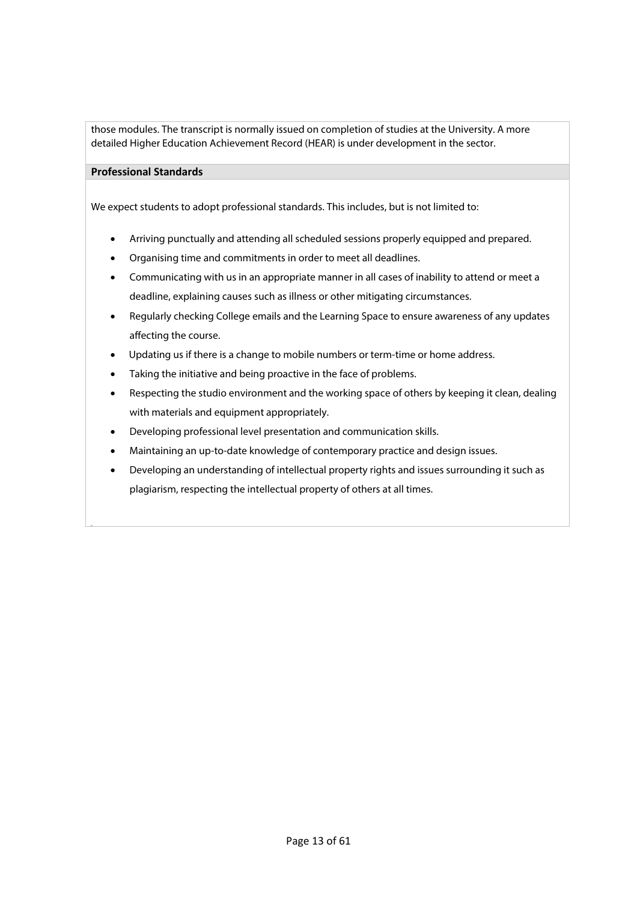those modules. The transcript is normally issued on completion of studies at the University. A more detailed Higher Education Achievement Record (HEAR) is under development in the sector.

## Professional Standards

We expect students to adopt professional standards. This includes, but is not limited to:

- Arriving punctually and attending all scheduled sessions properly equipped and prepared.
- Organising time and commitments in order to meet all deadlines.
- Communicating with us in an appropriate manner in all cases of inability to attend or meet a deadline, explaining causes such as illness or other mitigating circumstances.
- Regularly checking College emails and the Learning Space to ensure awareness of any updates affecting the course.
- Updating us if there is a change to mobile numbers or term-time or home address.
- Taking the initiative and being proactive in the face of problems.
- Respecting the studio environment and the working space of others by keeping it clean, dealing with materials and equipment appropriately.
- Developing professional level presentation and communication skills.
- Maintaining an up-to-date knowledge of contemporary practice and design issues.
- Developing an understanding of intellectual property rights and issues surrounding it such as plagiarism, respecting the intellectual property of others at all times.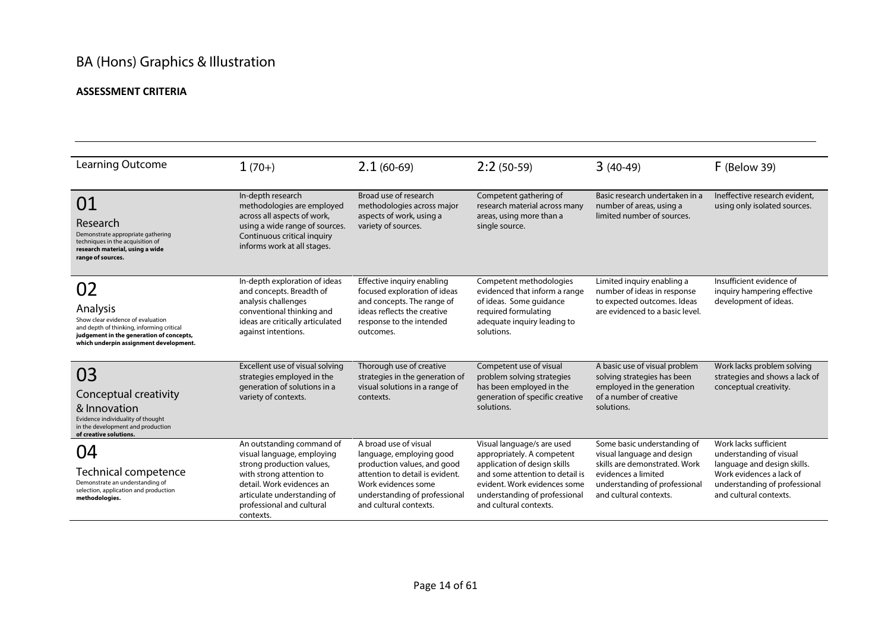# BA (Hons) Graphics & Illustration

**ASSESSMENT CRITERIA**

| Learning Outcome | 1 (70+) | 2.1 (60-69) | 2:2 (50-59) | 3 (40-49) | F (Below 39) |
|---|---|---|---|---|---|
| 01<br>Research<br>Demonstrate appropriate gathering techniques in the acquisition of **research material, using a wide range of sources.** | In-depth research methodologies are employed across all aspects of work, using a wide range of sources. Continuous critical inquiry informs work at all stages. | Broad use of research methodologies across major aspects of work, using a variety of sources. | Competent gathering of research material across many areas, using more than a single source. | Basic research undertaken in a number of areas, using a limited number of sources. | Ineffective research evident, using only isolated sources. |
| 02<br>Analysis<br>Show clear evidence of evaluation and depth of thinking, informing critical **judgement in the generation of concepts, which underpin assignment development.** | In-depth exploration of ideas and concepts. Breadth of analysis challenges conventional thinking and ideas are critically articulated against intentions. | Effective inquiry enabling focused exploration of ideas and concepts. The range of ideas reflects the creative response to the intended outcomes. | Competent methodologies evidenced that inform a range of ideas. Some guidance required formulating adequate inquiry leading to solutions. | Limited inquiry enabling a number of ideas in response to expected outcomes. Ideas are evidenced to a basic level. | Insufficient evidence of inquiry hampering effective development of ideas. |
| 03<br>Conceptual creativity & Innovation<br>Evidence individuality of thought in the development and production **of creative solutions.** | Excellent use of visual solving strategies employed in the generation of solutions in a variety of contexts. | Thorough use of creative strategies in the generation of visual solutions in a range of contexts. | Competent use of visual problem solving strategies has been employed in the generation of specific creative solutions. | A basic use of visual problem solving strategies has been employed in the generation of a number of creative solutions. | Work lacks problem solving strategies and shows a lack of conceptual creativity. |
| 04<br>Technical competence<br>Demonstrate an understanding of selection, application and production **methodologies.** | An outstanding command of visual language, employing strong production values, with strong attention to detail. Work evidences an articulate understanding of professional and cultural contexts. | A broad use of visual language, employing good production values, and good attention to detail is evident. Work evidences some understanding of professional and cultural contexts. | Visual language/s are used appropriately. A competent application of design skills and some attention to detail is evident. Work evidences some understanding of professional and cultural contexts. | Some basic understanding of visual language and design skills are demonstrated. Work evidences a limited understanding of professional and cultural contexts. | Work lacks sufficient understanding of visual language and design skills. Work evidences a lack of understanding of professional and cultural contexts. |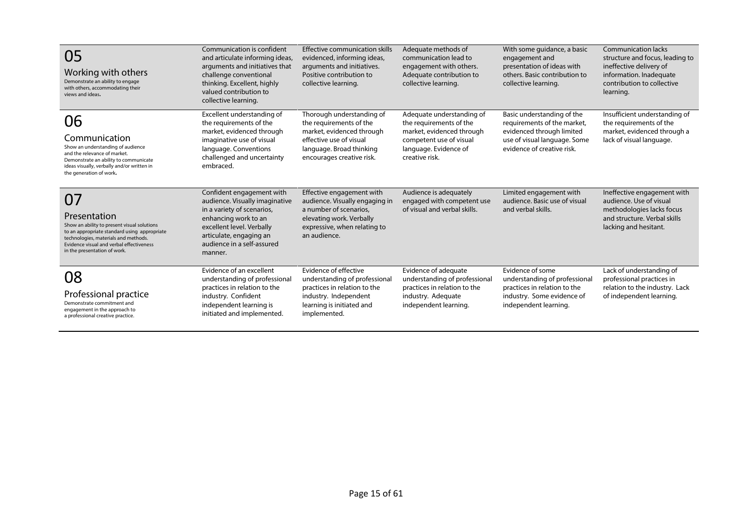| Criterion | | | | | |
|---|---|---|---|---|---|
| **05**<br>**Working with others**<br>Demonstrate an ability to engage with others, accommodating their views and ideas. | Communication is confident and articulate informing ideas, arguments and initiatives that challenge conventional thinking. Excellent, highly valued contribution to collective learning. | Effective communication skills evidenced, informing ideas, arguments and initiatives. Positive contribution to collective learning. | Adequate methods of communication lead to engagement with others. Adequate contribution to collective learning. | With some guidance, a basic engagement and presentation of ideas with others. Basic contribution to collective learning. | Communication lacks structure and focus, leading to ineffective delivery of information. Inadequate contribution to collective learning. |
| **06**<br>**Communication**<br>Show an understanding of audience and the relevance of market. Demonstrate an ability to communicate ideas visually, verbally and/or written in the generation of work. | Excellent understanding of the requirements of the market, evidenced through imaginative use of visual language. Conventions challenged and uncertainty embraced. | Thorough understanding of the requirements of the market, evidenced through effective use of visual language. Broad thinking encourages creative risk. | Adequate understanding of the requirements of the market, evidenced through competent use of visual language. Evidence of creative risk. | Basic understanding of the requirements of the market, evidenced through limited use of visual language. Some evidence of creative risk. | Insufficient understanding of the requirements of the market, evidenced through a lack of visual language. |
| **07**<br>**Presentation**<br>Show an ability to present visual solutions to an appropriate standard using appropriate technologies, materials and methods. Evidence visual and verbal effectiveness in the presentation of work. | Confident engagement with audience. Visually imaginative in a variety of scenarios, enhancing work to an excellent level. Verbally articulate, engaging an audience in a self-assured manner. | Effective engagement with audience. Visually engaging in a number of scenarios, elevating work. Verbally expressive, when relating to an audience. | Audience is adequately engaged with competent use of visual and verbal skills. | Limited engagement with audience. Basic use of visual and verbal skills. | Ineffective engagement with audience. Use of visual methodologies lacks focus and structure. Verbal skills lacking and hesitant. |
| **08**<br>**Professional practice**<br>Demonstrate commitment and engagement in the approach to a professional creative practice. | Evidence of an excellent understanding of professional practices in relation to the industry. Confident independent learning is initiated and implemented. | Evidence of effective understanding of professional practices in relation to the industry. Independent learning is initiated and implemented. | Evidence of adequate understanding of professional practices in relation to the industry. Adequate independent learning. | Evidence of some understanding of professional practices in relation to the industry. Some evidence of independent learning. | Lack of understanding of professional practices in relation to the industry. Lack of independent learning. |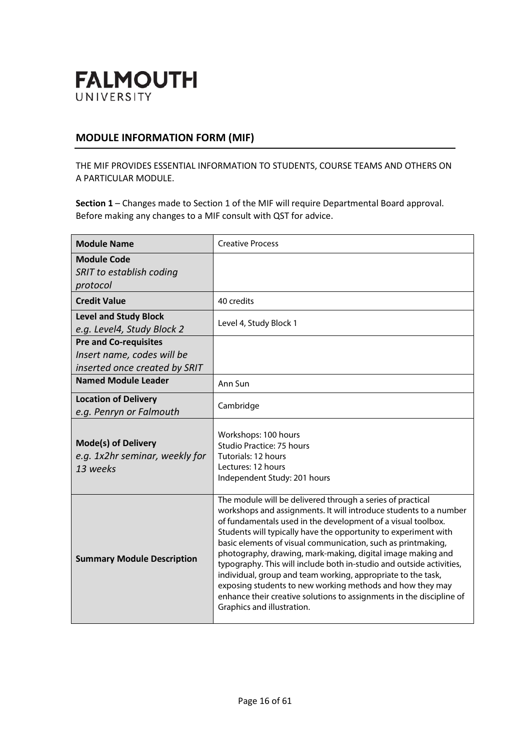**FALMOUTH**
UNIVERSITY

## MODULE INFORMATION FORM (MIF)

THE MIF PROVIDES ESSENTIAL INFORMATION TO STUDENTS, COURSE TEAMS AND OTHERS ON A PARTICULAR MODULE.

**Section 1** – Changes made to Section 1 of the MIF will require Departmental Board approval. Before making any changes to a MIF consult with QST for advice.

| **Module Name** | Creative Process |
|---|---|
| **Module Code**<br>*SRIT to establish coding protocol* | |
| **Credit Value** | 40 credits |
| **Level and Study Block**<br>*e.g. Level4, Study Block 2* | Level 4, Study Block 1 |
| **Pre and Co-requisites**<br>*Insert name, codes will be inserted once created by SRIT* | |
| **Named Module Leader** | Ann Sun |
| **Location of Delivery**<br>*e.g. Penryn or Falmouth* | Cambridge |
| **Mode(s) of Delivery**<br>*e.g. 1x2hr seminar, weekly for 13 weeks* | Workshops: 100 hours<br>Studio Practice: 75 hours<br>Tutorials: 12 hours<br>Lectures: 12 hours<br>Independent Study: 201 hours |
| **Summary Module Description** | The module will be delivered through a series of practical workshops and assignments. It will introduce students to a number of fundamentals used in the development of a visual toolbox. Students will typically have the opportunity to experiment with basic elements of visual communication, such as printmaking, photography, drawing, mark-making, digital image making and typography. This will include both in-studio and outside activities, individual, group and team working, appropriate to the task, exposing students to new working methods and how they may enhance their creative solutions to assignments in the discipline of Graphics and illustration. |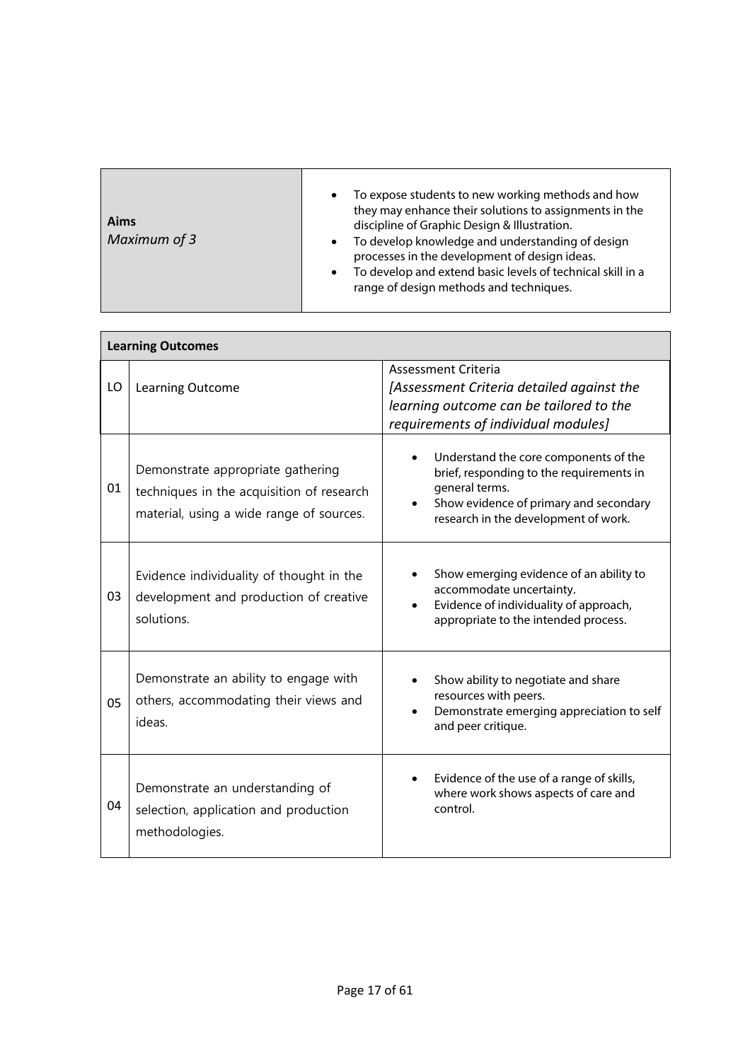| **Aims** *Maximum of 3* | • To expose students to new working methods and how they may enhance their solutions to assignments in the discipline of Graphic Design & Illustration.<br>• To develop knowledge and understanding of design processes in the development of design ideas.<br>• To develop and extend basic levels of technical skill in a range of design methods and techniques. |
|---|---|

| **Learning Outcomes** | | |
|---|---|---|
| LO | Learning Outcome | Assessment Criteria *[Assessment Criteria detailed against the learning outcome can be tailored to the requirements of individual modules]* |
| 01 | Demonstrate appropriate gathering techniques in the acquisition of research material, using a wide range of sources. | • Understand the core components of the brief, responding to the requirements in general terms.<br>• Show evidence of primary and secondary research in the development of work. |
| 03 | Evidence individuality of thought in the development and production of creative solutions. | • Show emerging evidence of an ability to accommodate uncertainty.<br>• Evidence of individuality of approach, appropriate to the intended process. |
| 05 | Demonstrate an ability to engage with others, accommodating their views and ideas. | • Show ability to negotiate and share resources with peers.<br>• Demonstrate emerging appreciation to self and peer critique. |
| 04 | Demonstrate an understanding of selection, application and production methodologies. | • Evidence of the use of a range of skills, where work shows aspects of care and control. |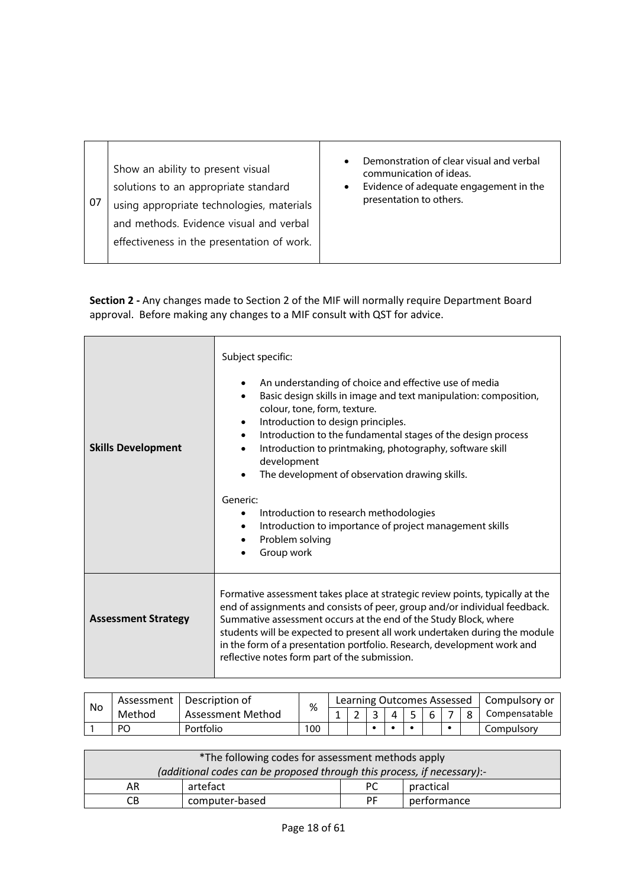| | | |
|---|---|---|
| 07 | Show an ability to present visual solutions to an appropriate standard using appropriate technologies, materials and methods. Evidence visual and verbal effectiveness in the presentation of work. | • Demonstration of clear visual and verbal communication of ideas.<br>• Evidence of adequate engagement in the presentation to others. |

**Section 2 -** Any changes made to Section 2 of the MIF will normally require Department Board approval. Before making any changes to a MIF consult with QST for advice.

| | |
|---|---|
| **Skills Development** | Subject specific:<br>• An understanding of choice and effective use of media<br>• Basic design skills in image and text manipulation: composition, colour, tone, form, texture.<br>• Introduction to design principles.<br>• Introduction to the fundamental stages of the design process<br>• Introduction to printmaking, photography, software skill development<br>• The development of observation drawing skills.<br><br>Generic:<br>• Introduction to research methodologies<br>• Introduction to importance of project management skills<br>• Problem solving<br>• Group work |
| **Assessment Strategy** | Formative assessment takes place at strategic review points, typically at the end of assignments and consists of peer, group and/or individual feedback. Summative assessment occurs at the end of the Study Block, where students will be expected to present all work undertaken during the module in the form of a presentation portfolio. Research, development work and reflective notes form part of the submission. |

| No | Assessment Method | Description of Assessment Method | % | Learning Outcomes Assessed | | | | | | | | Compulsory or Compensatable |
|---|---|---|---|---|---|---|---|---|---|---|---|---|
| | | | | 1 | 2 | 3 | 4 | 5 | 6 | 7 | 8 | |
| 1 | PO | Portfolio | 100 | | | • | • | • | | • | | Compulsory |

| *The following codes for assessment methods apply *(additional codes can be proposed through this process, if necessary)*:- | | | |
|---|---|---|---|
| AR | artefact | PC | practical |
| CB | computer-based | PF | performance |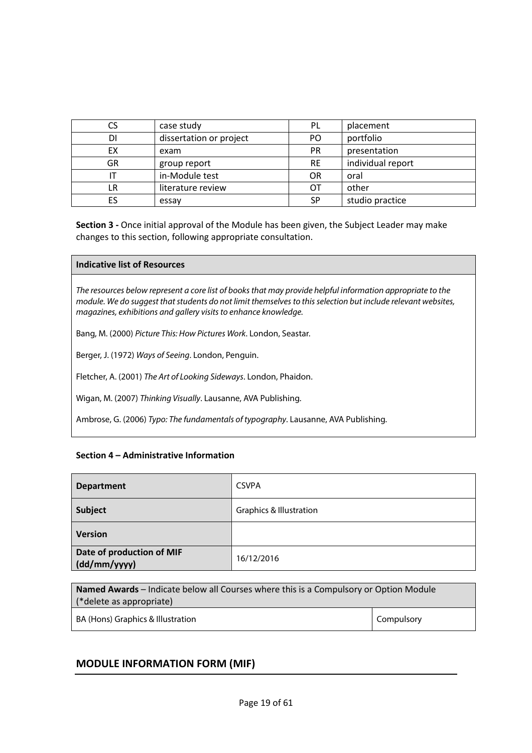| CS | case study | PL | placement |
|---|---|---|---|
| DI | dissertation or project | PO | portfolio |
| EX | exam | PR | presentation |
| GR | group report | RE | individual report |
| IT | in-Module test | OR | oral |
| LR | literature review | OT | other |
| ES | essay | SP | studio practice |

**Section 3 -** Once initial approval of the Module has been given, the Subject Leader may make changes to this section, following appropriate consultation.

| **Indicative list of Resources** |
|---|
| *The resources below represent a core list of books that may provide helpful information appropriate to the module. We do suggest that students do not limit themselves to this selection but include relevant websites, magazines, exhibitions and gallery visits to enhance knowledge.*<br><br>Bang, M. (2000) *Picture This: How Pictures Work*. London, Seastar.<br><br>Berger, J. (1972) *Ways of Seeing*. London, Penguin.<br><br>Fletcher, A. (2001) *The Art of Looking Sideways*. London, Phaidon.<br><br>Wigan, M. (2007) *Thinking Visually*. Lausanne, AVA Publishing.<br><br>Ambrose, G. (2006) *Typo: The fundamentals of typography*. Lausanne, AVA Publishing. |

**Section 4 – Administrative Information**

| **Department** | CSVPA |
|---|---|
| **Subject** | Graphics & Illustration |
| **Version** | |
| **Date of production of MIF (dd/mm/yyyy)** | 16/12/2016 |

| **Named Awards** – Indicate below all Courses where this is a Compulsory or Option Module (*delete as appropriate) | |
|---|---|
| BA (Hons) Graphics & Illustration | Compulsory |

## MODULE INFORMATION FORM (MIF)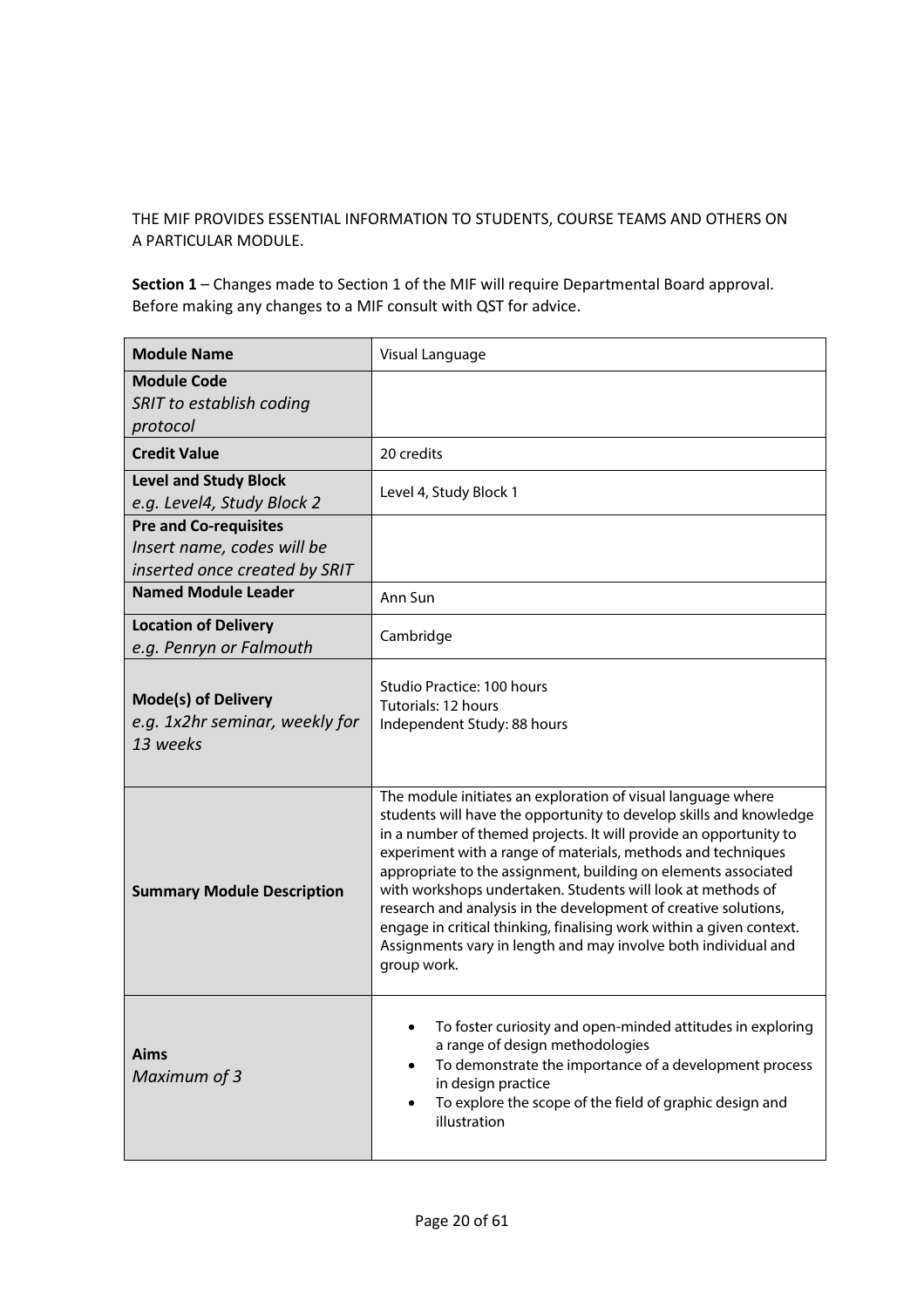THE MIF PROVIDES ESSENTIAL INFORMATION TO STUDENTS, COURSE TEAMS AND OTHERS ON A PARTICULAR MODULE.

**Section 1** – Changes made to Section 1 of the MIF will require Departmental Board approval. Before making any changes to a MIF consult with QST for advice.

| **Module Name** | Visual Language |
|---|---|
| **Module Code**<br>*SRIT to establish coding protocol* | |
| **Credit Value** | 20 credits |
| **Level and Study Block**<br>*e.g. Level4, Study Block 2* | Level 4, Study Block 1 |
| **Pre and Co-requisites**<br>*Insert name, codes will be inserted once created by SRIT* | |
| **Named Module Leader** | Ann Sun |
| **Location of Delivery**<br>*e.g. Penryn or Falmouth* | Cambridge |
| **Mode(s) of Delivery**<br>*e.g. 1x2hr seminar, weekly for 13 weeks* | Studio Practice: 100 hours<br>Tutorials: 12 hours<br>Independent Study: 88 hours |
| **Summary Module Description** | The module initiates an exploration of visual language where students will have the opportunity to develop skills and knowledge in a number of themed projects. It will provide an opportunity to experiment with a range of materials, methods and techniques appropriate to the assignment, building on elements associated with workshops undertaken. Students will look at methods of research and analysis in the development of creative solutions, engage in critical thinking, finalising work within a given context. Assignments vary in length and may involve both individual and group work. |
| **Aims**<br>*Maximum of 3* | • To foster curiosity and open-minded attitudes in exploring a range of design methodologies<br>• To demonstrate the importance of a development process in design practice<br>• To explore the scope of the field of graphic design and illustration |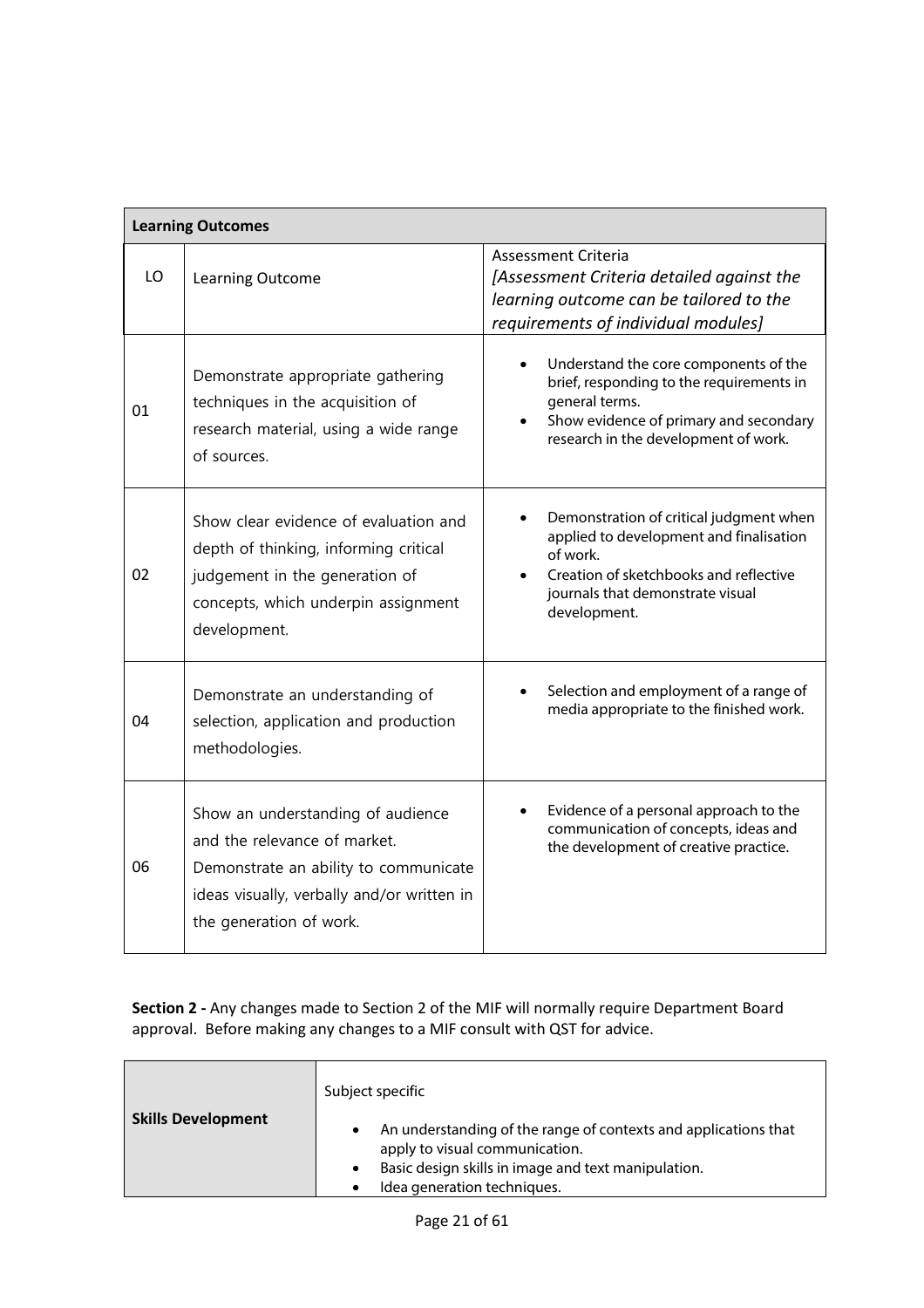| **Learning Outcomes** | | |
|---|---|---|
| LO | Learning Outcome | Assessment Criteria *[Assessment Criteria detailed against the learning outcome can be tailored to the requirements of individual modules]* |
| 01 | Demonstrate appropriate gathering techniques in the acquisition of research material, using a wide range of sources. | • Understand the core components of the brief, responding to the requirements in general terms. • Show evidence of primary and secondary research in the development of work. |
| 02 | Show clear evidence of evaluation and depth of thinking, informing critical judgement in the generation of concepts, which underpin assignment development. | • Demonstration of critical judgment when applied to development and finalisation of work. • Creation of sketchbooks and reflective journals that demonstrate visual development. |
| 04 | Demonstrate an understanding of selection, application and production methodologies. | • Selection and employment of a range of media appropriate to the finished work. |
| 06 | Show an understanding of audience and the relevance of market. Demonstrate an ability to communicate ideas visually, verbally and/or written in the generation of work. | • Evidence of a personal approach to the communication of concepts, ideas and the development of creative practice. |

**Section 2 -** Any changes made to Section 2 of the MIF will normally require Department Board approval. Before making any changes to a MIF consult with QST for advice.

| **Skills Development** | Subject specific • An understanding of the range of contexts and applications that apply to visual communication. • Basic design skills in image and text manipulation. • Idea generation techniques. |
|---|---|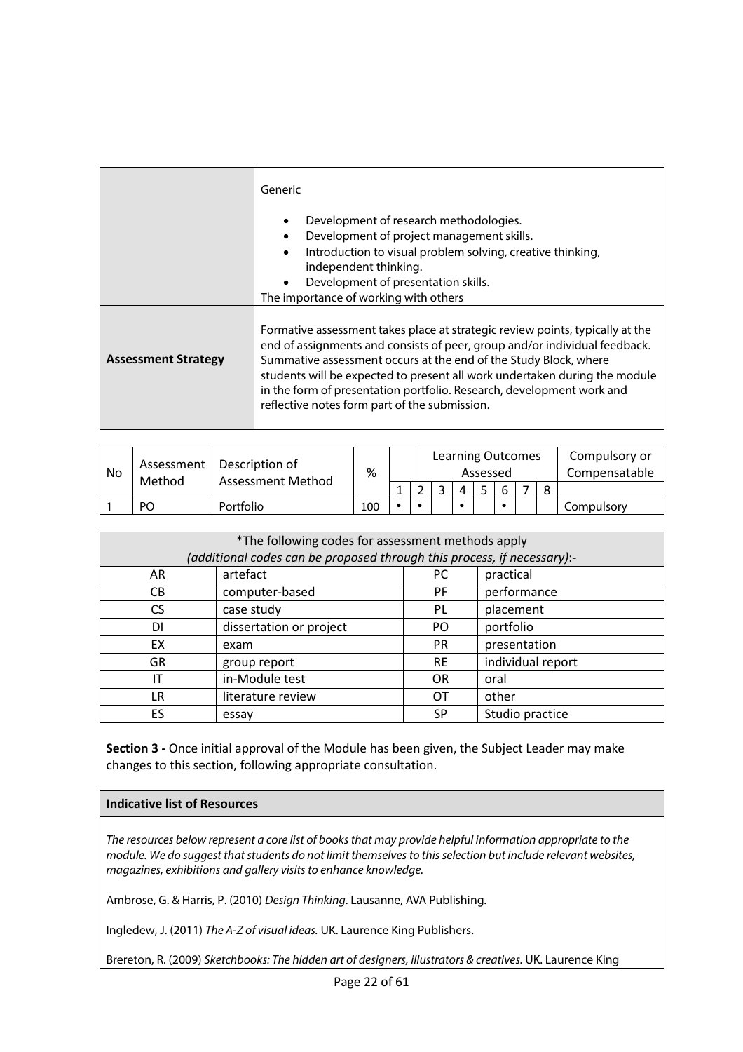| | |
|---|---|
| | Generic<br><br>• Development of research methodologies.<br>• Development of project management skills.<br>• Introduction to visual problem solving, creative thinking, independent thinking.<br>• Development of presentation skills.<br>The importance of working with others |
| **Assessment Strategy** | Formative assessment takes place at strategic review points, typically at the end of assignments and consists of peer, group and/or individual feedback. Summative assessment occurs at the end of the Study Block, where students will be expected to present all work undertaken during the module in the form of presentation portfolio. Research, development work and reflective notes form part of the submission. |

| No | Assessment Method | Description of Assessment Method | % | Learning Outcomes Assessed | | | | | | | | Compulsory or Compensatable |
|---|---|---|---|---|---|---|---|---|---|---|---|---|
| | | | | 1 | 2 | 3 | 4 | 5 | 6 | 7 | 8 | |
| 1 | PO | Portfolio | 100 | • | • | | • | | • | | | Compulsory |

| *The following codes for assessment methods apply *(additional codes can be proposed through this process, if necessary)*:- | | | |
|---|---|---|---|
| AR | artefact | PC | practical |
| CB | computer-based | PF | performance |
| CS | case study | PL | placement |
| DI | dissertation or project | PO | portfolio |
| EX | exam | PR | presentation |
| GR | group report | RE | individual report |
| IT | in-Module test | OR | oral |
| LR | literature review | OT | other |
| ES | essay | SP | Studio practice |

**Section 3 -** Once initial approval of the Module has been given, the Subject Leader may make changes to this section, following appropriate consultation.

**Indicative list of Resources**

*The resources below represent a core list of books that may provide helpful information appropriate to the module. We do suggest that students do not limit themselves to this selection but include relevant websites, magazines, exhibitions and gallery visits to enhance knowledge.*

Ambrose, G. & Harris, P. (2010) *Design Thinking*. Lausanne, AVA Publishing.

Ingledew, J. (2011) *The A-Z of visual ideas.* UK. Laurence King Publishers.

Brereton, R. (2009) *Sketchbooks: The hidden art of designers, illustrators & creatives.* UK. Laurence King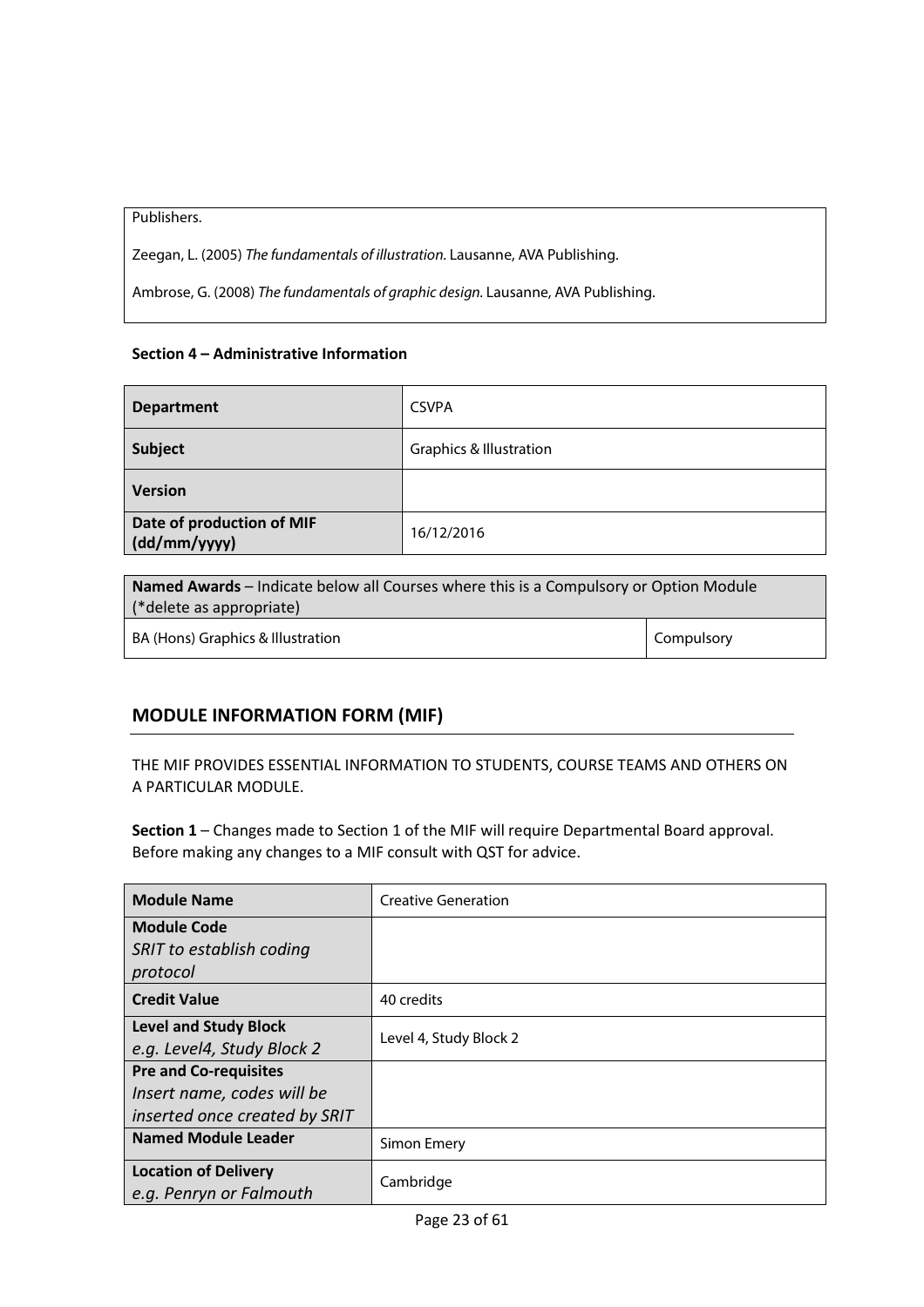Publishers.

Zeegan, L. (2005) *The fundamentals of illustration.* Lausanne, AVA Publishing.

Ambrose, G. (2008) *The fundamentals of graphic design.* Lausanne, AVA Publishing.

**Section 4 – Administrative Information**

| **Department** | CSVPA |
|---|---|
| **Subject** | Graphics & Illustration |
| **Version** | |
| **Date of production of MIF (dd/mm/yyyy)** | 16/12/2016 |

| **Named Awards** – Indicate below all Courses where this is a Compulsory or Option Module (*delete as appropriate) | |
|---|---|
| BA (Hons) Graphics & Illustration | Compulsory |

## MODULE INFORMATION FORM (MIF)

THE MIF PROVIDES ESSENTIAL INFORMATION TO STUDENTS, COURSE TEAMS AND OTHERS ON A PARTICULAR MODULE.

**Section 1** – Changes made to Section 1 of the MIF will require Departmental Board approval. Before making any changes to a MIF consult with QST for advice.

| **Module Name** | Creative Generation |
|---|---|
| **Module Code** *SRIT to establish coding protocol* | |
| **Credit Value** | 40 credits |
| **Level and Study Block** *e.g. Level4, Study Block 2* | Level 4, Study Block 2 |
| **Pre and Co-requisites** *Insert name, codes will be inserted once created by SRIT* | |
| **Named Module Leader** | Simon Emery |
| **Location of Delivery** *e.g. Penryn or Falmouth* | Cambridge |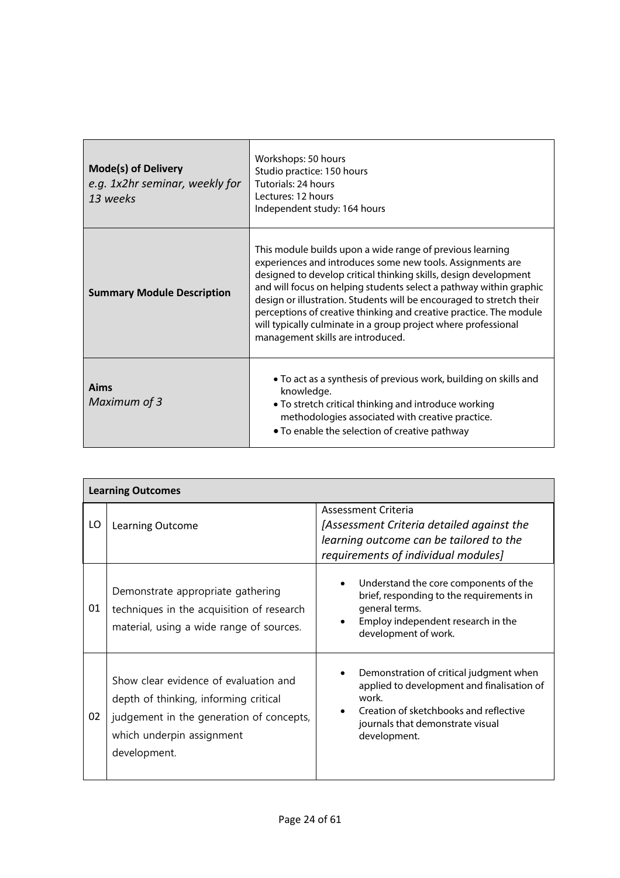| **Mode(s) of Delivery** *e.g. 1x2hr seminar, weekly for 13 weeks* | Workshops: 50 hours<br>Studio practice: 150 hours<br>Tutorials: 24 hours<br>Lectures: 12 hours<br>Independent study: 164 hours |
|---|---|
| **Summary Module Description** | This module builds upon a wide range of previous learning experiences and introduces some new tools. Assignments are designed to develop critical thinking skills, design development and will focus on helping students select a pathway within graphic design or illustration. Students will be encouraged to stretch their perceptions of creative thinking and creative practice. The module will typically culminate in a group project where professional management skills are introduced. |
| **Aims** *Maximum of 3* | • To act as a synthesis of previous work, building on skills and knowledge.<br>• To stretch critical thinking and introduce working methodologies associated with creative practice.<br>• To enable the selection of creative pathway |

**Learning Outcomes**

| LO | Learning Outcome | Assessment Criteria *[Assessment Criteria detailed against the learning outcome can be tailored to the requirements of individual modules]* |
|---|---|---|
| 01 | Demonstrate appropriate gathering techniques in the acquisition of research material, using a wide range of sources. | • Understand the core components of the brief, responding to the requirements in general terms.<br>• Employ independent research in the development of work. |
| 02 | Show clear evidence of evaluation and depth of thinking, informing critical judgement in the generation of concepts, which underpin assignment development. | • Demonstration of critical judgment when applied to development and finalisation of work.<br>• Creation of sketchbooks and reflective journals that demonstrate visual development. |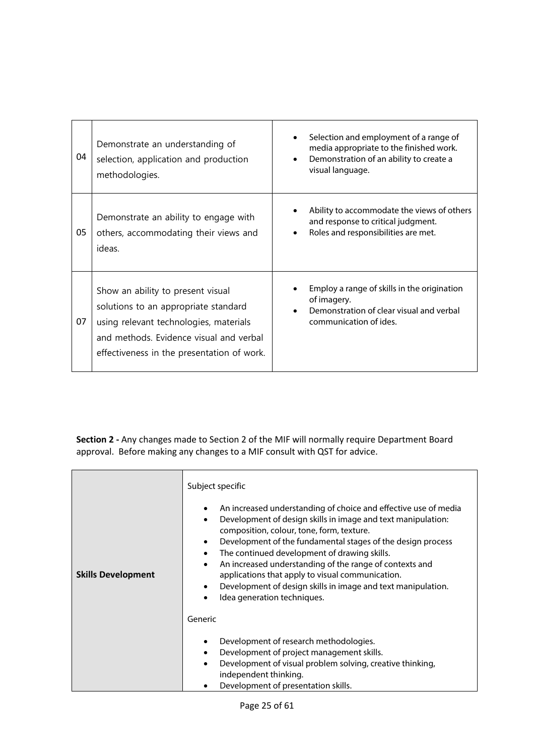| | | |
|---|---|---|
| 04 | Demonstrate an understanding of selection, application and production methodologies. | • Selection and employment of a range of media appropriate to the finished work.<br>• Demonstration of an ability to create a visual language. |
| 05 | Demonstrate an ability to engage with others, accommodating their views and ideas. | • Ability to accommodate the views of others and response to critical judgment.<br>• Roles and responsibilities are met. |
| 07 | Show an ability to present visual solutions to an appropriate standard using relevant technologies, materials and methods. Evidence visual and verbal effectiveness in the presentation of work. | • Employ a range of skills in the origination of imagery.<br>• Demonstration of clear visual and verbal communication of ides. |

**Section 2 -** Any changes made to Section 2 of the MIF will normally require Department Board approval. Before making any changes to a MIF consult with QST for advice.

| | |
|---|---|
| **Skills Development** | Subject specific<br><br>• An increased understanding of choice and effective use of media<br>• Development of design skills in image and text manipulation: composition, colour, tone, form, texture.<br>• Development of the fundamental stages of the design process<br>• The continued development of drawing skills.<br>• An increased understanding of the range of contexts and applications that apply to visual communication.<br>• Development of design skills in image and text manipulation.<br>• Idea generation techniques.<br><br>Generic<br><br>• Development of research methodologies.<br>• Development of project management skills.<br>• Development of visual problem solving, creative thinking, independent thinking.<br>• Development of presentation skills. |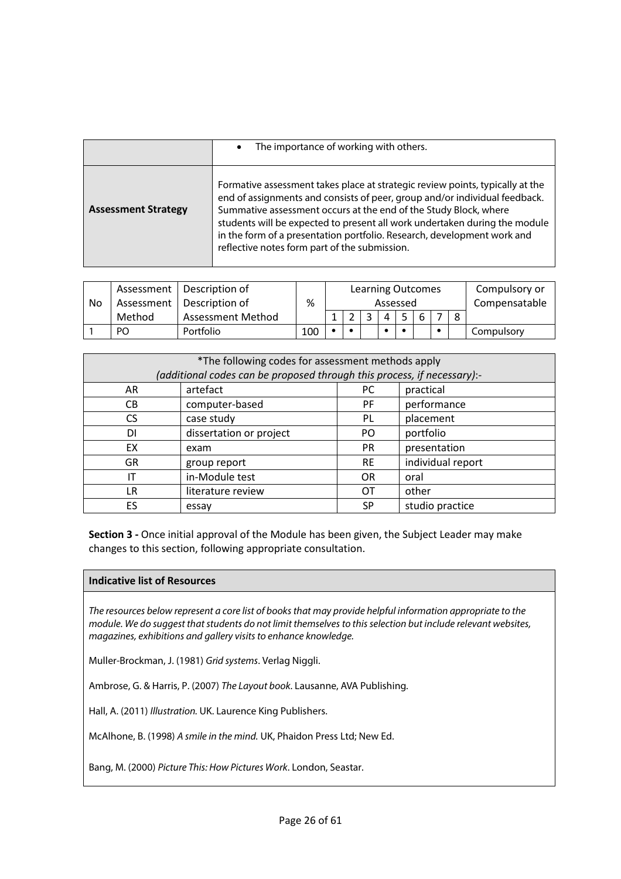| | • The importance of working with others. |
|---|---|
| **Assessment Strategy** | Formative assessment takes place at strategic review points, typically at the end of assignments and consists of peer, group and/or individual feedback. Summative assessment occurs at the end of the Study Block, where students will be expected to present all work undertaken during the module in the form of a presentation portfolio. Research, development work and reflective notes form part of the submission. |

| No | Assessment Assessment Method | Description of Description of Assessment Method | % | Learning Outcomes Assessed | | | | | | | | Compulsory or Compensatable |
|---|---|---|---|---|---|---|---|---|---|---|---|---|
| | | | | 1 | 2 | 3 | 4 | 5 | 6 | 7 | 8 | |
| 1 | PO | Portfolio | 100 | • | • | | • | • | | • | | Compulsory |

| *The following codes for assessment methods apply *(additional codes can be proposed through this process, if necessary)*:- | | | |
|---|---|---|---|
| AR | artefact | PC | practical |
| CB | computer-based | PF | performance |
| CS | case study | PL | placement |
| DI | dissertation or project | PO | portfolio |
| EX | exam | PR | presentation |
| GR | group report | RE | individual report |
| IT | in-Module test | OR | oral |
| LR | literature review | OT | other |
| ES | essay | SP | studio practice |

**Section 3 -** Once initial approval of the Module has been given, the Subject Leader may make changes to this section, following appropriate consultation.

**Indicative list of Resources**

*The resources below represent a core list of books that may provide helpful information appropriate to the module. We do suggest that students do not limit themselves to this selection but include relevant websites, magazines, exhibitions and gallery visits to enhance knowledge.*

Muller-Brockman, J. (1981) *Grid systems*. Verlag Niggli.

Ambrose, G. & Harris, P. (2007) *The Layout book*. Lausanne, AVA Publishing.

Hall, A. (2011) *Illustration.* UK. Laurence King Publishers.

McAlhone, B. (1998) *A smile in the mind.* UK, Phaidon Press Ltd; New Ed.

Bang, M. (2000) *Picture This: How Pictures Work*. London, Seastar.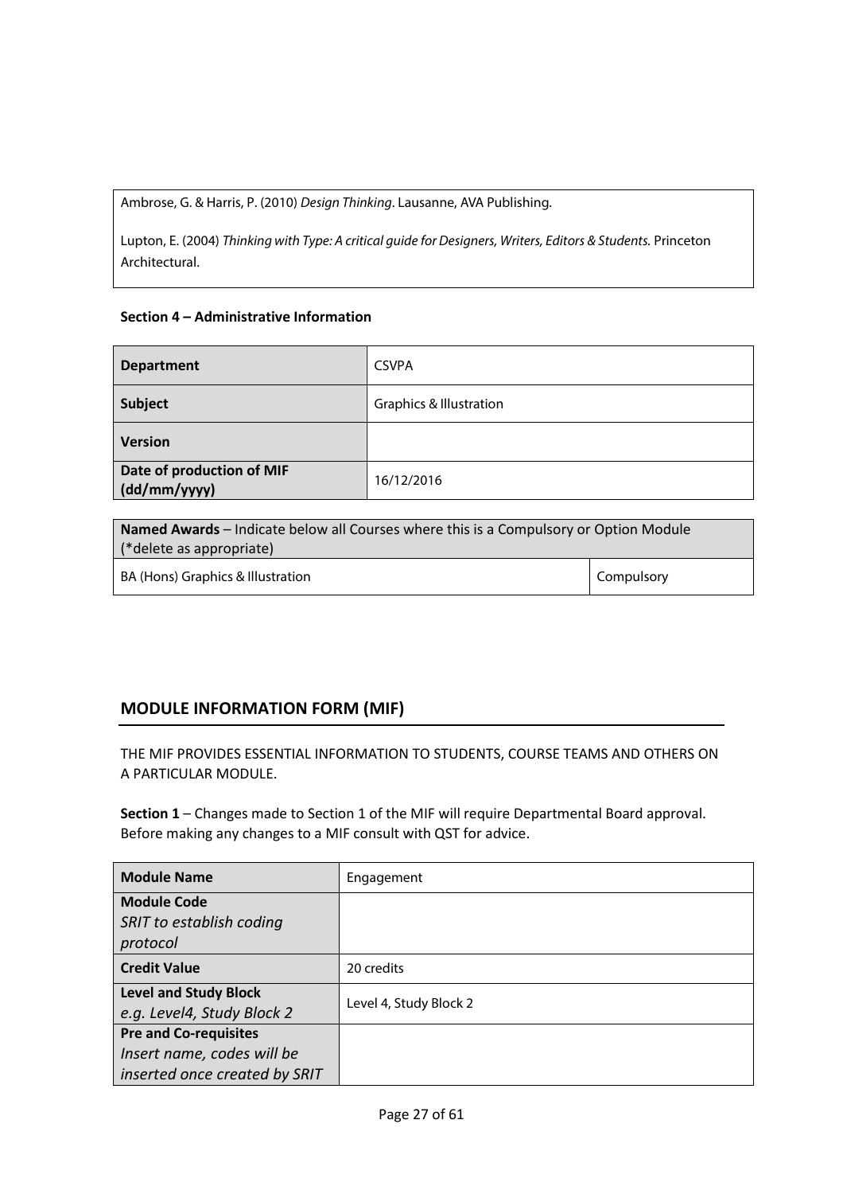Ambrose, G. & Harris, P. (2010) *Design Thinking*. Lausanne, AVA Publishing.

Lupton, E. (2004) *Thinking with Type: A critical guide for Designers, Writers, Editors & Students.* Princeton Architectural.

**Section 4 – Administrative Information**

| | |
|---|---|
| **Department** | CSVPA |
| **Subject** | Graphics & Illustration |
| **Version** | |
| **Date of production of MIF (dd/mm/yyyy)** | 16/12/2016 |

| **Named Awards** – Indicate below all Courses where this is a Compulsory or Option Module (*delete as appropriate) | |
|---|---|
| BA (Hons) Graphics & Illustration | Compulsory |

## MODULE INFORMATION FORM (MIF)

THE MIF PROVIDES ESSENTIAL INFORMATION TO STUDENTS, COURSE TEAMS AND OTHERS ON A PARTICULAR MODULE.

**Section 1** – Changes made to Section 1 of the MIF will require Departmental Board approval. Before making any changes to a MIF consult with QST for advice.

| | |
|---|---|
| **Module Name** | Engagement |
| **Module Code** *SRIT to establish coding protocol* | |
| **Credit Value** | 20 credits |
| **Level and Study Block** *e.g. Level4, Study Block 2* | Level 4, Study Block 2 |
| **Pre and Co-requisites** *Insert name, codes will be inserted once created by SRIT* | |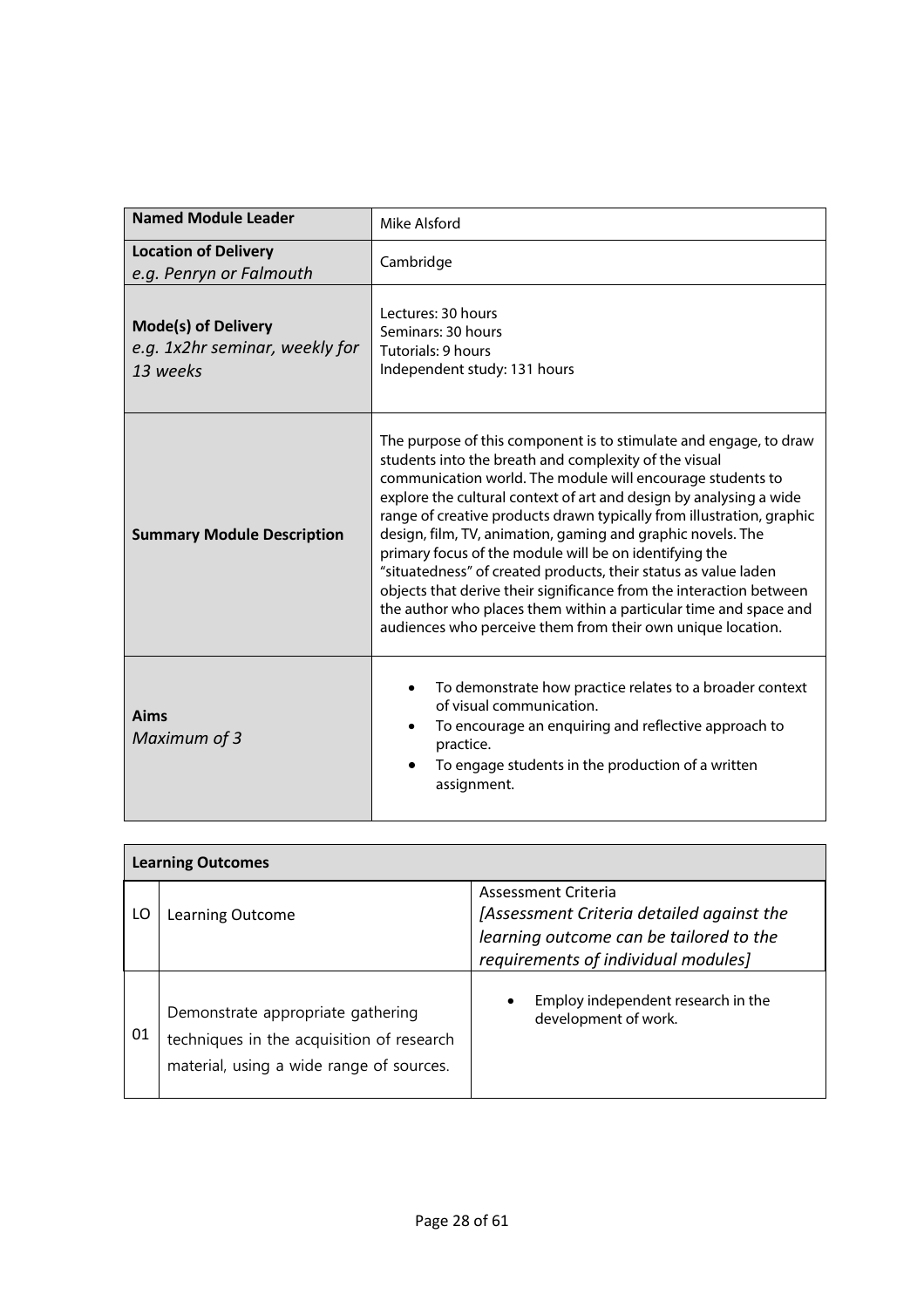| **Named Module Leader** | Mike Alsford |
|---|---|
| **Location of Delivery** *e.g. Penryn or Falmouth* | Cambridge |
| **Mode(s) of Delivery** *e.g. 1x2hr seminar, weekly for 13 weeks* | Lectures: 30 hours<br>Seminars: 30 hours<br>Tutorials: 9 hours<br>Independent study: 131 hours |
| **Summary Module Description** | The purpose of this component is to stimulate and engage, to draw students into the breath and complexity of the visual communication world. The module will encourage students to explore the cultural context of art and design by analysing a wide range of creative products drawn typically from illustration, graphic design, film, TV, animation, gaming and graphic novels. The primary focus of the module will be on identifying the "situatedness" of created products, their status as value laden objects that derive their significance from the interaction between the author who places them within a particular time and space and audiences who perceive them from their own unique location. |
| **Aims** *Maximum of 3* | • To demonstrate how practice relates to a broader context of visual communication.<br>• To encourage an enquiring and reflective approach to practice.<br>• To engage students in the production of a written assignment. |

| **Learning Outcomes** | | |
|---|---|---|
| LO | Learning Outcome | Assessment Criteria *[Assessment Criteria detailed against the learning outcome can be tailored to the requirements of individual modules]* |
| 01 | Demonstrate appropriate gathering techniques in the acquisition of research material, using a wide range of sources. | • Employ independent research in the development of work. |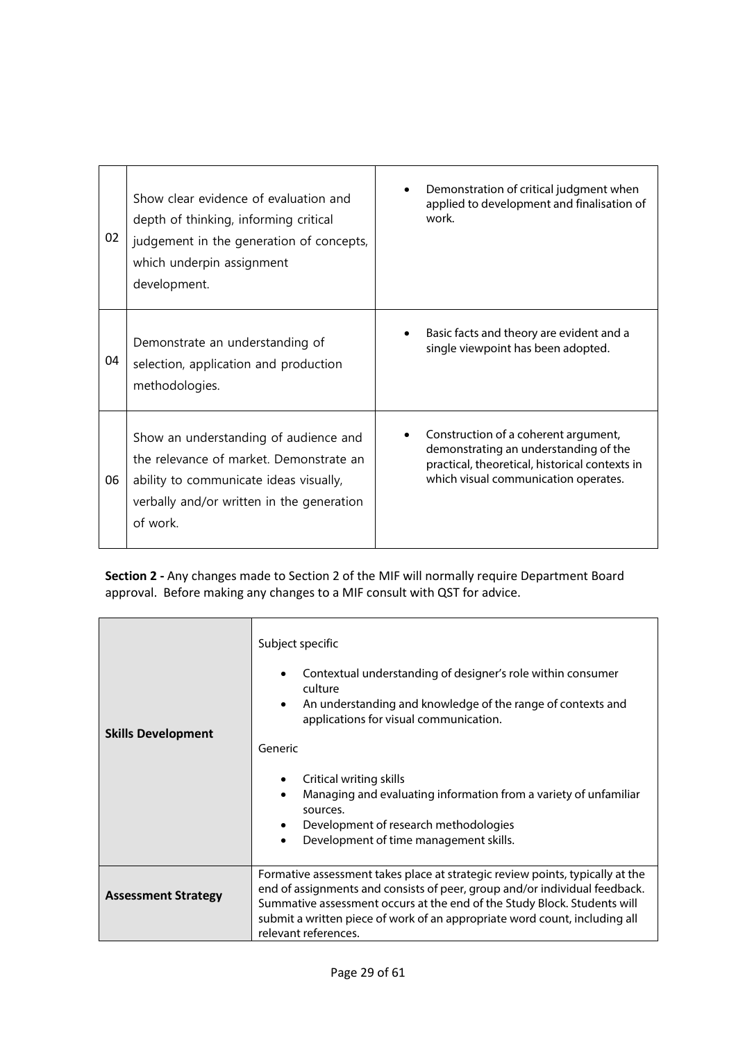| | | |
|---|---|---|
| 02 | Show clear evidence of evaluation and depth of thinking, informing critical judgement in the generation of concepts, which underpin assignment development. | • Demonstration of critical judgment when applied to development and finalisation of work. |
| 04 | Demonstrate an understanding of selection, application and production methodologies. | • Basic facts and theory are evident and a single viewpoint has been adopted. |
| 06 | Show an understanding of audience and the relevance of market. Demonstrate an ability to communicate ideas visually, verbally and/or written in the generation of work. | • Construction of a coherent argument, demonstrating an understanding of the practical, theoretical, historical contexts in which visual communication operates. |

**Section 2 -** Any changes made to Section 2 of the MIF will normally require Department Board approval. Before making any changes to a MIF consult with QST for advice.

| | |
|---|---|
| **Skills Development** | Subject specific<br><br>• Contextual understanding of designer's role within consumer culture<br>• An understanding and knowledge of the range of contexts and applications for visual communication.<br><br>Generic<br><br>• Critical writing skills<br>• Managing and evaluating information from a variety of unfamiliar sources.<br>• Development of research methodologies<br>• Development of time management skills. |
| **Assessment Strategy** | Formative assessment takes place at strategic review points, typically at the end of assignments and consists of peer, group and/or individual feedback. Summative assessment occurs at the end of the Study Block. Students will submit a written piece of work of an appropriate word count, including all relevant references. |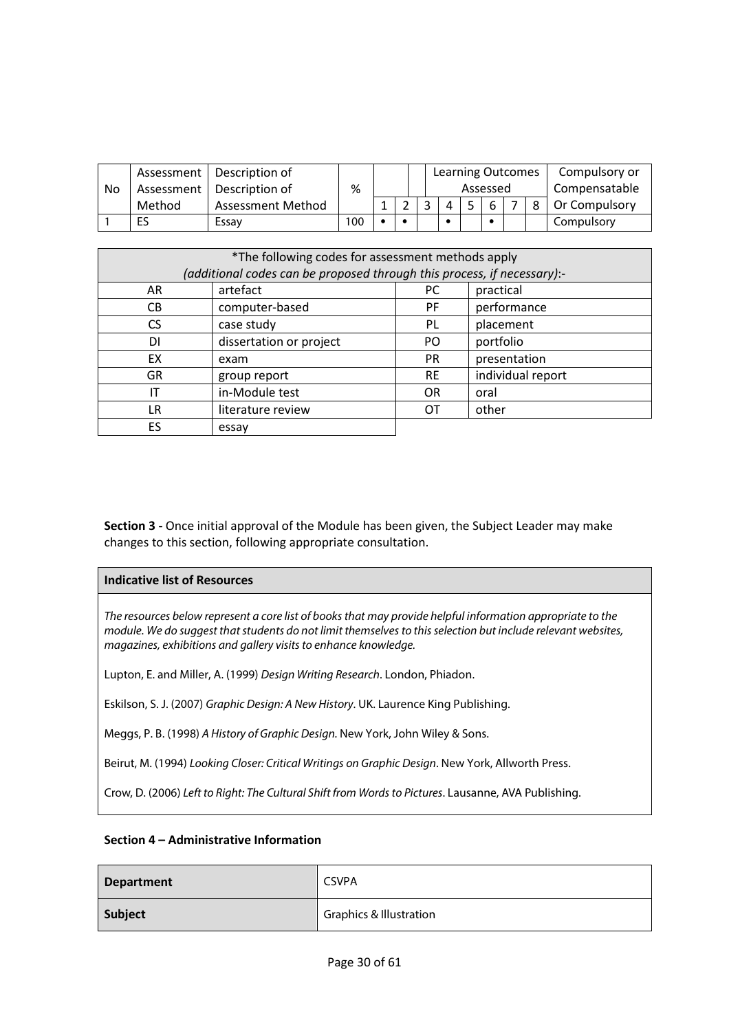| No | Assessment Method | Description of Assessment Method | % | Learning Outcomes Assessed | | | | | | | | Compulsory or Compensatable Or Compulsory |
|---|---|---|---|---|---|---|---|---|---|---|---|---|
| | | | | 1 | 2 | 3 | 4 | 5 | 6 | 7 | 8 | |
| 1 | ES | Essay | 100 | • | • | | • | | • | | | Compulsory |

| *The following codes for assessment methods apply *(additional codes can be proposed through this process, if necessary)*:- | | | |
|---|---|---|---|
| AR | artefact | PC | practical |
| CB | computer-based | PF | performance |
| CS | case study | PL | placement |
| DI | dissertation or project | PO | portfolio |
| EX | exam | PR | presentation |
| GR | group report | RE | individual report |
| IT | in-Module test | OR | oral |
| LR | literature review | OT | other |
| ES | essay | | |

**Section 3 -** Once initial approval of the Module has been given, the Subject Leader may make changes to this section, following appropriate consultation.

**Indicative list of Resources**

*The resources below represent a core list of books that may provide helpful information appropriate to the module. We do suggest that students do not limit themselves to this selection but include relevant websites, magazines, exhibitions and gallery visits to enhance knowledge.*

Lupton, E. and Miller, A. (1999) *Design Writing Research*. London, Phiadon.

Eskilson, S. J. (2007) *Graphic Design: A New History*. UK. Laurence King Publishing.

Meggs, P. B. (1998) *A History of Graphic Design.* New York, John Wiley & Sons.

Beirut, M. (1994) *Looking Closer: Critical Writings on Graphic Design*. New York, Allworth Press.

Crow, D. (2006) *Left to Right: The Cultural Shift from Words to Pictures*. Lausanne, AVA Publishing.

**Section 4 – Administrative Information**

| **Department** | CSVPA |
|---|---|
| **Subject** | Graphics & Illustration |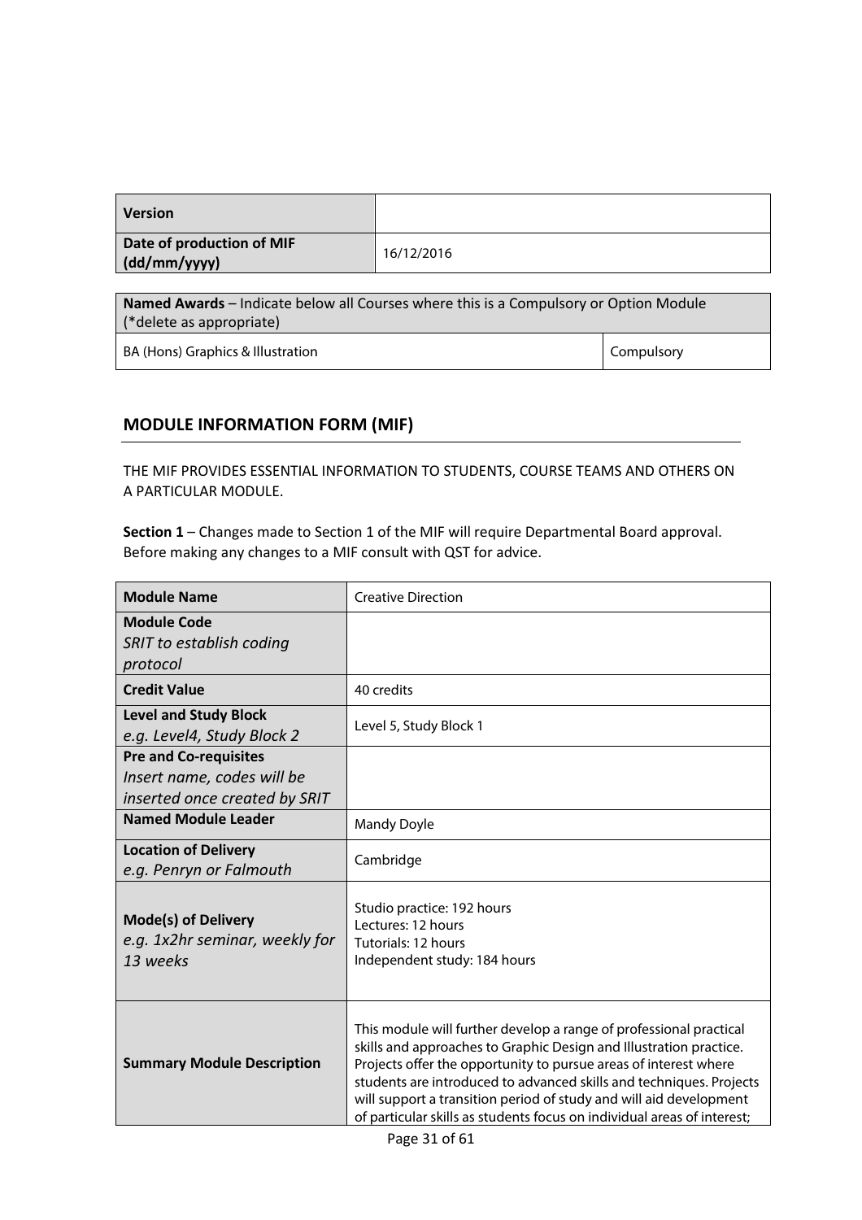| Version | |
|---|---|
| Date of production of MIF (dd/mm/yyyy) | 16/12/2016 |

| Named Awards – Indicate below all Courses where this is a Compulsory or Option Module (*delete as appropriate) | |
|---|---|
| BA (Hons) Graphics & Illustration | Compulsory |

## MODULE INFORMATION FORM (MIF)

THE MIF PROVIDES ESSENTIAL INFORMATION TO STUDENTS, COURSE TEAMS AND OTHERS ON A PARTICULAR MODULE.

**Section 1** – Changes made to Section 1 of the MIF will require Departmental Board approval. Before making any changes to a MIF consult with QST for advice.

| | |
|---|---|
| **Module Name** | Creative Direction |
| **Module Code** *SRIT to establish coding protocol* | |
| **Credit Value** | 40 credits |
| **Level and Study Block** *e.g. Level4, Study Block 2* | Level 5, Study Block 1 |
| **Pre and Co-requisites** *Insert name, codes will be inserted once created by SRIT* | |
| **Named Module Leader** | Mandy Doyle |
| **Location of Delivery** *e.g. Penryn or Falmouth* | Cambridge |
| **Mode(s) of Delivery** *e.g. 1x2hr seminar, weekly for 13 weeks* | Studio practice: 192 hours<br>Lectures: 12 hours<br>Tutorials: 12 hours<br>Independent study: 184 hours |
| **Summary Module Description** | This module will further develop a range of professional practical skills and approaches to Graphic Design and Illustration practice. Projects offer the opportunity to pursue areas of interest where students are introduced to advanced skills and techniques. Projects will support a transition period of study and will aid development of particular skills as students focus on individual areas of interest; |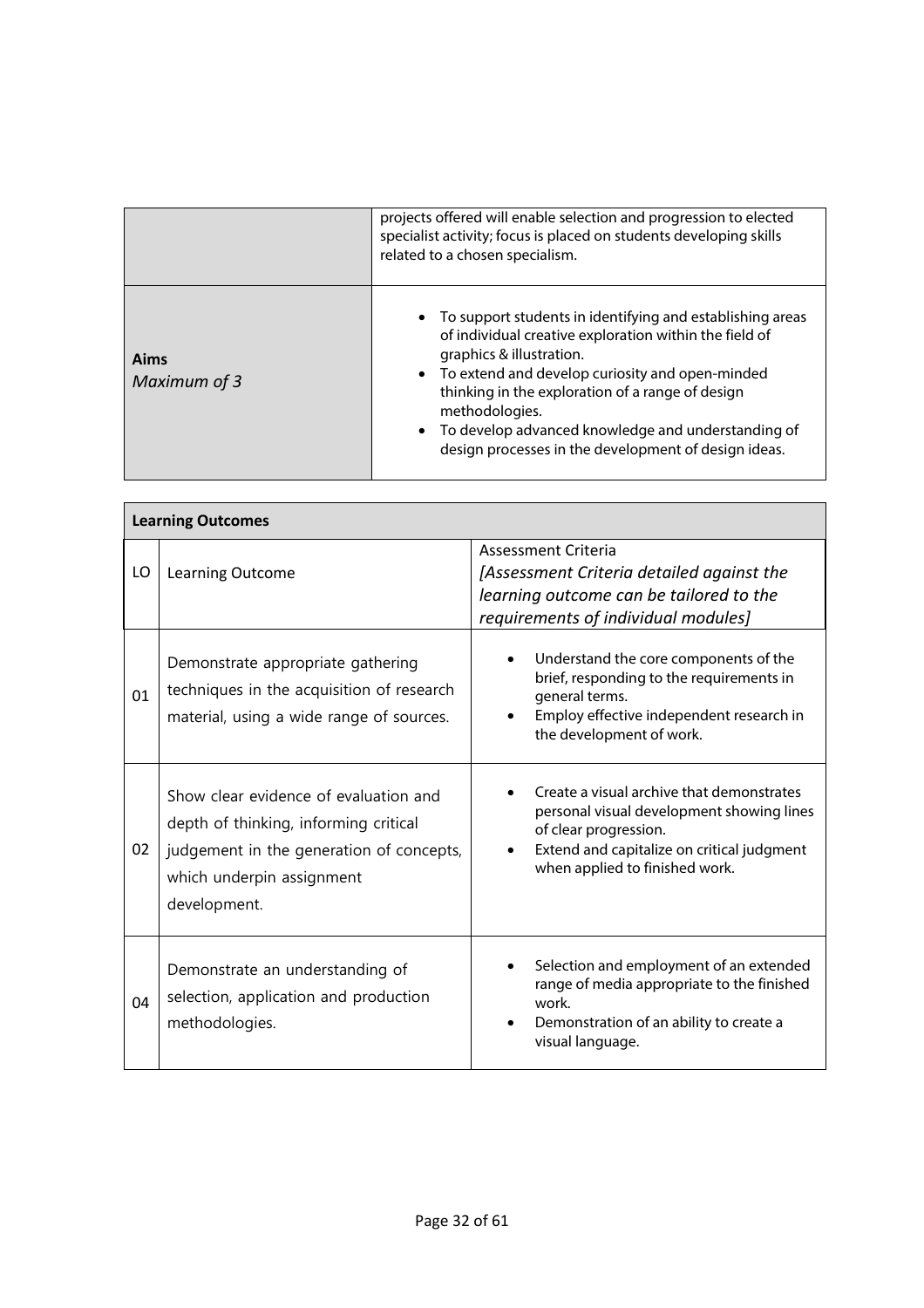| | |
|---|---|
| | projects offered will enable selection and progression to elected specialist activity; focus is placed on students developing skills related to a chosen specialism. |
| **Aims** *Maximum of 3* | • To support students in identifying and establishing areas of individual creative exploration within the field of graphics & illustration.<br>• To extend and develop curiosity and open-minded thinking in the exploration of a range of design methodologies.<br>• To develop advanced knowledge and understanding of design processes in the development of design ideas. |

| **Learning Outcomes** | | |
|---|---|---|
| LO | Learning Outcome | Assessment Criteria *[Assessment Criteria detailed against the learning outcome can be tailored to the requirements of individual modules]* |
| 01 | Demonstrate appropriate gathering techniques in the acquisition of research material, using a wide range of sources. | • Understand the core components of the brief, responding to the requirements in general terms.<br>• Employ effective independent research in the development of work. |
| 02 | Show clear evidence of evaluation and depth of thinking, informing critical judgement in the generation of concepts, which underpin assignment development. | • Create a visual archive that demonstrates personal visual development showing lines of clear progression.<br>• Extend and capitalize on critical judgment when applied to finished work. |
| 04 | Demonstrate an understanding of selection, application and production methodologies. | • Selection and employment of an extended range of media appropriate to the finished work.<br>• Demonstration of an ability to create a visual language. |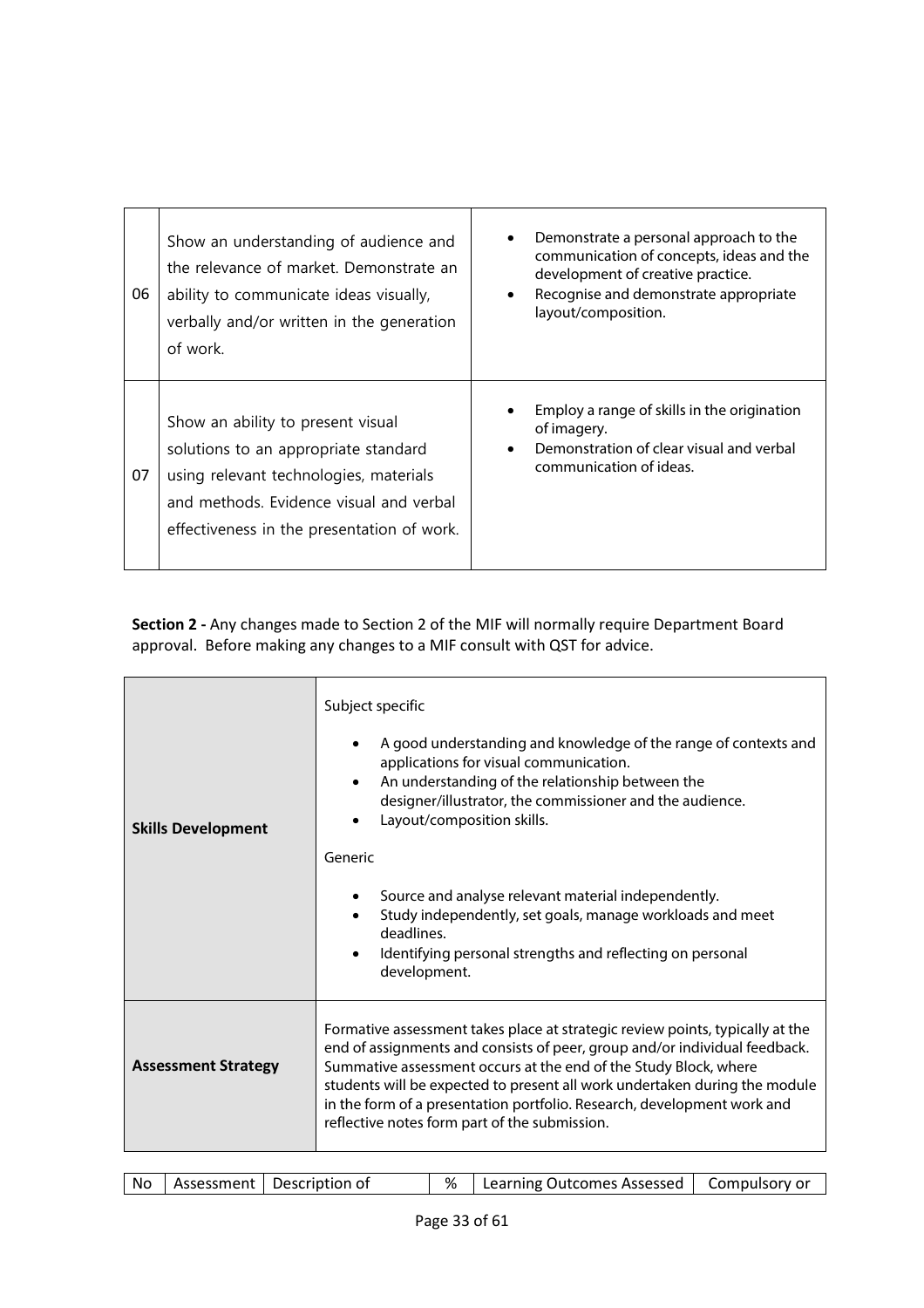| | | |
|---|---|---|
| 06 | Show an understanding of audience and the relevance of market. Demonstrate an ability to communicate ideas visually, verbally and/or written in the generation of work. | • Demonstrate a personal approach to the communication of concepts, ideas and the development of creative practice.<br>• Recognise and demonstrate appropriate layout/composition. |
| 07 | Show an ability to present visual solutions to an appropriate standard using relevant technologies, materials and methods. Evidence visual and verbal effectiveness in the presentation of work. | • Employ a range of skills in the origination of imagery.<br>• Demonstration of clear visual and verbal communication of ideas. |

**Section 2 -** Any changes made to Section 2 of the MIF will normally require Department Board approval. Before making any changes to a MIF consult with QST for advice.

| | |
|---|---|
| **Skills Development** | Subject specific<br>• A good understanding and knowledge of the range of contexts and applications for visual communication.<br>• An understanding of the relationship between the designer/illustrator, the commissioner and the audience.<br>• Layout/composition skills.<br><br>Generic<br>• Source and analyse relevant material independently.<br>• Study independently, set goals, manage workloads and meet deadlines.<br>• Identifying personal strengths and reflecting on personal development. |
| **Assessment Strategy** | Formative assessment takes place at strategic review points, typically at the end of assignments and consists of peer, group and/or individual feedback. Summative assessment occurs at the end of the Study Block, where students will be expected to present all work undertaken during the module in the form of a presentation portfolio. Research, development work and reflective notes form part of the submission. |

| No | Assessment | Description of | % | Learning Outcomes Assessed | Compulsory or |
|---|---|---|---|---|---|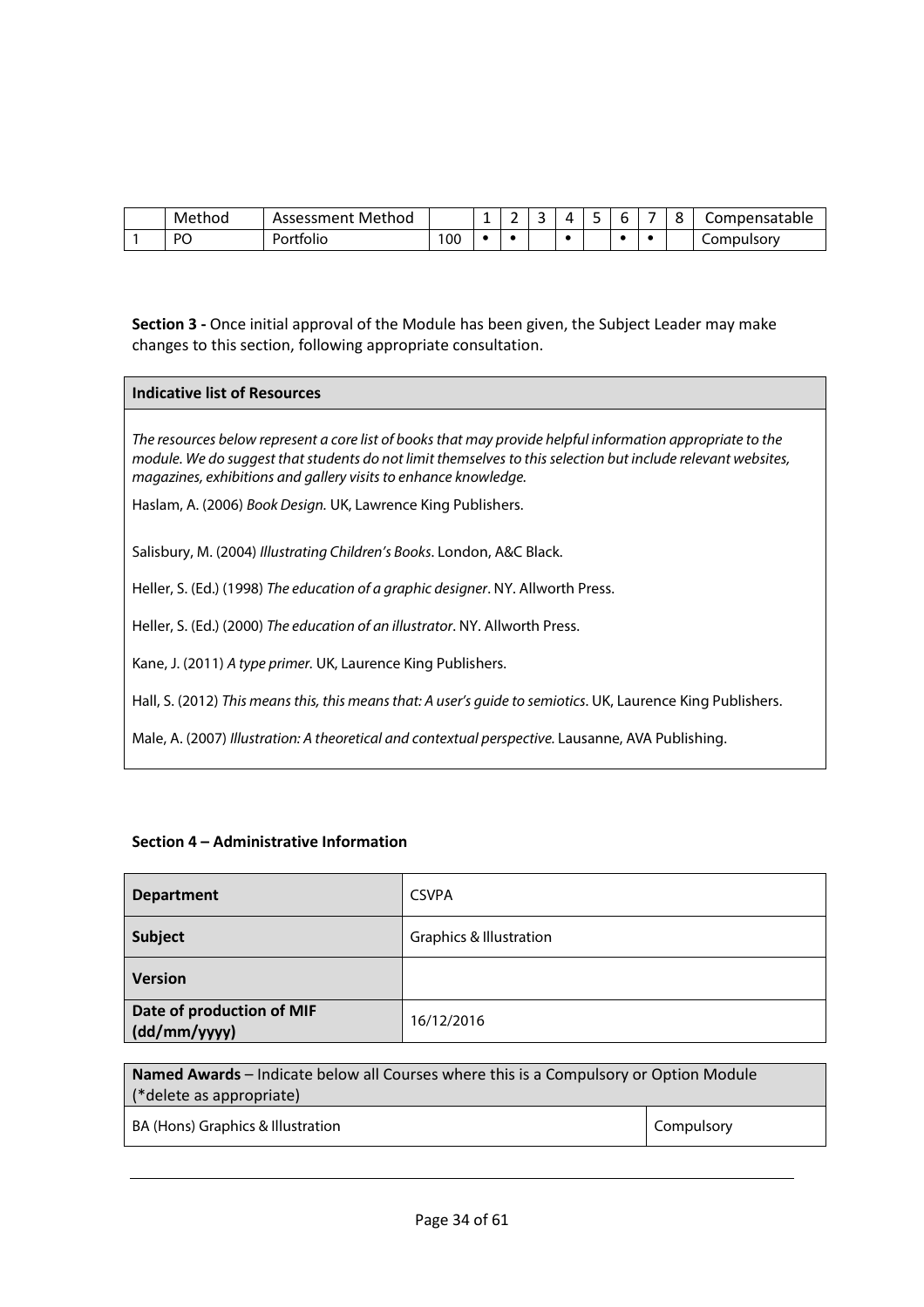| | Method | Assessment Method | | 1 | 2 | 3 | 4 | 5 | 6 | 7 | 8 | Compensatable |
|---|---|---|---|---|---|---|---|---|---|---|---|---|
| 1 | PO | Portfolio | 100 | • | • | | • | | • | • | | Compulsory |

**Section 3 -** Once initial approval of the Module has been given, the Subject Leader may make changes to this section, following appropriate consultation.

| **Indicative list of Resources** |
|---|
| *The resources below represent a core list of books that may provide helpful information appropriate to the module. We do suggest that students do not limit themselves to this selection but include relevant websites, magazines, exhibitions and gallery visits to enhance knowledge.*<br><br>Haslam, A. (2006) *Book Design.* UK, Lawrence King Publishers.<br><br>Salisbury, M. (2004) *Illustrating Children's Books*. London, A&C Black.<br><br>Heller, S. (Ed.) (1998) *The education of a graphic designer*. NY. Allworth Press.<br><br>Heller, S. (Ed.) (2000) *The education of an illustrator*. NY. Allworth Press.<br><br>Kane, J. (2011) *A type primer.* UK, Laurence King Publishers.<br><br>Hall, S. (2012) *This means this, this means that: A user's guide to semiotics*. UK, Laurence King Publishers.<br><br>Male, A. (2007) *Illustration: A theoretical and contextual perspective.* Lausanne, AVA Publishing. |

**Section 4 – Administrative Information**

| | |
|---|---|
| **Department** | CSVPA |
| **Subject** | Graphics & Illustration |
| **Version** | |
| **Date of production of MIF (dd/mm/yyyy)** | 16/12/2016 |

| **Named Awards** – Indicate below all Courses where this is a Compulsory or Option Module (*delete as appropriate) | |
|---|---|
| BA (Hons) Graphics & Illustration | Compulsory |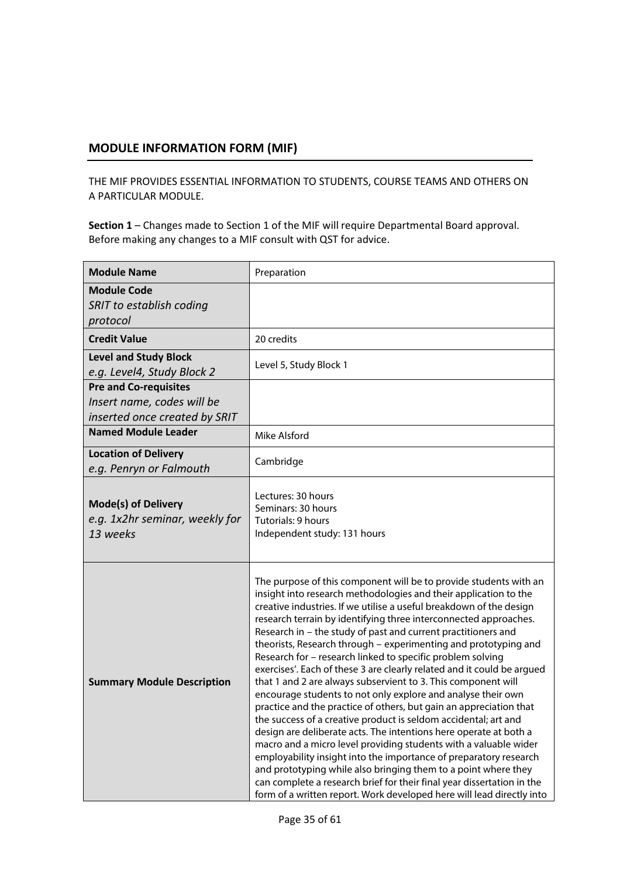## MODULE INFORMATION FORM (MIF)

THE MIF PROVIDES ESSENTIAL INFORMATION TO STUDENTS, COURSE TEAMS AND OTHERS ON A PARTICULAR MODULE.

**Section 1** – Changes made to Section 1 of the MIF will require Departmental Board approval. Before making any changes to a MIF consult with QST for advice.

| | |
|---|---|
| **Module Name** | Preparation |
| **Module Code**<br>*SRIT to establish coding protocol* | |
| **Credit Value** | 20 credits |
| **Level and Study Block**<br>*e.g. Level4, Study Block 2* | Level 5, Study Block 1 |
| **Pre and Co-requisites**<br>*Insert name, codes will be inserted once created by SRIT* | |
| **Named Module Leader** | Mike Alsford |
| **Location of Delivery**<br>*e.g. Penryn or Falmouth* | Cambridge |
| **Mode(s) of Delivery**<br>*e.g. 1x2hr seminar, weekly for 13 weeks* | Lectures: 30 hours<br>Seminars: 30 hours<br>Tutorials: 9 hours<br>Independent study: 131 hours |
| **Summary Module Description** | The purpose of this component will be to provide students with an insight into research methodologies and their application to the creative industries. If we utilise a useful breakdown of the design research terrain by identifying three interconnected approaches. Research in – the study of past and current practitioners and theorists, Research through – experimenting and prototyping and Research for – research linked to specific problem solving exercises'. Each of these 3 are clearly related and it could be argued that 1 and 2 are always subservient to 3. This component will encourage students to not only explore and analyse their own practice and the practice of others, but gain an appreciation that the success of a creative product is seldom accidental; art and design are deliberate acts. The intentions here operate at both a macro and a micro level providing students with a valuable wider employability insight into the importance of preparatory research and prototyping while also bringing them to a point where they can complete a research brief for their final year dissertation in the form of a written report. Work developed here will lead directly into |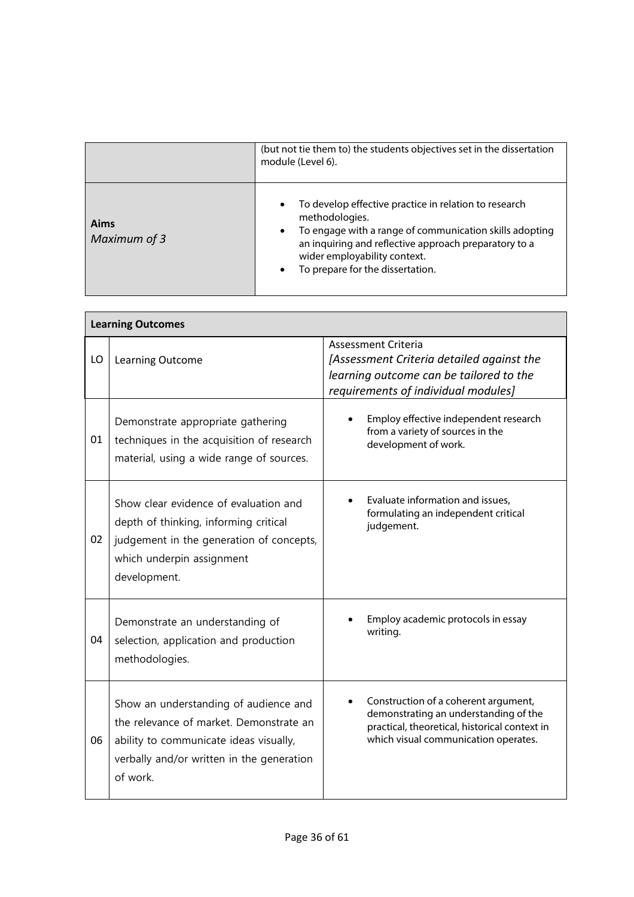| | |
|---|---|
| | (but not tie them to) the students objectives set in the dissertation module (Level 6). |
| **Aims** *Maximum of 3* | • To develop effective practice in relation to research methodologies. • To engage with a range of communication skills adopting an inquiring and reflective approach preparatory to a wider employability context. • To prepare for the dissertation. |

| **Learning Outcomes** | | |
|---|---|---|
| LO | Learning Outcome | Assessment Criteria *[Assessment Criteria detailed against the learning outcome can be tailored to the requirements of individual modules]* |
| 01 | Demonstrate appropriate gathering techniques in the acquisition of research material, using a wide range of sources. | • Employ effective independent research from a variety of sources in the development of work. |
| 02 | Show clear evidence of evaluation and depth of thinking, informing critical judgement in the generation of concepts, which underpin assignment development. | • Evaluate information and issues, formulating an independent critical judgement. |
| 04 | Demonstrate an understanding of selection, application and production methodologies. | • Employ academic protocols in essay writing. |
| 06 | Show an understanding of audience and the relevance of market. Demonstrate an ability to communicate ideas visually, verbally and/or written in the generation of work. | • Construction of a coherent argument, demonstrating an understanding of the practical, theoretical, historical context in which visual communication operates. |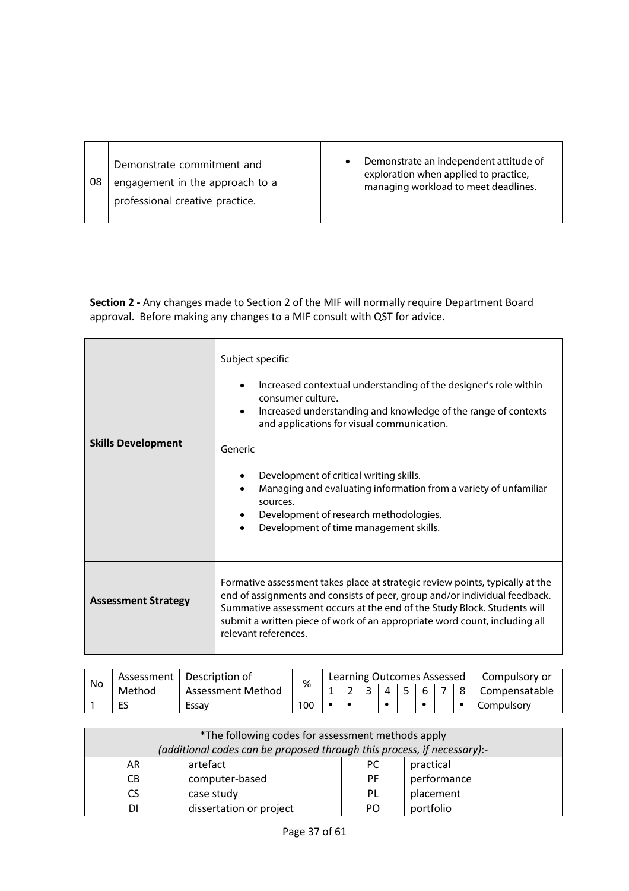| 08 | Demonstrate commitment and engagement in the approach to a professional creative practice. | • Demonstrate an independent attitude of exploration when applied to practice, managing workload to meet deadlines. |
|---|---|---|

**Section 2 -** Any changes made to Section 2 of the MIF will normally require Department Board approval. Before making any changes to a MIF consult with QST for advice.

| | |
|---|---|
| **Skills Development** | Subject specific<br><br>• Increased contextual understanding of the designer's role within consumer culture.<br>• Increased understanding and knowledge of the range of contexts and applications for visual communication.<br><br>Generic<br><br>• Development of critical writing skills.<br>• Managing and evaluating information from a variety of unfamiliar sources.<br>• Development of research methodologies.<br>• Development of time management skills. |
| **Assessment Strategy** | Formative assessment takes place at strategic review points, typically at the end of assignments and consists of peer, group and/or individual feedback. Summative assessment occurs at the end of the Study Block. Students will submit a written piece of work of an appropriate word count, including all relevant references. |

| No | Assessment Method | Description of Assessment Method | % | Learning Outcomes Assessed | | | | | | | | Compulsory or Compensatable |
|---|---|---|---|---|---|---|---|---|---|---|---|---|
| | | | | 1 | 2 | 3 | 4 | 5 | 6 | 7 | 8 | |
| 1 | ES | Essay | 100 | • | • | | • | | • | | • | Compulsory |

| *The following codes for assessment methods apply *(additional codes can be proposed through this process, if necessary)*:- | | | |
|---|---|---|---|
| AR | artefact | PC | practical |
| CB | computer-based | PF | performance |
| CS | case study | PL | placement |
| DI | dissertation or project | PO | portfolio |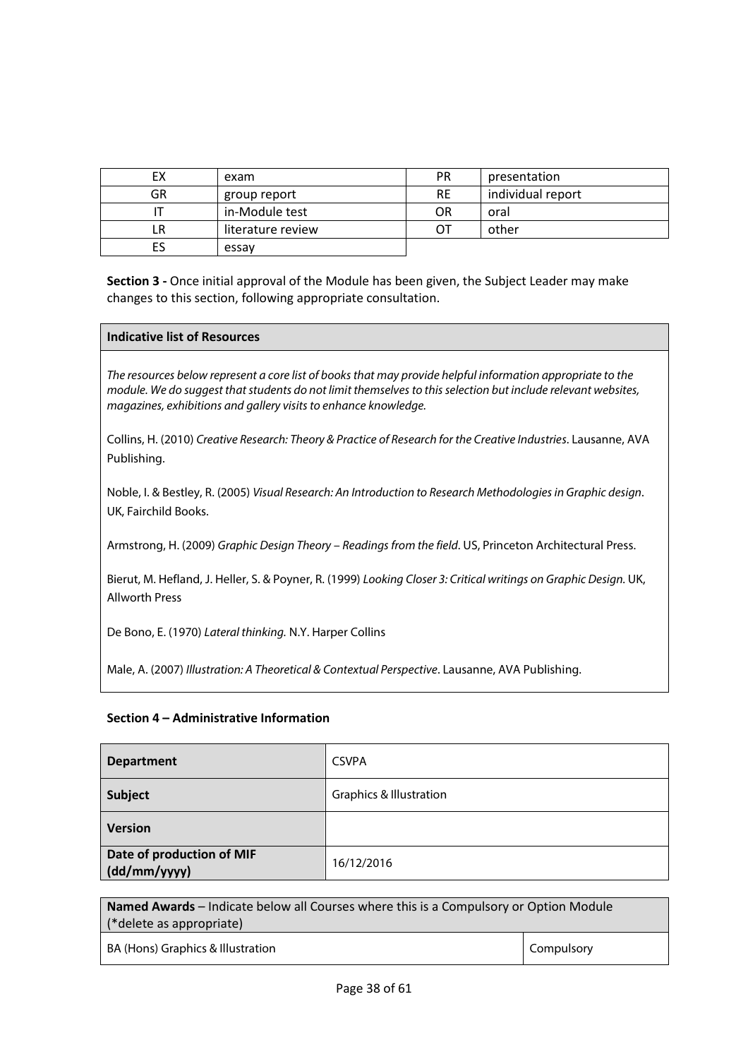| EX | exam | PR | presentation |
|---|---|---|---|
| GR | group report | RE | individual report |
| IT | in-Module test | OR | oral |
| LR | literature review | OT | other |
| ES | essay | | |

**Section 3 -** Once initial approval of the Module has been given, the Subject Leader may make changes to this section, following appropriate consultation.

**Indicative list of Resources**

*The resources below represent a core list of books that may provide helpful information appropriate to the module. We do suggest that students do not limit themselves to this selection but include relevant websites, magazines, exhibitions and gallery visits to enhance knowledge.*

Collins, H. (2010) *Creative Research: Theory & Practice of Research for the Creative Industries*. Lausanne, AVA Publishing.

Noble, I. & Bestley, R. (2005) *Visual Research: An Introduction to Research Methodologies in Graphic design*. UK, Fairchild Books.

Armstrong, H. (2009) *Graphic Design Theory – Readings from the field*. US, Princeton Architectural Press.

Bierut, M. Hefland, J. Heller, S. & Poyner, R. (1999) *Looking Closer 3: Critical writings on Graphic Design.* UK, Allworth Press

De Bono, E. (1970) *Lateral thinking.* N.Y. Harper Collins

Male, A. (2007) *Illustration: A Theoretical & Contextual Perspective*. Lausanne, AVA Publishing.

**Section 4 – Administrative Information**

| | |
|---|---|
| **Department** | CSVPA |
| **Subject** | Graphics & Illustration |
| **Version** | |
| **Date of production of MIF (dd/mm/yyyy)** | 16/12/2016 |

| **Named Awards** – Indicate below all Courses where this is a Compulsory or Option Module (*delete as appropriate) | |
|---|---|
| BA (Hons) Graphics & Illustration | Compulsory |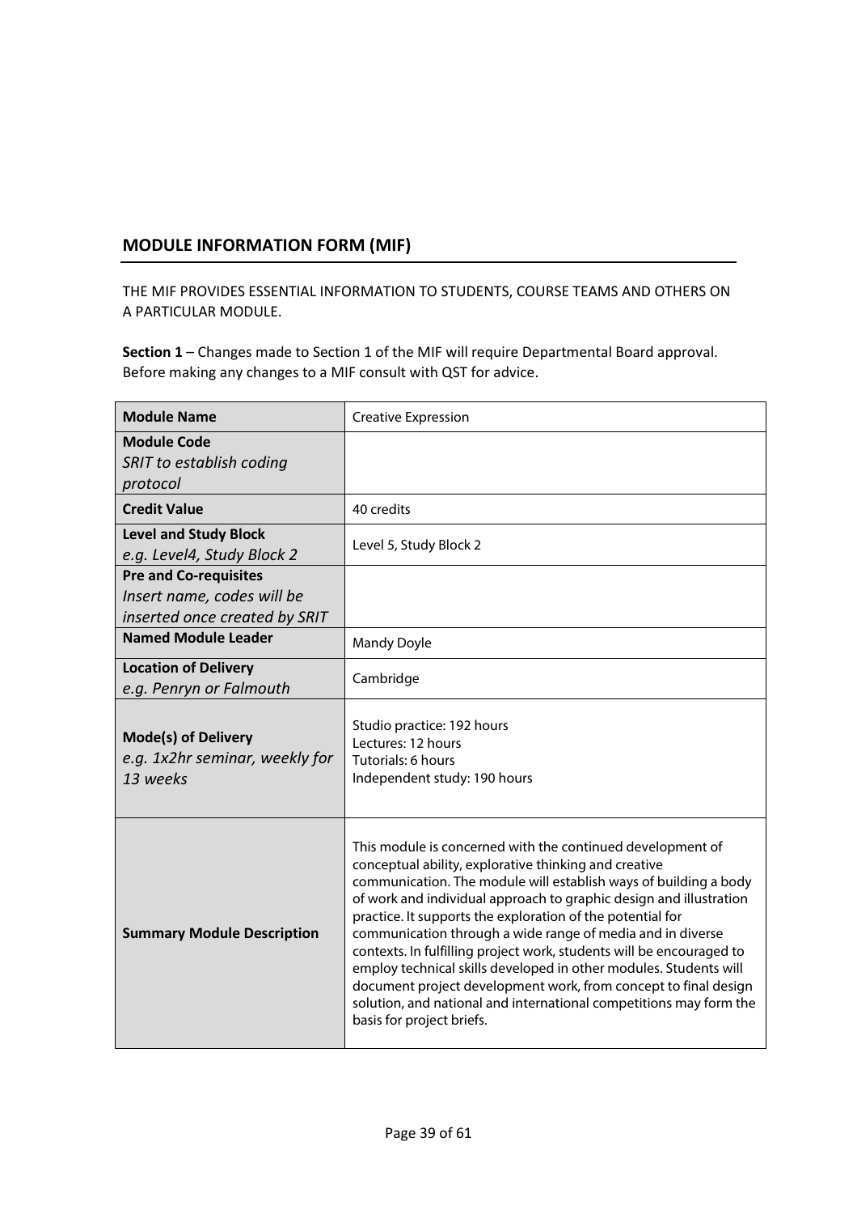## MODULE INFORMATION FORM (MIF)

THE MIF PROVIDES ESSENTIAL INFORMATION TO STUDENTS, COURSE TEAMS AND OTHERS ON A PARTICULAR MODULE.

**Section 1** – Changes made to Section 1 of the MIF will require Departmental Board approval. Before making any changes to a MIF consult with QST for advice.

| **Module Name** | Creative Expression |
|---|---|
| **Module Code**<br>*SRIT to establish coding protocol* | |
| **Credit Value** | 40 credits |
| **Level and Study Block**<br>*e.g. Level4, Study Block 2* | Level 5, Study Block 2 |
| **Pre and Co-requisites**<br>*Insert name, codes will be inserted once created by SRIT* | |
| **Named Module Leader** | Mandy Doyle |
| **Location of Delivery**<br>*e.g. Penryn or Falmouth* | Cambridge |
| **Mode(s) of Delivery**<br>*e.g. 1x2hr seminar, weekly for 13 weeks* | Studio practice: 192 hours<br>Lectures: 12 hours<br>Tutorials: 6 hours<br>Independent study: 190 hours |
| **Summary Module Description** | This module is concerned with the continued development of conceptual ability, explorative thinking and creative communication. The module will establish ways of building a body of work and individual approach to graphic design and illustration practice. It supports the exploration of the potential for communication through a wide range of media and in diverse contexts. In fulfilling project work, students will be encouraged to employ technical skills developed in other modules. Students will document project development work, from concept to final design solution, and national and international competitions may form the basis for project briefs. |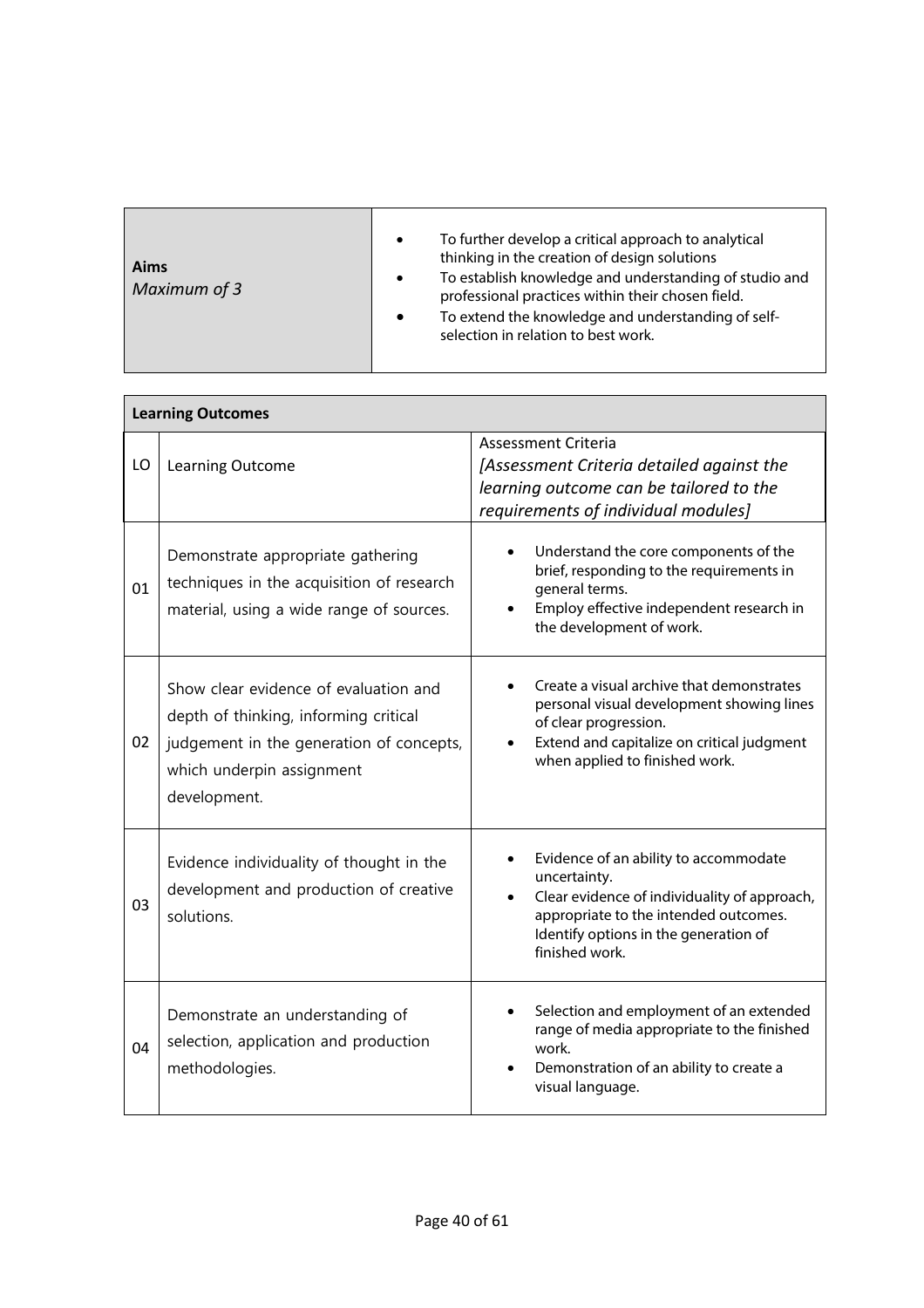| **Aims** *Maximum of 3* | • To further develop a critical approach to analytical thinking in the creation of design solutions<br>• To establish knowledge and understanding of studio and professional practices within their chosen field.<br>• To extend the knowledge and understanding of self-selection in relation to best work. |
|---|---|

| **Learning Outcomes** | | |
|---|---|---|
| LO | Learning Outcome | Assessment Criteria *[Assessment Criteria detailed against the learning outcome can be tailored to the requirements of individual modules]* |
| 01 | Demonstrate appropriate gathering techniques in the acquisition of research material, using a wide range of sources. | • Understand the core components of the brief, responding to the requirements in general terms.<br>• Employ effective independent research in the development of work. |
| 02 | Show clear evidence of evaluation and depth of thinking, informing critical judgement in the generation of concepts, which underpin assignment development. | • Create a visual archive that demonstrates personal visual development showing lines of clear progression.<br>• Extend and capitalize on critical judgment when applied to finished work. |
| 03 | Evidence individuality of thought in the development and production of creative solutions. | • Evidence of an ability to accommodate uncertainty.<br>• Clear evidence of individuality of approach, appropriate to the intended outcomes. Identify options in the generation of finished work. |
| 04 | Demonstrate an understanding of selection, application and production methodologies. | • Selection and employment of an extended range of media appropriate to the finished work.<br>• Demonstration of an ability to create a visual language. |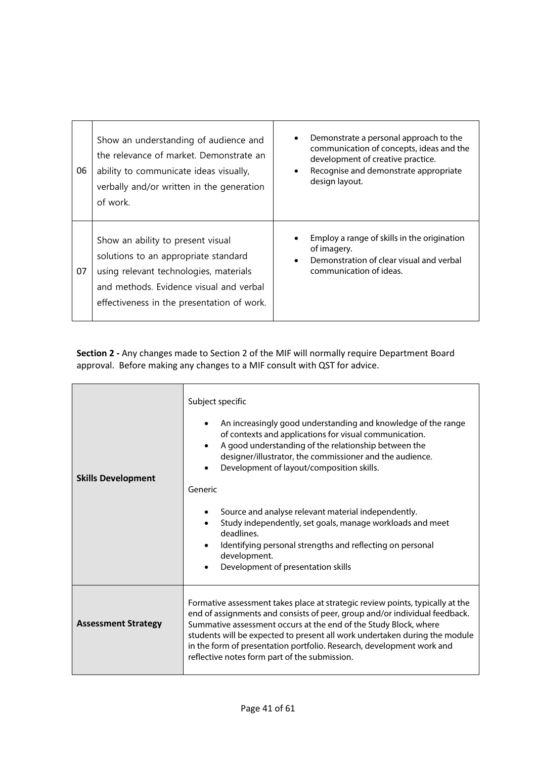| | | |
|---|---|---|
| 06 | Show an understanding of audience and the relevance of market. Demonstrate an ability to communicate ideas visually, verbally and/or written in the generation of work. | • Demonstrate a personal approach to the communication of concepts, ideas and the development of creative practice.<br>• Recognise and demonstrate appropriate design layout. |
| 07 | Show an ability to present visual solutions to an appropriate standard using relevant technologies, materials and methods. Evidence visual and verbal effectiveness in the presentation of work. | • Employ a range of skills in the origination of imagery.<br>• Demonstration of clear visual and verbal communication of ideas. |

**Section 2 -** Any changes made to Section 2 of the MIF will normally require Department Board approval. Before making any changes to a MIF consult with QST for advice.

| | |
|---|---|
| **Skills Development** | Subject specific<br><br>• An increasingly good understanding and knowledge of the range of contexts and applications for visual communication.<br>• A good understanding of the relationship between the designer/illustrator, the commissioner and the audience.<br>• Development of layout/composition skills.<br><br>Generic<br><br>• Source and analyse relevant material independently.<br>• Study independently, set goals, manage workloads and meet deadlines.<br>• Identifying personal strengths and reflecting on personal development.<br>• Development of presentation skills |
| **Assessment Strategy** | Formative assessment takes place at strategic review points, typically at the end of assignments and consists of peer, group and/or individual feedback. Summative assessment occurs at the end of the Study Block, where students will be expected to present all work undertaken during the module in the form of presentation portfolio. Research, development work and reflective notes form part of the submission. |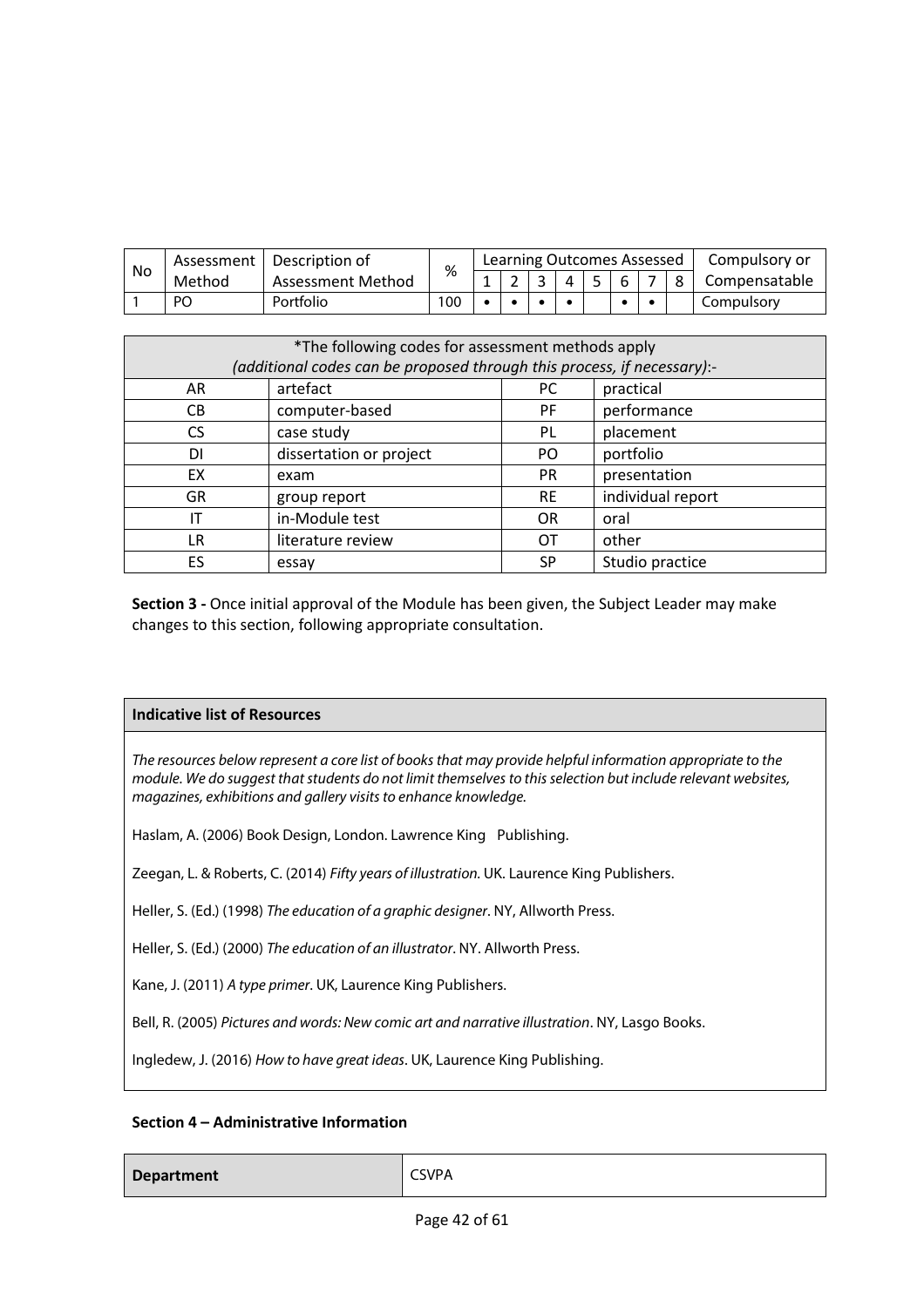| No | Assessment Method | Description of Assessment Method | % | Learning Outcomes Assessed | | | | | | | | Compulsory or Compensatable |
|---|---|---|---|---|---|---|---|---|---|---|---|---|
| | | | | 1 | 2 | 3 | 4 | 5 | 6 | 7 | 8 | |
| 1 | PO | Portfolio | 100 | • | • | • | • | | • | • | | Compulsory |

| *The following codes for assessment methods apply *(additional codes can be proposed through this process, if necessary)*:- | | | |
|---|---|---|---|
| AR | artefact | PC | practical |
| CB | computer-based | PF | performance |
| CS | case study | PL | placement |
| DI | dissertation or project | PO | portfolio |
| EX | exam | PR | presentation |
| GR | group report | RE | individual report |
| IT | in-Module test | OR | oral |
| LR | literature review | OT | other |
| ES | essay | SP | Studio practice |

**Section 3 -** Once initial approval of the Module has been given, the Subject Leader may make changes to this section, following appropriate consultation.

**Indicative list of Resources**

*The resources below represent a core list of books that may provide helpful information appropriate to the module. We do suggest that students do not limit themselves to this selection but include relevant websites, magazines, exhibitions and gallery visits to enhance knowledge.*

Haslam, A. (2006) Book Design, London. Lawrence King Publishing.

Zeegan, L. & Roberts, C. (2014) *Fifty years of illustration.* UK. Laurence King Publishers.

Heller, S. (Ed.) (1998) *The education of a graphic designer*. NY, Allworth Press.

Heller, S. (Ed.) (2000) *The education of an illustrator*. NY. Allworth Press.

Kane, J. (2011) *A type primer*. UK, Laurence King Publishers.

Bell, R. (2005) *Pictures and words: New comic art and narrative illustration*. NY, Lasgo Books.

Ingledew, J. (2016) *How to have great ideas*. UK, Laurence King Publishing.

**Section 4 – Administrative Information**

| **Department** | CSVPA |
|---|---|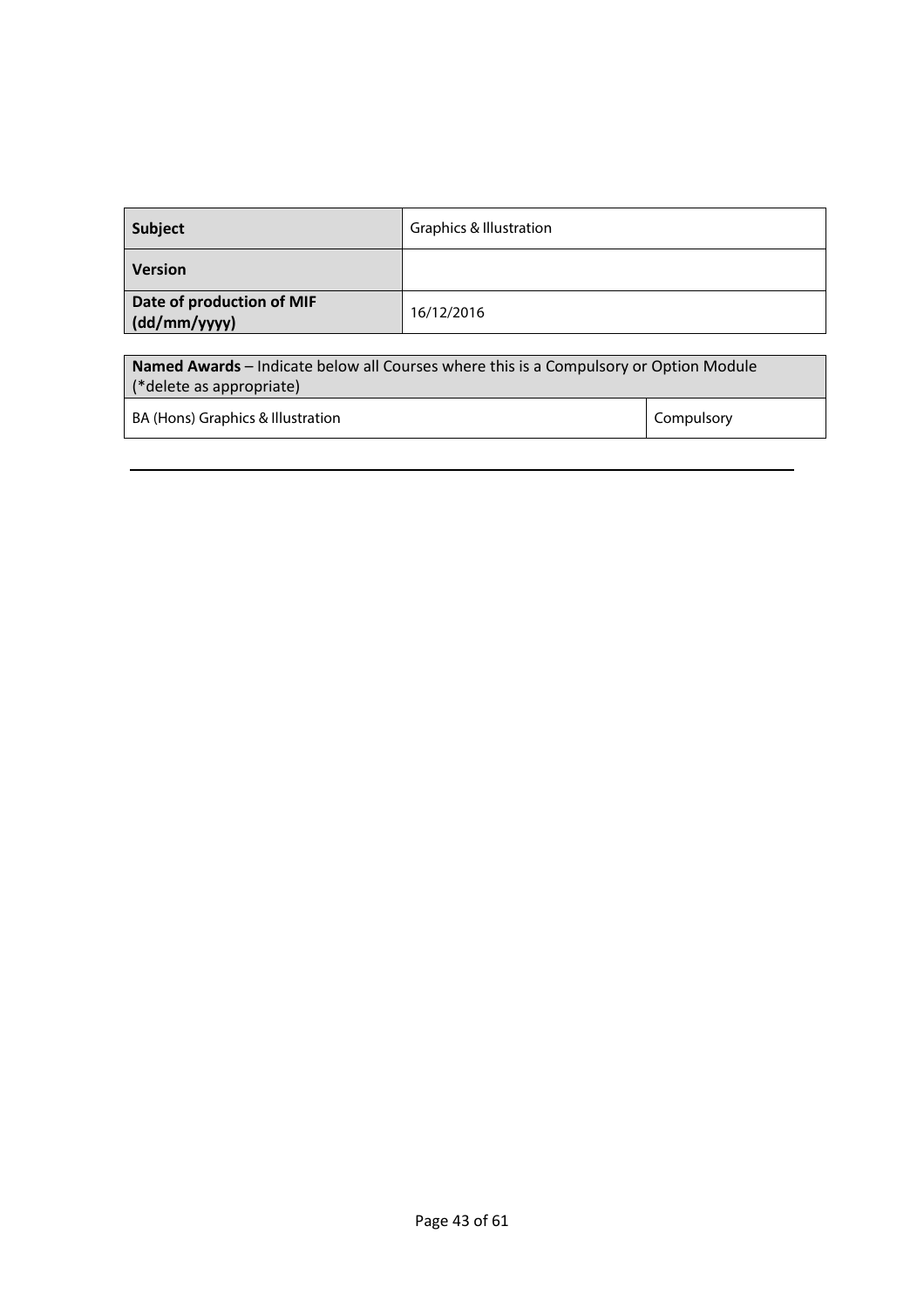| **Subject** | Graphics & Illustration |
| --- | --- |
| **Version** | |
| **Date of production of MIF (dd/mm/yyyy)** | 16/12/2016 |

| **Named Awards** – Indicate below all Courses where this is a Compulsory or Option Module (*delete as appropriate) | |
| --- | --- |
| BA (Hons) Graphics & Illustration | Compulsory |

---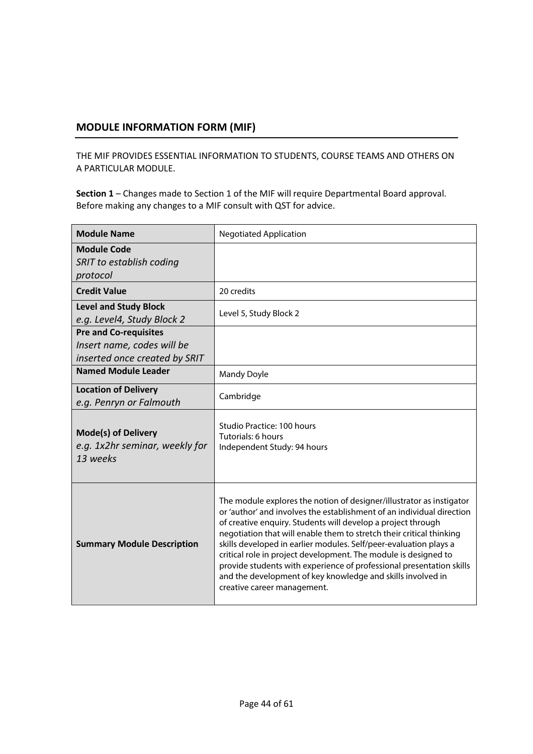## MODULE INFORMATION FORM (MIF)

THE MIF PROVIDES ESSENTIAL INFORMATION TO STUDENTS, COURSE TEAMS AND OTHERS ON A PARTICULAR MODULE.

**Section 1** – Changes made to Section 1 of the MIF will require Departmental Board approval. Before making any changes to a MIF consult with QST for advice.

| | |
|---|---|
| **Module Name** | Negotiated Application |
| **Module Code**<br>*SRIT to establish coding protocol* | |
| **Credit Value** | 20 credits |
| **Level and Study Block**<br>*e.g. Level4, Study Block 2* | Level 5, Study Block 2 |
| **Pre and Co-requisites**<br>*Insert name, codes will be inserted once created by SRIT* | |
| **Named Module Leader** | Mandy Doyle |
| **Location of Delivery**<br>*e.g. Penryn or Falmouth* | Cambridge |
| **Mode(s) of Delivery**<br>*e.g. 1x2hr seminar, weekly for 13 weeks* | Studio Practice: 100 hours<br>Tutorials: 6 hours<br>Independent Study: 94 hours |
| **Summary Module Description** | The module explores the notion of designer/illustrator as instigator or 'author' and involves the establishment of an individual direction of creative enquiry. Students will develop a project through negotiation that will enable them to stretch their critical thinking skills developed in earlier modules. Self/peer-evaluation plays a critical role in project development. The module is designed to provide students with experience of professional presentation skills and the development of key knowledge and skills involved in creative career management. |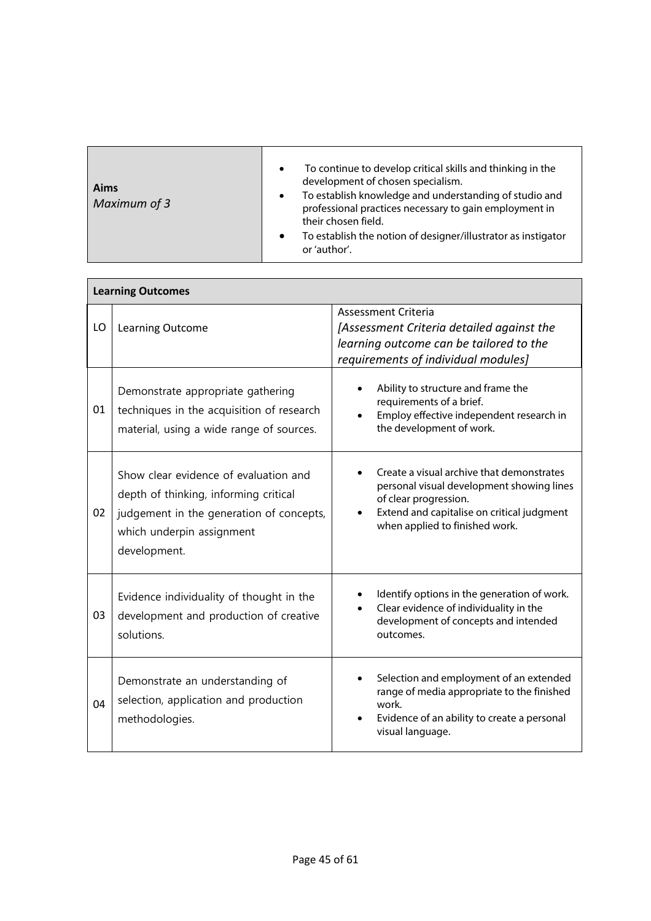| **Aims**<br>*Maximum of 3* | <ul><li>To continue to develop critical skills and thinking in the development of chosen specialism.</li><li>To establish knowledge and understanding of studio and professional practices necessary to gain employment in their chosen field.</li><li>To establish the notion of designer/illustrator as instigator or 'author'.</li></ul> |
|---|---|

**Learning Outcomes**

| LO | Learning Outcome | Assessment Criteria<br>*[Assessment Criteria detailed against the learning outcome can be tailored to the requirements of individual modules]* |
|---|---|---|
| 01 | Demonstrate appropriate gathering techniques in the acquisition of research material, using a wide range of sources. | <ul><li>Ability to structure and frame the requirements of a brief.</li><li>Employ effective independent research in the development of work.</li></ul> |
| 02 | Show clear evidence of evaluation and depth of thinking, informing critical judgement in the generation of concepts, which underpin assignment development. | <ul><li>Create a visual archive that demonstrates personal visual development showing lines of clear progression.</li><li>Extend and capitalise on critical judgment when applied to finished work.</li></ul> |
| 03 | Evidence individuality of thought in the development and production of creative solutions. | <ul><li>Identify options in the generation of work.</li><li>Clear evidence of individuality in the development of concepts and intended outcomes.</li></ul> |
| 04 | Demonstrate an understanding of selection, application and production methodologies. | <ul><li>Selection and employment of an extended range of media appropriate to the finished work.</li><li>Evidence of an ability to create a personal visual language.</li></ul> |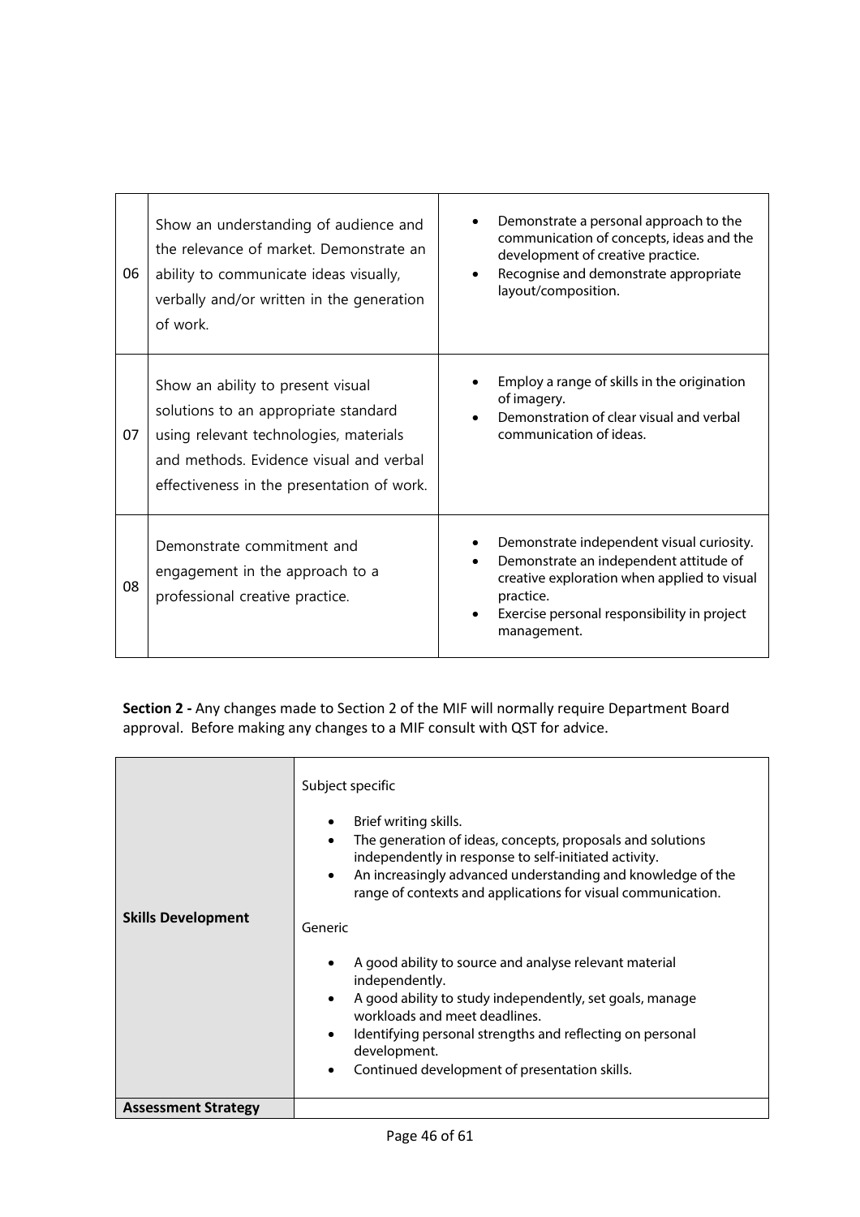| | | |
|---|---|---|
| 06 | Show an understanding of audience and the relevance of market. Demonstrate an ability to communicate ideas visually, verbally and/or written in the generation of work. | • Demonstrate a personal approach to the communication of concepts, ideas and the development of creative practice.<br>• Recognise and demonstrate appropriate layout/composition. |
| 07 | Show an ability to present visual solutions to an appropriate standard using relevant technologies, materials and methods. Evidence visual and verbal effectiveness in the presentation of work. | • Employ a range of skills in the origination of imagery.<br>• Demonstration of clear visual and verbal communication of ideas. |
| 08 | Demonstrate commitment and engagement in the approach to a professional creative practice. | • Demonstrate independent visual curiosity.<br>• Demonstrate an independent attitude of creative exploration when applied to visual practice.<br>• Exercise personal responsibility in project management. |

**Section 2 -** Any changes made to Section 2 of the MIF will normally require Department Board approval. Before making any changes to a MIF consult with QST for advice.

| | |
|---|---|
| **Skills Development** | Subject specific<br><br>• Brief writing skills.<br>• The generation of ideas, concepts, proposals and solutions independently in response to self-initiated activity.<br>• An increasingly advanced understanding and knowledge of the range of contexts and applications for visual communication.<br><br>Generic<br><br>• A good ability to source and analyse relevant material independently.<br>• A good ability to study independently, set goals, manage workloads and meet deadlines.<br>• Identifying personal strengths and reflecting on personal development.<br>• Continued development of presentation skills. |
| **Assessment Strategy** | |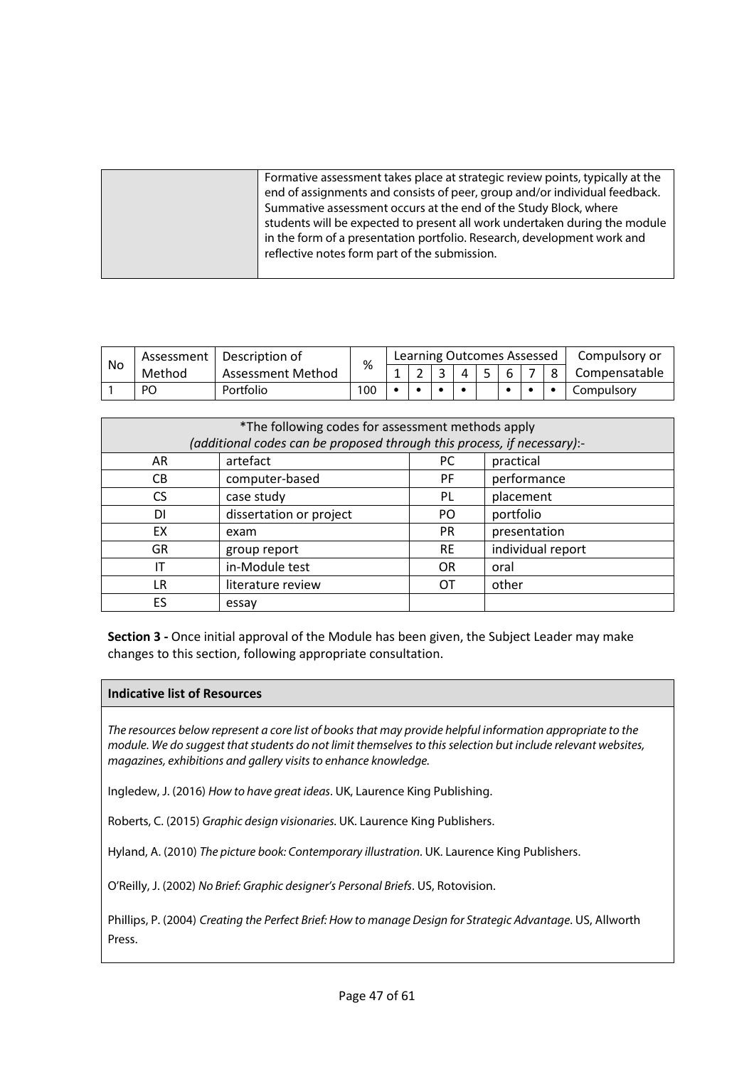| | |
|---|---|
| | Formative assessment takes place at strategic review points, typically at the end of assignments and consists of peer, group and/or individual feedback. Summative assessment occurs at the end of the Study Block, where students will be expected to present all work undertaken during the module in the form of a presentation portfolio. Research, development work and reflective notes form part of the submission. |

| No | Assessment Method | Description of Assessment Method | % | Learning Outcomes Assessed | | | | | | | | Compulsory or Compensatable |
|---|---|---|---|---|---|---|---|---|---|---|---|---|
| | | | | 1 | 2 | 3 | 4 | 5 | 6 | 7 | 8 | |
| 1 | PO | Portfolio | 100 | • | • | • | • | | • | • | • | Compulsory |

| *The following codes for assessment methods apply *(additional codes can be proposed through this process, if necessary)*:- | | | |
|---|---|---|---|
| AR | artefact | PC | practical |
| CB | computer-based | PF | performance |
| CS | case study | PL | placement |
| DI | dissertation or project | PO | portfolio |
| EX | exam | PR | presentation |
| GR | group report | RE | individual report |
| IT | in-Module test | OR | oral |
| LR | literature review | OT | other |
| ES | essay | | |

**Section 3 -** Once initial approval of the Module has been given, the Subject Leader may make changes to this section, following appropriate consultation.

**Indicative list of Resources**

*The resources below represent a core list of books that may provide helpful information appropriate to the module. We do suggest that students do not limit themselves to this selection but include relevant websites, magazines, exhibitions and gallery visits to enhance knowledge.*

Ingledew, J. (2016) *How to have great ideas*. UK, Laurence King Publishing.

Roberts, C. (2015) *Graphic design visionaries.* UK. Laurence King Publishers.

Hyland, A. (2010) *The picture book: Contemporary illustration*. UK. Laurence King Publishers.

O'Reilly, J. (2002) *No Brief: Graphic designer's Personal Briefs*. US, Rotovision.

Phillips, P. (2004) *Creating the Perfect Brief: How to manage Design for Strategic Advantage*. US, Allworth Press.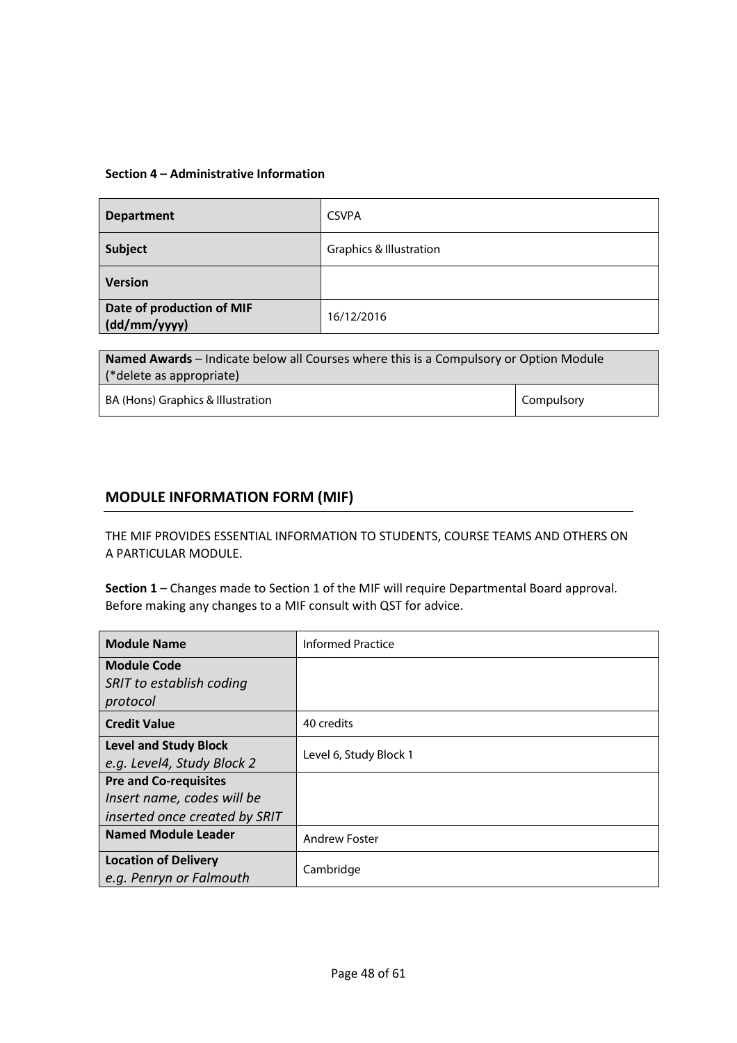**Section 4 – Administrative Information**

| **Department** | CSVPA |
|---|---|
| **Subject** | Graphics & Illustration |
| **Version** | |
| **Date of production of MIF (dd/mm/yyyy)** | 16/12/2016 |

| **Named Awards** – Indicate below all Courses where this is a Compulsory or Option Module (*delete as appropriate) | |
|---|---|
| BA (Hons) Graphics & Illustration | Compulsory |

## MODULE INFORMATION FORM (MIF)

THE MIF PROVIDES ESSENTIAL INFORMATION TO STUDENTS, COURSE TEAMS AND OTHERS ON A PARTICULAR MODULE.

**Section 1** – Changes made to Section 1 of the MIF will require Departmental Board approval. Before making any changes to a MIF consult with QST for advice.

| **Module Name** | Informed Practice |
|---|---|
| **Module Code** *SRIT to establish coding protocol* | |
| **Credit Value** | 40 credits |
| **Level and Study Block** *e.g. Level4, Study Block 2* | Level 6, Study Block 1 |
| **Pre and Co-requisites** *Insert name, codes will be inserted once created by SRIT* | |
| **Named Module Leader** | Andrew Foster |
| **Location of Delivery** *e.g. Penryn or Falmouth* | Cambridge |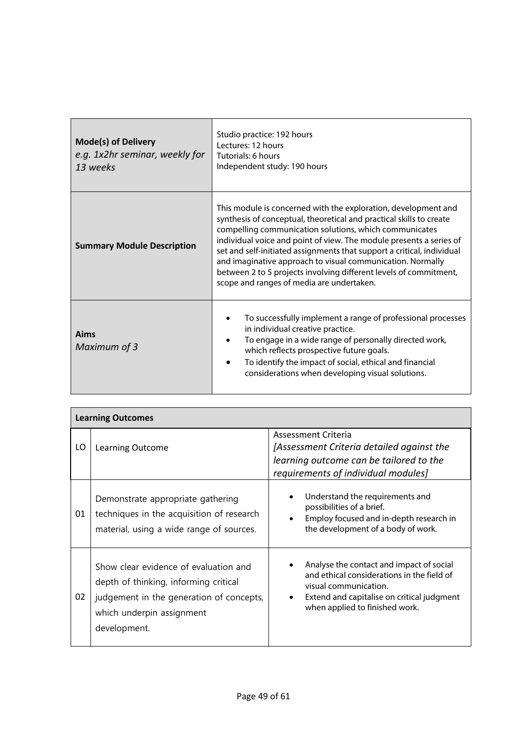| **Mode(s) of Delivery** *e.g. 1x2hr seminar, weekly for 13 weeks* | Studio practice: 192 hours<br>Lectures: 12 hours<br>Tutorials: 6 hours<br>Independent study: 190 hours |
|---|---|
| **Summary Module Description** | This module is concerned with the exploration, development and synthesis of conceptual, theoretical and practical skills to create compelling communication solutions, which communicates individual voice and point of view. The module presents a series of set and self-initiated assignments that support a critical, individual and imaginative approach to visual communication. Normally between 2 to 5 projects involving different levels of commitment, scope and ranges of media are undertaken. |
| **Aims** *Maximum of 3* | • To successfully implement a range of professional processes in individual creative practice.<br>• To engage in a wide range of personally directed work, which reflects prospective future goals.<br>• To identify the impact of social, ethical and financial considerations when developing visual solutions. |

**Learning Outcomes**

| LO | Learning Outcome | Assessment Criteria *[Assessment Criteria detailed against the learning outcome can be tailored to the requirements of individual modules]* |
|---|---|---|
| 01 | Demonstrate appropriate gathering techniques in the acquisition of research material, using a wide range of sources. | • Understand the requirements and possibilities of a brief.<br>• Employ focused and in-depth research in the development of a body of work. |
| 02 | Show clear evidence of evaluation and depth of thinking, informing critical judgement in the generation of concepts, which underpin assignment development. | • Analyse the contact and impact of social and ethical considerations in the field of visual communication.<br>• Extend and capitalise on critical judgment when applied to finished work. |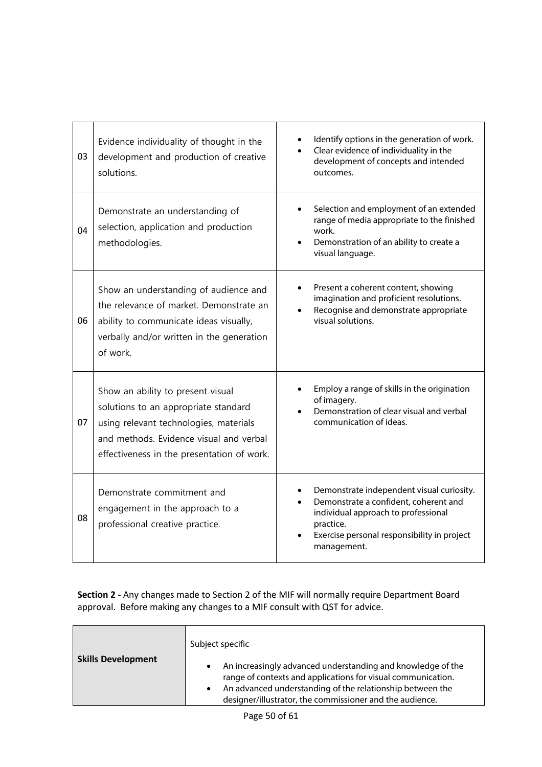| | | |
|---|---|---|
| 03 | Evidence individuality of thought in the development and production of creative solutions. | • Identify options in the generation of work.<br>• Clear evidence of individuality in the development of concepts and intended outcomes. |
| 04 | Demonstrate an understanding of selection, application and production methodologies. | • Selection and employment of an extended range of media appropriate to the finished work.<br>• Demonstration of an ability to create a visual language. |
| 06 | Show an understanding of audience and the relevance of market. Demonstrate an ability to communicate ideas visually, verbally and/or written in the generation of work. | • Present a coherent content, showing imagination and proficient resolutions.<br>• Recognise and demonstrate appropriate visual solutions. |
| 07 | Show an ability to present visual solutions to an appropriate standard using relevant technologies, materials and methods. Evidence visual and verbal effectiveness in the presentation of work. | • Employ a range of skills in the origination of imagery.<br>• Demonstration of clear visual and verbal communication of ideas. |
| 08 | Demonstrate commitment and engagement in the approach to a professional creative practice. | • Demonstrate independent visual curiosity.<br>• Demonstrate a confident, coherent and individual approach to professional practice.<br>• Exercise personal responsibility in project management. |

**Section 2 -** Any changes made to Section 2 of the MIF will normally require Department Board approval. Before making any changes to a MIF consult with QST for advice.

| | |
|---|---|
| **Skills Development** | Subject specific<br>• An increasingly advanced understanding and knowledge of the range of contexts and applications for visual communication.<br>• An advanced understanding of the relationship between the designer/illustrator, the commissioner and the audience. |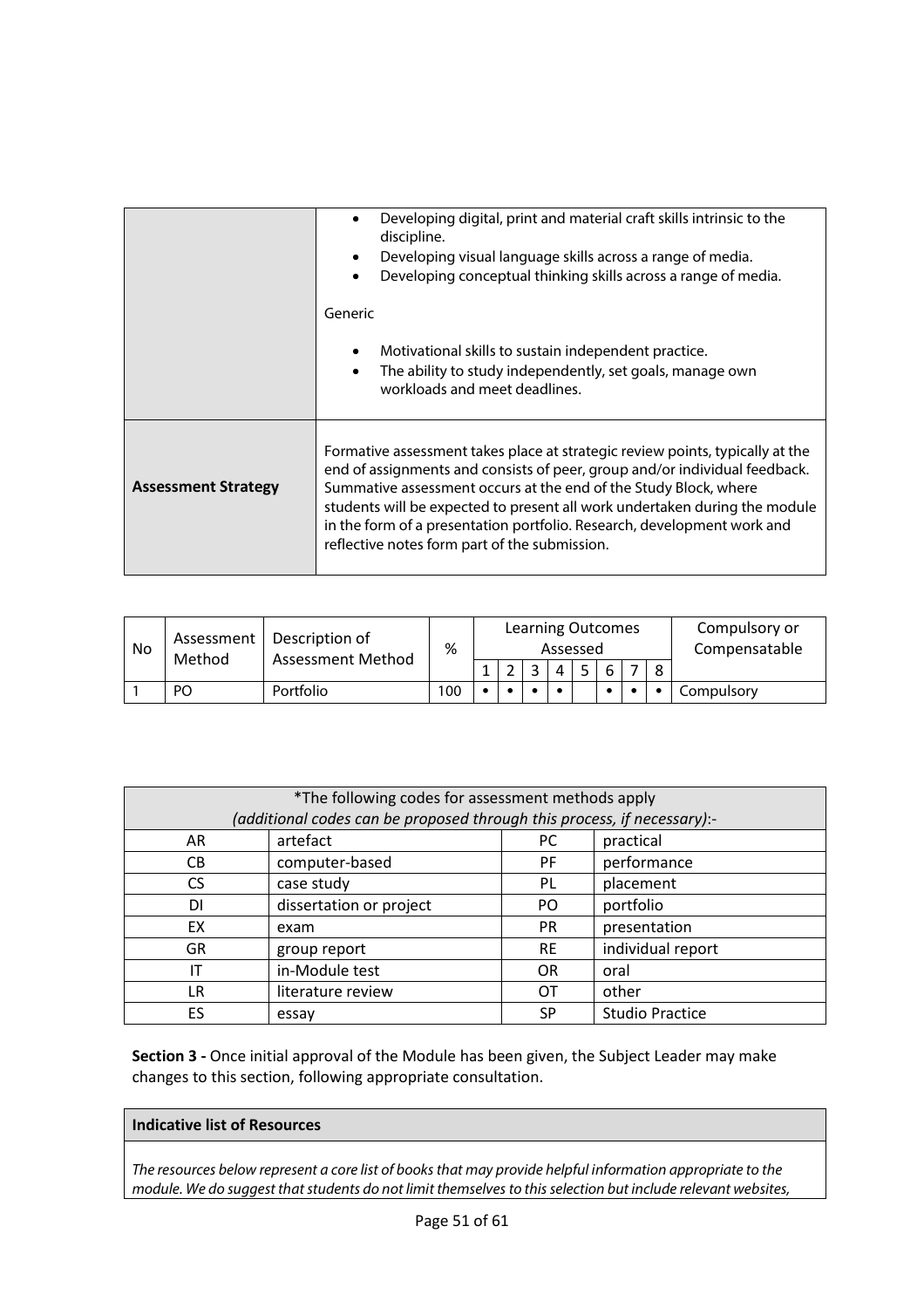| | |
|---|---|
| | - Developing digital, print and material craft skills intrinsic to the discipline.<br>- Developing visual language skills across a range of media.<br>- Developing conceptual thinking skills across a range of media.<br><br>Generic<br><br>- Motivational skills to sustain independent practice.<br>- The ability to study independently, set goals, manage own workloads and meet deadlines. |
| **Assessment Strategy** | Formative assessment takes place at strategic review points, typically at the end of assignments and consists of peer, group and/or individual feedback. Summative assessment occurs at the end of the Study Block, where students will be expected to present all work undertaken during the module in the form of a presentation portfolio. Research, development work and reflective notes form part of the submission. |

| No | Assessment Method | Description of Assessment Method | % | Learning Outcomes Assessed | | | | | | | | Compulsory or Compensatable |
|---|---|---|---|---|---|---|---|---|---|---|---|---|
| | | | | 1 | 2 | 3 | 4 | 5 | 6 | 7 | 8 | |
| 1 | PO | Portfolio | 100 | • | • | • | • | | • | • | • | Compulsory |

| *The following codes for assessment methods apply *(additional codes can be proposed through this process, if necessary)*:- | | | |
|---|---|---|---|
| AR | artefact | PC | practical |
| CB | computer-based | PF | performance |
| CS | case study | PL | placement |
| DI | dissertation or project | PO | portfolio |
| EX | exam | PR | presentation |
| GR | group report | RE | individual report |
| IT | in-Module test | OR | oral |
| LR | literature review | OT | other |
| ES | essay | SP | Studio Practice |

**Section 3 -** Once initial approval of the Module has been given, the Subject Leader may make changes to this section, following appropriate consultation.

**Indicative list of Resources**

*The resources below represent a core list of books that may provide helpful information appropriate to the module. We do suggest that students do not limit themselves to this selection but include relevant websites,*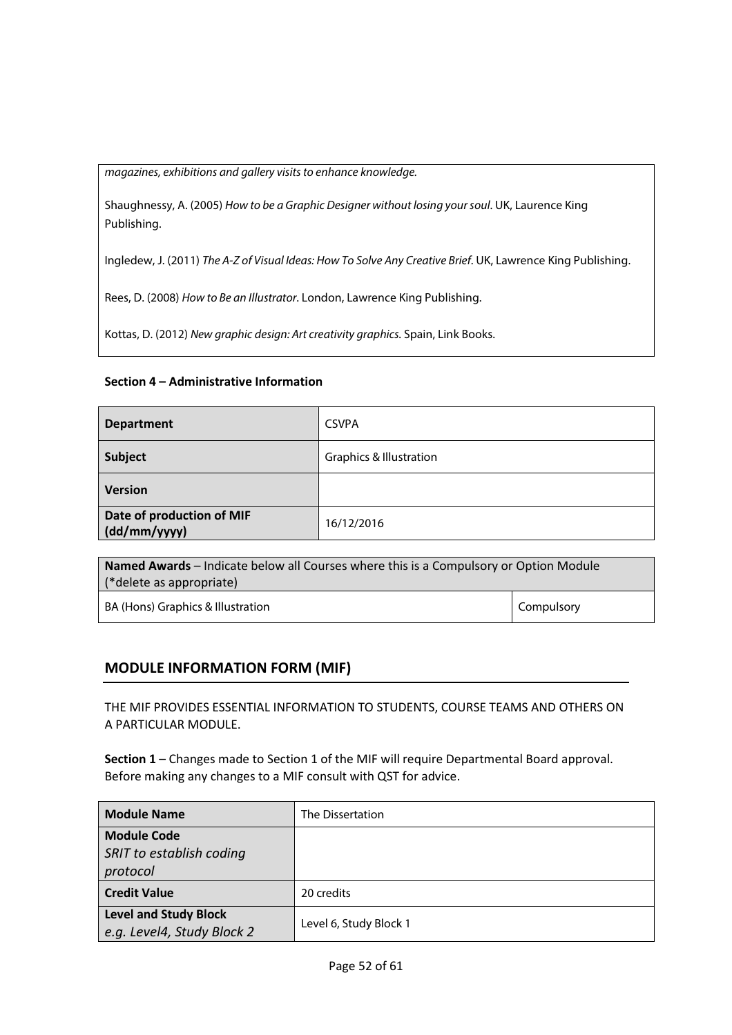*magazines, exhibitions and gallery visits to enhance knowledge.*

Shaughnessy, A. (2005) *How to be a Graphic Designer without losing your soul*. UK, Laurence King Publishing.

Ingledew, J. (2011) *The A-Z of Visual Ideas: How To Solve Any Creative Brief*. UK, Lawrence King Publishing.

Rees, D. (2008) *How to Be an Illustrator*. London, Lawrence King Publishing.

Kottas, D. (2012) *New graphic design: Art creativity graphics.* Spain, Link Books.

**Section 4 – Administrative Information**

| **Department** | CSVPA |
|---|---|
| **Subject** | Graphics & Illustration |
| **Version** | |
| **Date of production of MIF (dd/mm/yyyy)** | 16/12/2016 |

| **Named Awards** – Indicate below all Courses where this is a Compulsory or Option Module (*delete as appropriate) | |
|---|---|
| BA (Hons) Graphics & Illustration | Compulsory |

## MODULE INFORMATION FORM (MIF)

THE MIF PROVIDES ESSENTIAL INFORMATION TO STUDENTS, COURSE TEAMS AND OTHERS ON A PARTICULAR MODULE.

**Section 1** – Changes made to Section 1 of the MIF will require Departmental Board approval. Before making any changes to a MIF consult with QST for advice.

| **Module Name** | The Dissertation |
|---|---|
| **Module Code** *SRIT to establish coding protocol* | |
| **Credit Value** | 20 credits |
| **Level and Study Block** *e.g. Level4, Study Block 2* | Level 6, Study Block 1 |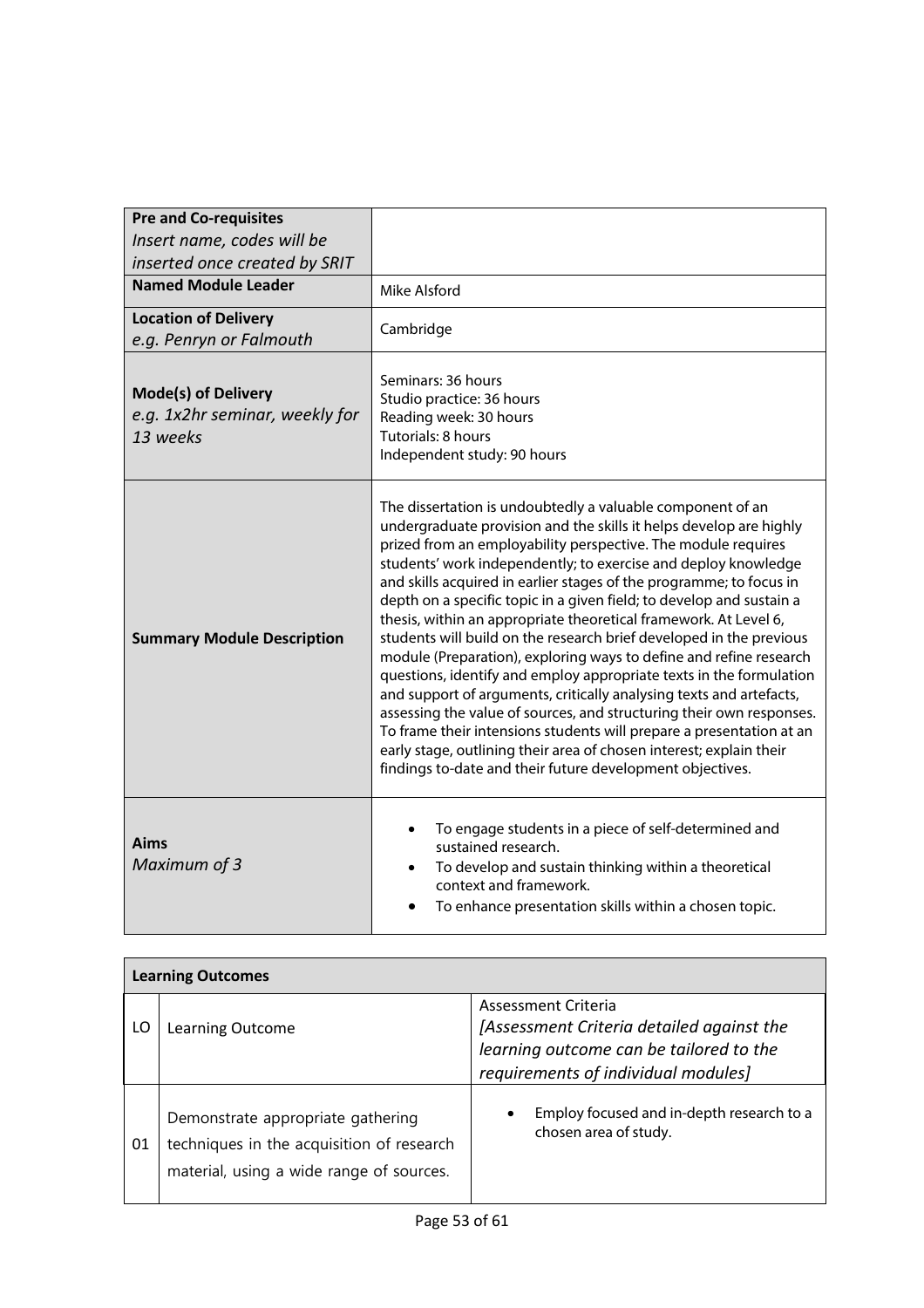| | |
|---|---|
| **Pre and Co-requisites** *Insert name, codes will be inserted once created by SRIT* | |
| **Named Module Leader** | Mike Alsford |
| **Location of Delivery** *e.g. Penryn or Falmouth* | Cambridge |
| **Mode(s) of Delivery** *e.g. 1x2hr seminar, weekly for 13 weeks* | Seminars: 36 hours<br>Studio practice: 36 hours<br>Reading week: 30 hours<br>Tutorials: 8 hours<br>Independent study: 90 hours |
| **Summary Module Description** | The dissertation is undoubtedly a valuable component of an undergraduate provision and the skills it helps develop are highly prized from an employability perspective. The module requires students' work independently; to exercise and deploy knowledge and skills acquired in earlier stages of the programme; to focus in depth on a specific topic in a given field; to develop and sustain a thesis, within an appropriate theoretical framework. At Level 6, students will build on the research brief developed in the previous module (Preparation), exploring ways to define and refine research questions, identify and employ appropriate texts in the formulation and support of arguments, critically analysing texts and artefacts, assessing the value of sources, and structuring their own responses. To frame their intensions students will prepare a presentation at an early stage, outlining their area of chosen interest; explain their findings to-date and their future development objectives. |
| **Aims** *Maximum of 3* | • To engage students in a piece of self-determined and sustained research.<br>• To develop and sustain thinking within a theoretical context and framework.<br>• To enhance presentation skills within a chosen topic. |

| **Learning Outcomes** | | |
|---|---|---|
| LO | Learning Outcome | Assessment Criteria *[Assessment Criteria detailed against the learning outcome can be tailored to the requirements of individual modules]* |
| 01 | Demonstrate appropriate gathering techniques in the acquisition of research material, using a wide range of sources. | • Employ focused and in-depth research to a chosen area of study. |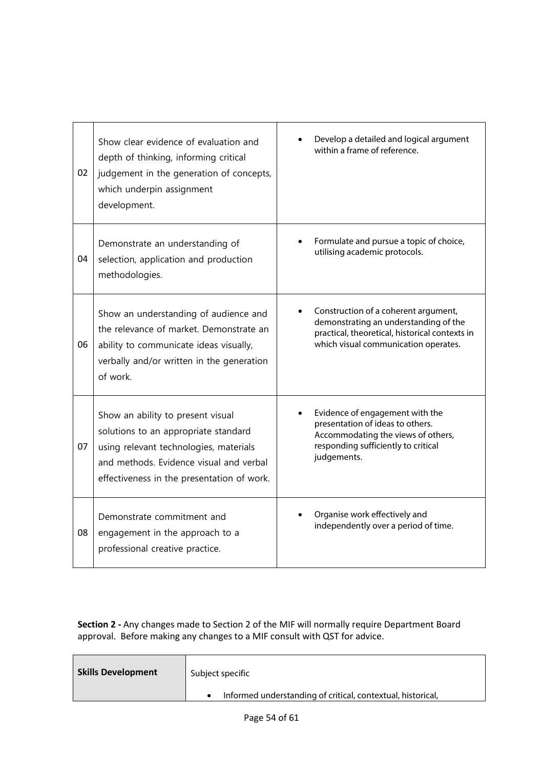| | | |
|---|---|---|
| 02 | Show clear evidence of evaluation and depth of thinking, informing critical judgement in the generation of concepts, which underpin assignment development. | • Develop a detailed and logical argument within a frame of reference. |
| 04 | Demonstrate an understanding of selection, application and production methodologies. | • Formulate and pursue a topic of choice, utilising academic protocols. |
| 06 | Show an understanding of audience and the relevance of market. Demonstrate an ability to communicate ideas visually, verbally and/or written in the generation of work. | • Construction of a coherent argument, demonstrating an understanding of the practical, theoretical, historical contexts in which visual communication operates. |
| 07 | Show an ability to present visual solutions to an appropriate standard using relevant technologies, materials and methods. Evidence visual and verbal effectiveness in the presentation of work. | • Evidence of engagement with the presentation of ideas to others. Accommodating the views of others, responding sufficiently to critical judgements. |
| 08 | Demonstrate commitment and engagement in the approach to a professional creative practice. | • Organise work effectively and independently over a period of time. |

**Section 2 -** Any changes made to Section 2 of the MIF will normally require Department Board approval. Before making any changes to a MIF consult with QST for advice.

| **Skills Development** | Subject specific |
|---|---|
| | • Informed understanding of critical, contextual, historical, |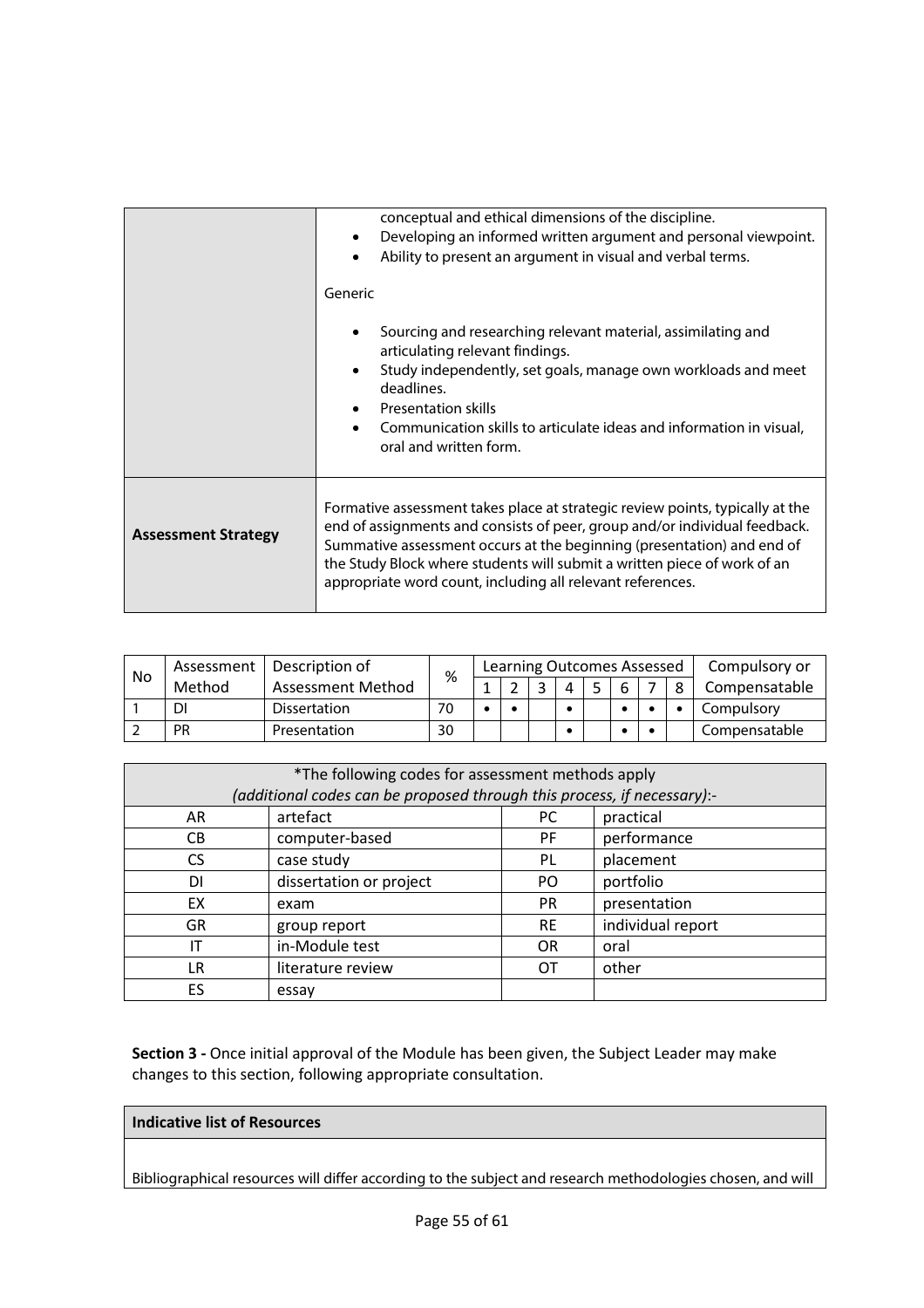| | |
|---|---|
| | conceptual and ethical dimensions of the discipline.<br>• Developing an informed written argument and personal viewpoint.<br>• Ability to present an argument in visual and verbal terms.<br><br>Generic<br><br>• Sourcing and researching relevant material, assimilating and articulating relevant findings.<br>• Study independently, set goals, manage own workloads and meet deadlines.<br>• Presentation skills<br>• Communication skills to articulate ideas and information in visual, oral and written form. |
| **Assessment Strategy** | Formative assessment takes place at strategic review points, typically at the end of assignments and consists of peer, group and/or individual feedback. Summative assessment occurs at the beginning (presentation) and end of the Study Block where students will submit a written piece of work of an appropriate word count, including all relevant references. |

| No | Assessment Method | Description of Assessment Method | % | Learning Outcomes Assessed | | | | | | | | Compulsory or Compensatable |
|---|---|---|---|---|---|---|---|---|---|---|---|---|
| | | | | 1 | 2 | 3 | 4 | 5 | 6 | 7 | 8 | |
| 1 | DI | Dissertation | 70 | • | • | | • | | • | • | • | Compulsory |
| 2 | PR | Presentation | 30 | | | | • | | • | • | | Compensatable |

| *The following codes for assessment methods apply *(additional codes can be proposed through this process, if necessary)*:- | | | |
|---|---|---|---|
| AR | artefact | PC | practical |
| CB | computer-based | PF | performance |
| CS | case study | PL | placement |
| DI | dissertation or project | PO | portfolio |
| EX | exam | PR | presentation |
| GR | group report | RE | individual report |
| IT | in-Module test | OR | oral |
| LR | literature review | OT | other |
| ES | essay | | |

**Section 3 -** Once initial approval of the Module has been given, the Subject Leader may make changes to this section, following appropriate consultation.

| **Indicative list of Resources** |
|---|
| Bibliographical resources will differ according to the subject and research methodologies chosen, and will |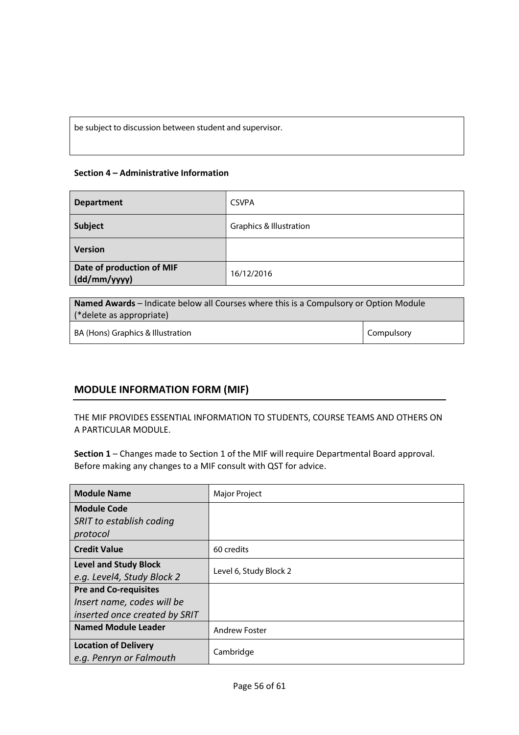| be subject to discussion between student and supervisor. |
|---|

**Section 4 – Administrative Information**

| **Department** | CSVPA |
|---|---|
| **Subject** | Graphics & Illustration |
| **Version** | |
| **Date of production of MIF (dd/mm/yyyy)** | 16/12/2016 |

| **Named Awards** – Indicate below all Courses where this is a Compulsory or Option Module (*delete as appropriate) | |
|---|---|
| BA (Hons) Graphics & Illustration | Compulsory |

## MODULE INFORMATION FORM (MIF)

THE MIF PROVIDES ESSENTIAL INFORMATION TO STUDENTS, COURSE TEAMS AND OTHERS ON A PARTICULAR MODULE.

**Section 1** – Changes made to Section 1 of the MIF will require Departmental Board approval. Before making any changes to a MIF consult with QST for advice.

| **Module Name** | Major Project |
|---|---|
| **Module Code** *SRIT to establish coding protocol* | |
| **Credit Value** | 60 credits |
| **Level and Study Block** *e.g. Level4, Study Block 2* | Level 6, Study Block 2 |
| **Pre and Co-requisites** *Insert name, codes will be inserted once created by SRIT* | |
| **Named Module Leader** | Andrew Foster |
| **Location of Delivery** *e.g. Penryn or Falmouth* | Cambridge |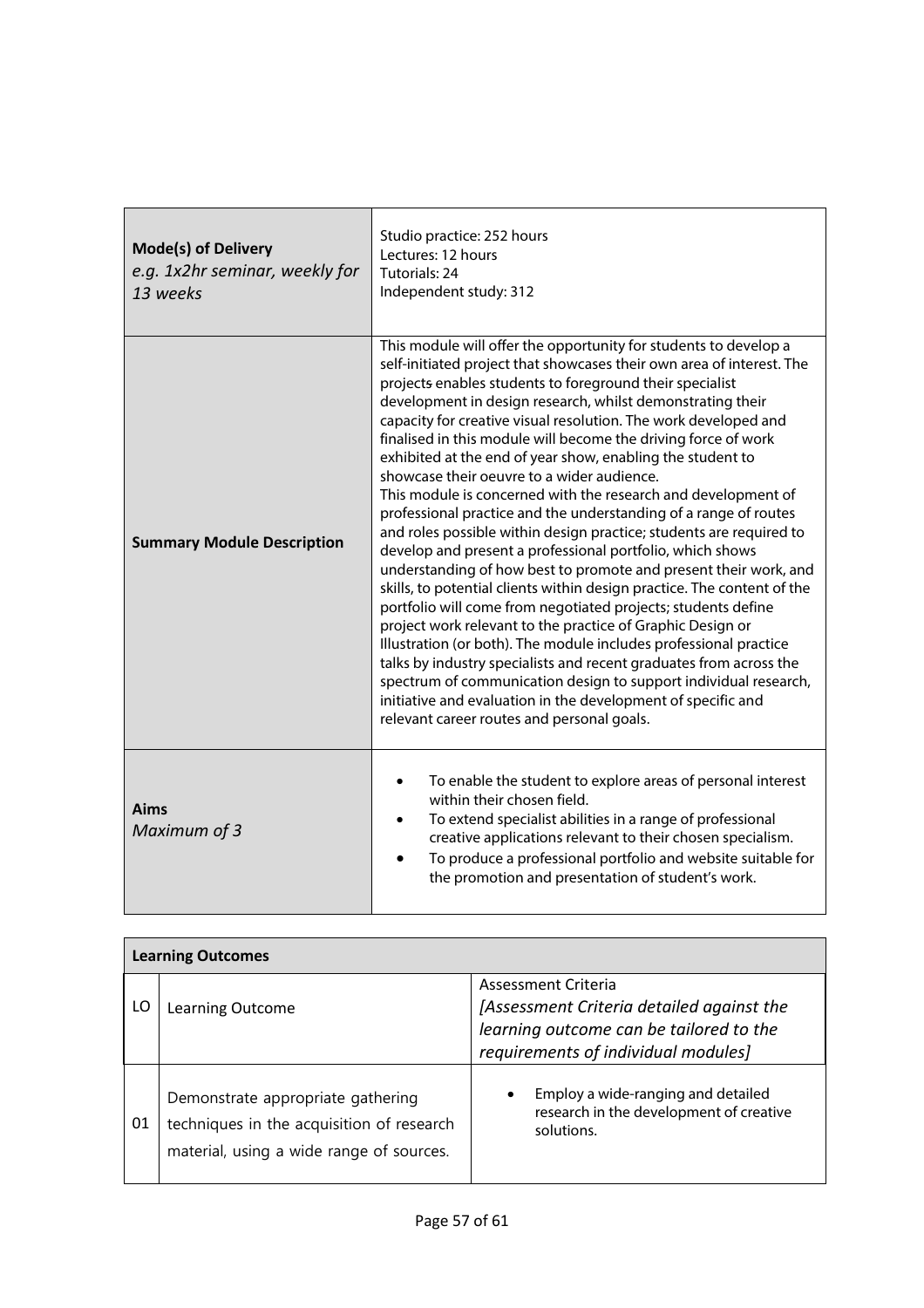| | |
|---|---|
| **Mode(s) of Delivery** *e.g. 1x2hr seminar, weekly for 13 weeks* | Studio practice: 252 hours<br>Lectures: 12 hours<br>Tutorials: 24<br>Independent study: 312 |
| **Summary Module Description** | This module will offer the opportunity for students to develop a self-initiated project that showcases their own area of interest. The projects enables students to foreground their specialist development in design research, whilst demonstrating their capacity for creative visual resolution. The work developed and finalised in this module will become the driving force of work exhibited at the end of year show, enabling the student to showcase their oeuvre to a wider audience.<br>This module is concerned with the research and development of professional practice and the understanding of a range of routes and roles possible within design practice; students are required to develop and present a professional portfolio, which shows understanding of how best to promote and present their work, and skills, to potential clients within design practice. The content of the portfolio will come from negotiated projects; students define project work relevant to the practice of Graphic Design or Illustration (or both). The module includes professional practice talks by industry specialists and recent graduates from across the spectrum of communication design to support individual research, initiative and evaluation in the development of specific and relevant career routes and personal goals. |
| **Aims** *Maximum of 3* | • To enable the student to explore areas of personal interest within their chosen field.<br>• To extend specialist abilities in a range of professional creative applications relevant to their chosen specialism.<br>• To produce a professional portfolio and website suitable for the promotion and presentation of student's work. |

| **Learning Outcomes** | | |
|---|---|---|
| LO | Learning Outcome | Assessment Criteria *[Assessment Criteria detailed against the learning outcome can be tailored to the requirements of individual modules]* |
| 01 | Demonstrate appropriate gathering techniques in the acquisition of research material, using a wide range of sources. | • Employ a wide-ranging and detailed research in the development of creative solutions. |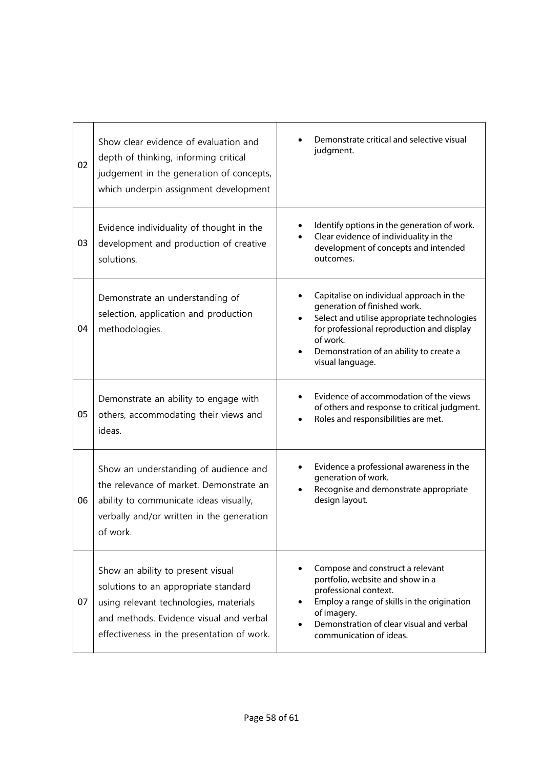| | | |
|---|---|---|
| 02 | Show clear evidence of evaluation and depth of thinking, informing critical judgement in the generation of concepts, which underpin assignment development | • Demonstrate critical and selective visual judgment. |
| 03 | Evidence individuality of thought in the development and production of creative solutions. | • Identify options in the generation of work.<br>• Clear evidence of individuality in the development of concepts and intended outcomes. |
| 04 | Demonstrate an understanding of selection, application and production methodologies. | • Capitalise on individual approach in the generation of finished work.<br>• Select and utilise appropriate technologies for professional reproduction and display of work.<br>• Demonstration of an ability to create a visual language. |
| 05 | Demonstrate an ability to engage with others, accommodating their views and ideas. | • Evidence of accommodation of the views of others and response to critical judgment.<br>• Roles and responsibilities are met. |
| 06 | Show an understanding of audience and the relevance of market. Demonstrate an ability to communicate ideas visually, verbally and/or written in the generation of work. | • Evidence a professional awareness in the generation of work.<br>• Recognise and demonstrate appropriate design layout. |
| 07 | Show an ability to present visual solutions to an appropriate standard using relevant technologies, materials and methods. Evidence visual and verbal effectiveness in the presentation of work. | • Compose and construct a relevant portfolio, website and show in a professional context.<br>• Employ a range of skills in the origination of imagery.<br>• Demonstration of clear visual and verbal communication of ideas. |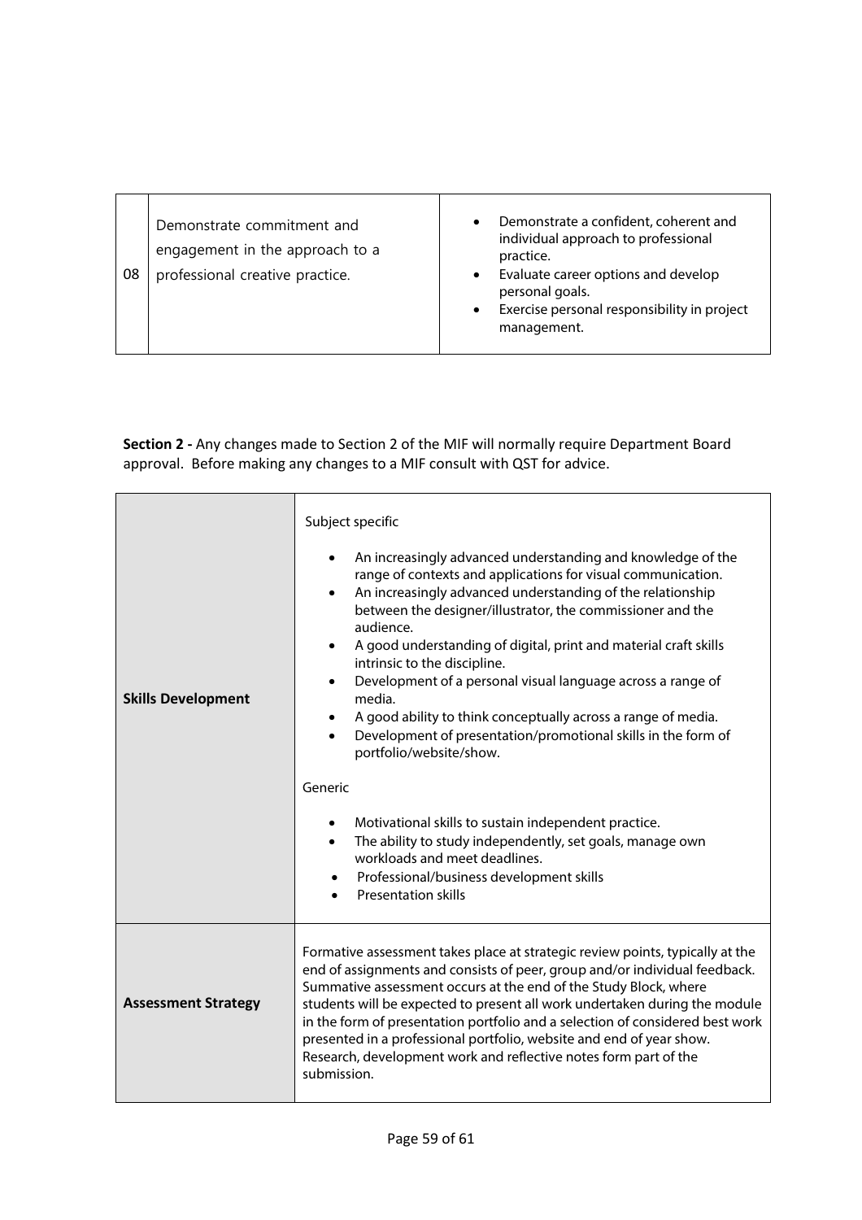| | | |
|---|---|---|
| 08 | Demonstrate commitment and engagement in the approach to a professional creative practice. | • Demonstrate a confident, coherent and individual approach to professional practice.<br>• Evaluate career options and develop personal goals.<br>• Exercise personal responsibility in project management. |

**Section 2 -** Any changes made to Section 2 of the MIF will normally require Department Board approval. Before making any changes to a MIF consult with QST for advice.

| | |
|---|---|
| **Skills Development** | Subject specific<br><br>• An increasingly advanced understanding and knowledge of the range of contexts and applications for visual communication.<br>• An increasingly advanced understanding of the relationship between the designer/illustrator, the commissioner and the audience.<br>• A good understanding of digital, print and material craft skills intrinsic to the discipline.<br>• Development of a personal visual language across a range of media.<br>• A good ability to think conceptually across a range of media.<br>• Development of presentation/promotional skills in the form of portfolio/website/show.<br><br>Generic<br><br>• Motivational skills to sustain independent practice.<br>• The ability to study independently, set goals, manage own workloads and meet deadlines.<br>• Professional/business development skills<br>• Presentation skills |
| **Assessment Strategy** | Formative assessment takes place at strategic review points, typically at the end of assignments and consists of peer, group and/or individual feedback. Summative assessment occurs at the end of the Study Block, where students will be expected to present all work undertaken during the module in the form of presentation portfolio and a selection of considered best work presented in a professional portfolio, website and end of year show. Research, development work and reflective notes form part of the submission. |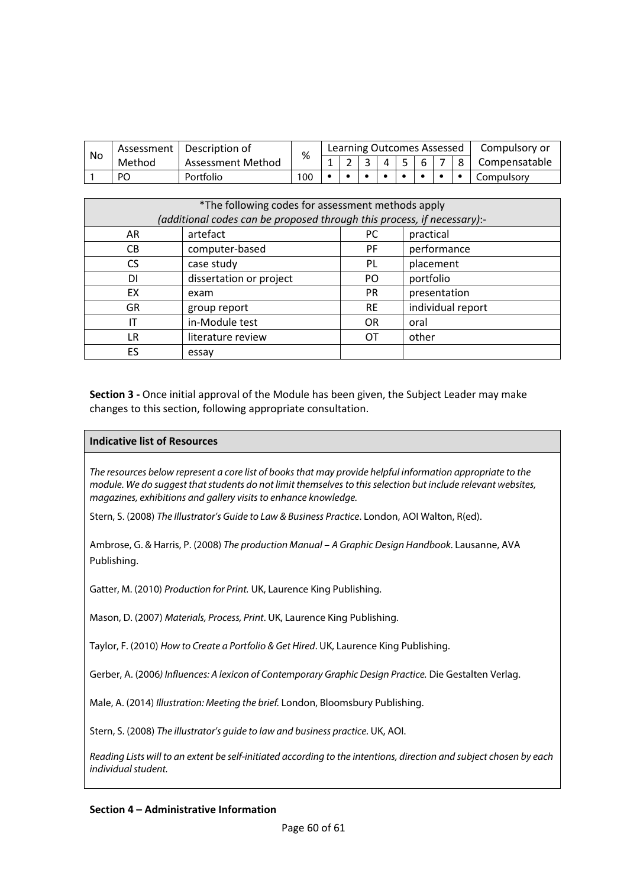| No | Assessment Method | Description of Assessment Method | % | Learning Outcomes Assessed | | | | | | | | Compulsory or Compensatable |
|---|---|---|---|---|---|---|---|---|---|---|---|---|
| | | | | 1 | 2 | 3 | 4 | 5 | 6 | 7 | 8 | |
| 1 | PO | Portfolio | 100 | • | • | • | • | • | • | • | • | Compulsory |

| *The following codes for assessment methods apply *(additional codes can be proposed through this process, if necessary)*:- | | | |
|---|---|---|---|
| AR | artefact | PC | practical |
| CB | computer-based | PF | performance |
| CS | case study | PL | placement |
| DI | dissertation or project | PO | portfolio |
| EX | exam | PR | presentation |
| GR | group report | RE | individual report |
| IT | in-Module test | OR | oral |
| LR | literature review | OT | other |
| ES | essay | | |

**Section 3 -** Once initial approval of the Module has been given, the Subject Leader may make changes to this section, following appropriate consultation.

**Indicative list of Resources**

*The resources below represent a core list of books that may provide helpful information appropriate to the module. We do suggest that students do not limit themselves to this selection but include relevant websites, magazines, exhibitions and gallery visits to enhance knowledge.*

Stern, S. (2008) *The Illustrator's Guide to Law & Business Practice*. London, AOI Walton, R(ed).

Ambrose, G. & Harris, P. (2008) *The production Manual – A Graphic Design Handbook*. Lausanne, AVA Publishing.

Gatter, M. (2010) *Production for Print.* UK, Laurence King Publishing.

Mason, D. (2007) *Materials, Process, Print*. UK, Laurence King Publishing.

Taylor, F. (2010) *How to Create a Portfolio & Get Hired*. UK, Laurence King Publishing.

Gerber, A. (2006*) Influences: A lexicon of Contemporary Graphic Design Practice.* Die Gestalten Verlag.

Male, A. (2014) *Illustration: Meeting the brief.* London, Bloomsbury Publishing.

Stern, S. (2008) *The illustrator's guide to law and business practice.* UK, AOI.

*Reading Lists will to an extent be self-initiated according to the intentions, direction and subject chosen by each individual student.*

**Section 4 – Administrative Information**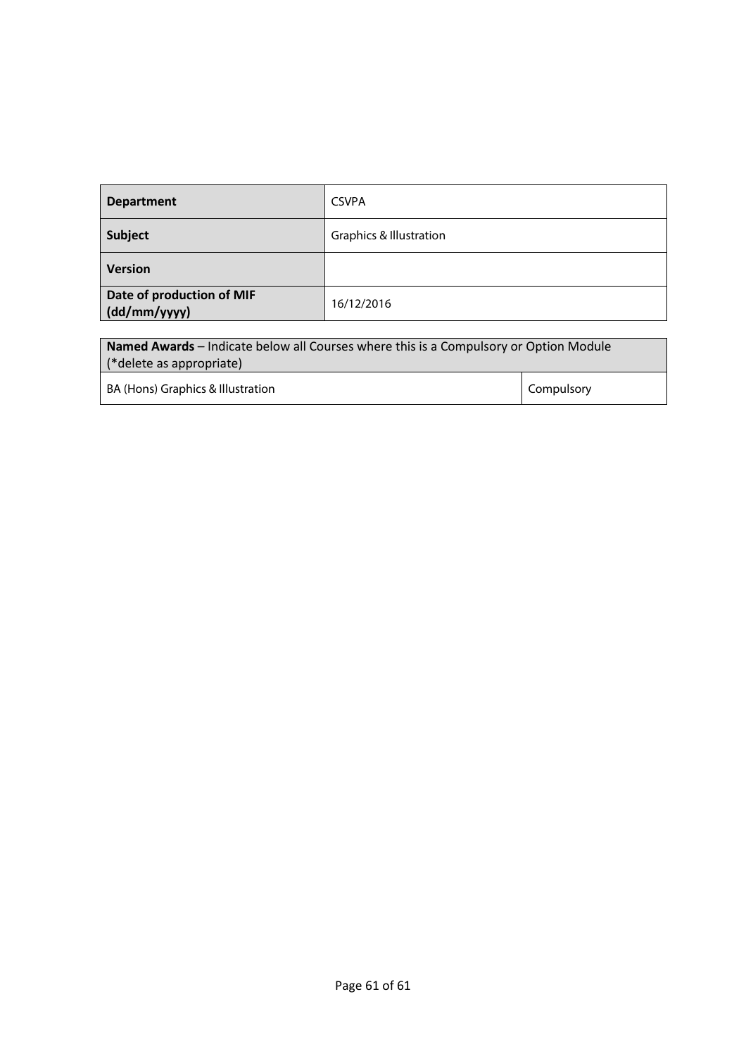| | |
|---|---|
| **Department** | CSVPA |
| **Subject** | Graphics & Illustration |
| **Version** | |
| **Date of production of MIF (dd/mm/yyyy)** | 16/12/2016 |

| **Named Awards** – Indicate below all Courses where this is a Compulsory or Option Module (*delete as appropriate) | |
|---|---|
| BA (Hons) Graphics & Illustration | Compulsory |